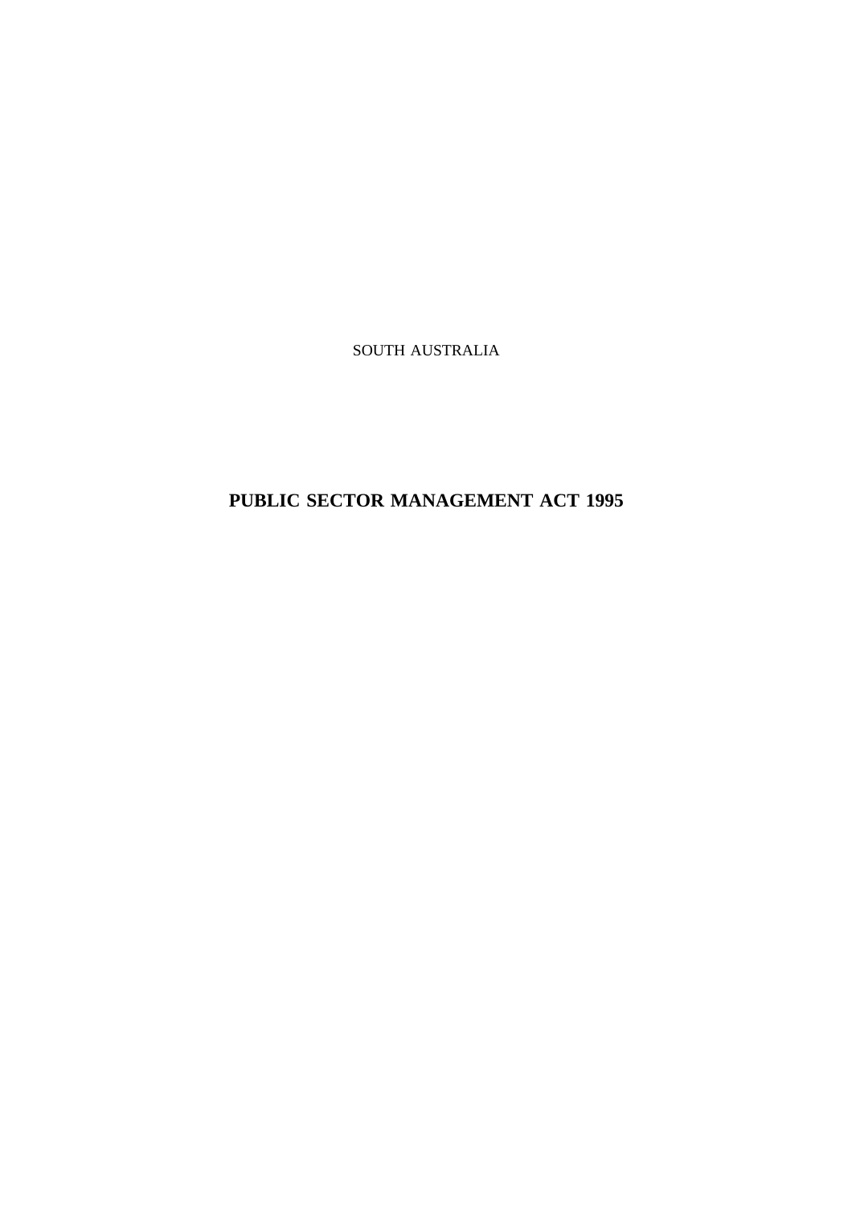SOUTH AUSTRALIA

# PUBLIC SECTOR MANAGEMENT ACT 1995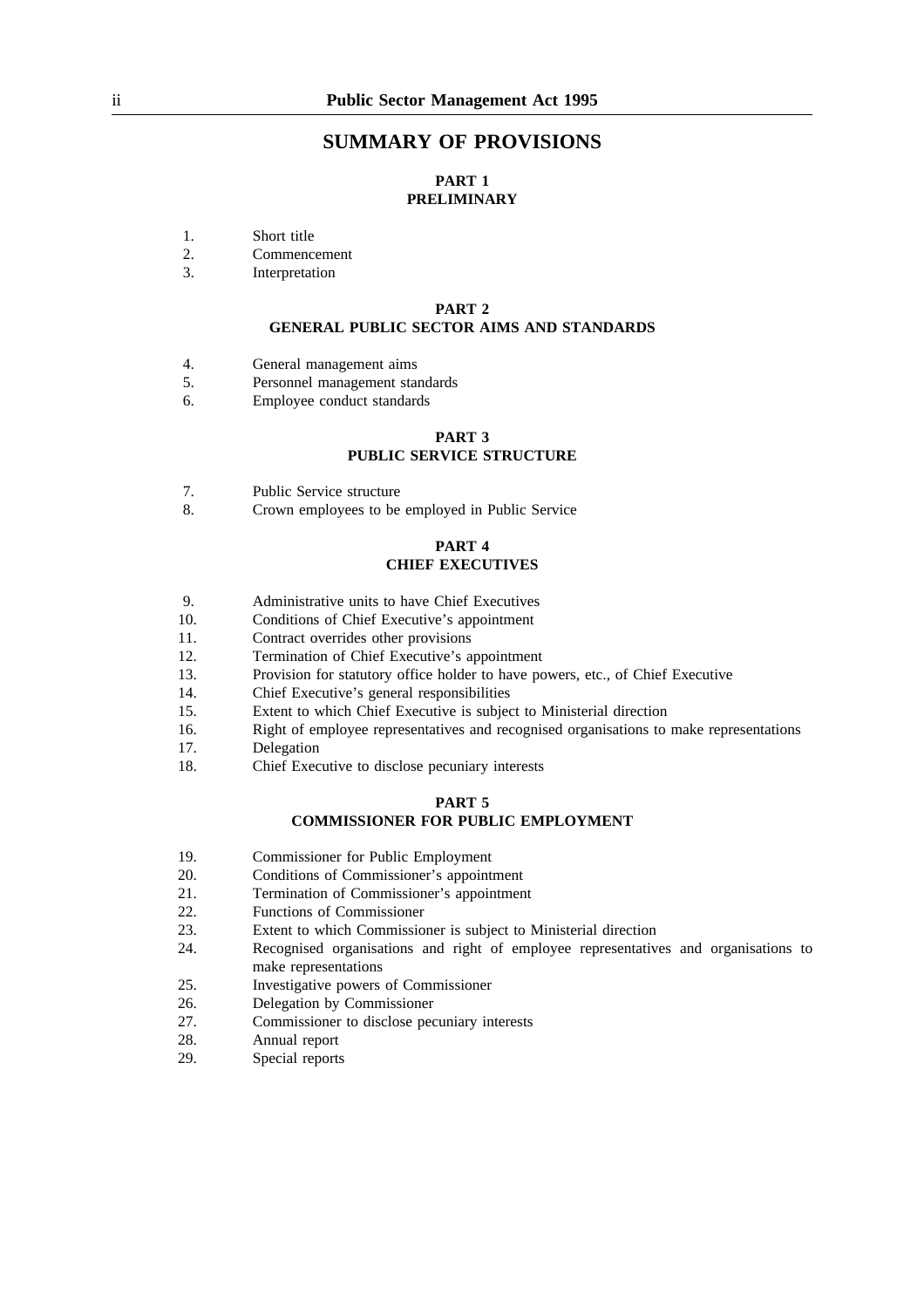# SUMMARY OF PROVISIONS

## PART 1
## PRELIMINARY

1. Short title
2. Commencement
3. Interpretation

## PART 2
## GENERAL PUBLIC SECTOR AIMS AND STANDARDS

4. General management aims
5. Personnel management standards
6. Employee conduct standards

## PART 3
## PUBLIC SERVICE STRUCTURE

7. Public Service structure
8. Crown employees to be employed in Public Service

## PART 4
## CHIEF EXECUTIVES

9. Administrative units to have Chief Executives
10. Conditions of Chief Executive's appointment
11. Contract overrides other provisions
12. Termination of Chief Executive's appointment
13. Provision for statutory office holder to have powers, etc., of Chief Executive
14. Chief Executive's general responsibilities
15. Extent to which Chief Executive is subject to Ministerial direction
16. Right of employee representatives and recognised organisations to make representations
17. Delegation
18. Chief Executive to disclose pecuniary interests

## PART 5
## COMMISSIONER FOR PUBLIC EMPLOYMENT

19. Commissioner for Public Employment
20. Conditions of Commissioner's appointment
21. Termination of Commissioner's appointment
22. Functions of Commissioner
23. Extent to which Commissioner is subject to Ministerial direction
24. Recognised organisations and right of employee representatives and organisations to make representations
25. Investigative powers of Commissioner
26. Delegation by Commissioner
27. Commissioner to disclose pecuniary interests
28. Annual report
29. Special reports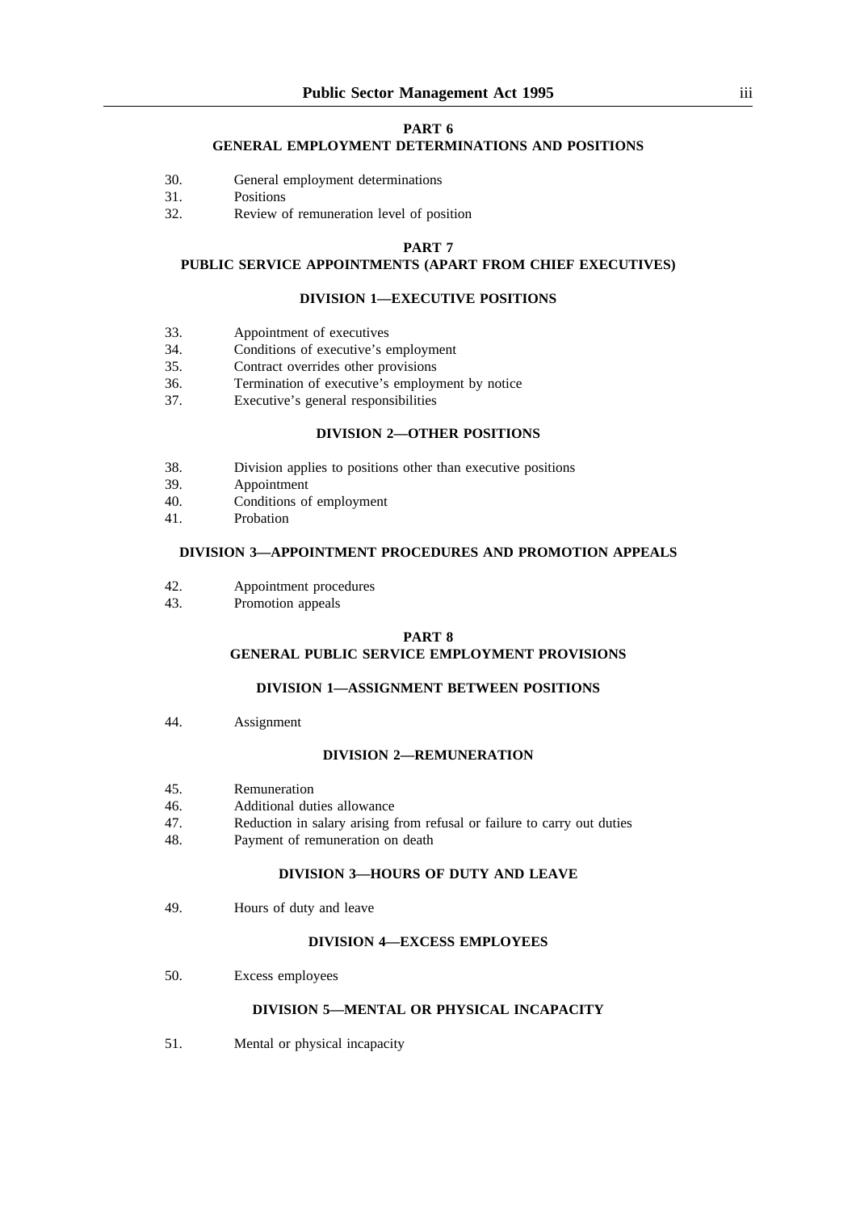## PART 6
## GENERAL EMPLOYMENT DETERMINATIONS AND POSITIONS

30. General employment determinations
31. Positions
32. Review of remuneration level of position

## PART 7
## PUBLIC SERVICE APPOINTMENTS (APART FROM CHIEF EXECUTIVES)

### DIVISION 1—EXECUTIVE POSITIONS

33. Appointment of executives
34. Conditions of executive's employment
35. Contract overrides other provisions
36. Termination of executive's employment by notice
37. Executive's general responsibilities

### DIVISION 2—OTHER POSITIONS

38. Division applies to positions other than executive positions
39. Appointment
40. Conditions of employment
41. Probation

### DIVISION 3—APPOINTMENT PROCEDURES AND PROMOTION APPEALS

42. Appointment procedures
43. Promotion appeals

## PART 8
## GENERAL PUBLIC SERVICE EMPLOYMENT PROVISIONS

### DIVISION 1—ASSIGNMENT BETWEEN POSITIONS

44. Assignment

### DIVISION 2—REMUNERATION

45. Remuneration
46. Additional duties allowance
47. Reduction in salary arising from refusal or failure to carry out duties
48. Payment of remuneration on death

### DIVISION 3—HOURS OF DUTY AND LEAVE

49. Hours of duty and leave

### DIVISION 4—EXCESS EMPLOYEES

50. Excess employees

### DIVISION 5—MENTAL OR PHYSICAL INCAPACITY

51. Mental or physical incapacity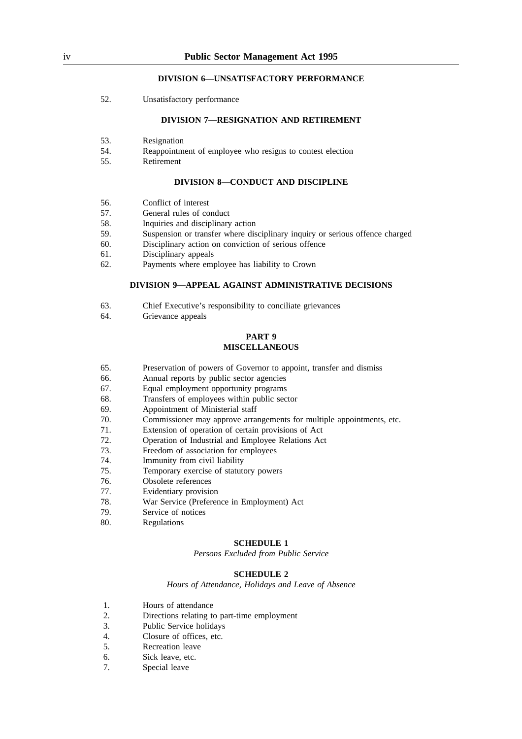**DIVISION 6—UNSATISFACTORY PERFORMANCE**

52. Unsatisfactory performance

**DIVISION 7—RESIGNATION AND RETIREMENT**

53. Resignation
54. Reappointment of employee who resigns to contest election
55. Retirement

**DIVISION 8—CONDUCT AND DISCIPLINE**

56. Conflict of interest
57. General rules of conduct
58. Inquiries and disciplinary action
59. Suspension or transfer where disciplinary inquiry or serious offence charged
60. Disciplinary action on conviction of serious offence
61. Disciplinary appeals
62. Payments where employee has liability to Crown

**DIVISION 9—APPEAL AGAINST ADMINISTRATIVE DECISIONS**

63. Chief Executive's responsibility to conciliate grievances
64. Grievance appeals

**PART 9**
**MISCELLANEOUS**

65. Preservation of powers of Governor to appoint, transfer and dismiss
66. Annual reports by public sector agencies
67. Equal employment opportunity programs
68. Transfers of employees within public sector
69. Appointment of Ministerial staff
70. Commissioner may approve arrangements for multiple appointments, etc.
71. Extension of operation of certain provisions of Act
72. Operation of Industrial and Employee Relations Act
73. Freedom of association for employees
74. Immunity from civil liability
75. Temporary exercise of statutory powers
76. Obsolete references
77. Evidentiary provision
78. War Service (Preference in Employment) Act
79. Service of notices
80. Regulations

**SCHEDULE 1**

*Persons Excluded from Public Service*

**SCHEDULE 2**

*Hours of Attendance, Holidays and Leave of Absence*

1. Hours of attendance
2. Directions relating to part-time employment
3. Public Service holidays
4. Closure of offices, etc.
5. Recreation leave
6. Sick leave, etc.
7. Special leave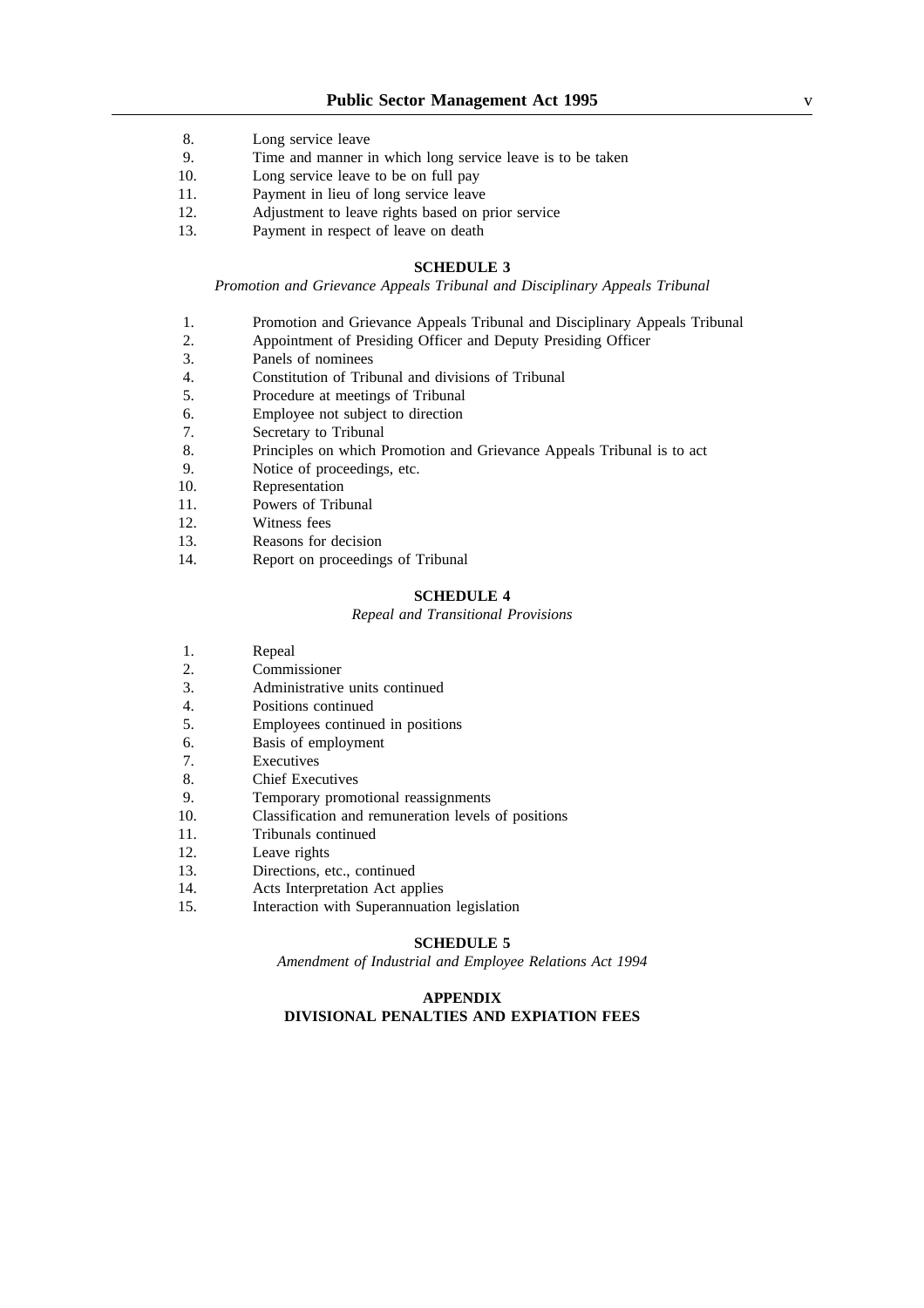8. Long service leave
9. Time and manner in which long service leave is to be taken
10. Long service leave to be on full pay
11. Payment in lieu of long service leave
12. Adjustment to leave rights based on prior service
13. Payment in respect of leave on death

**SCHEDULE 3**

*Promotion and Grievance Appeals Tribunal and Disciplinary Appeals Tribunal*

1. Promotion and Grievance Appeals Tribunal and Disciplinary Appeals Tribunal
2. Appointment of Presiding Officer and Deputy Presiding Officer
3. Panels of nominees
4. Constitution of Tribunal and divisions of Tribunal
5. Procedure at meetings of Tribunal
6. Employee not subject to direction
7. Secretary to Tribunal
8. Principles on which Promotion and Grievance Appeals Tribunal is to act
9. Notice of proceedings, etc.
10. Representation
11. Powers of Tribunal
12. Witness fees
13. Reasons for decision
14. Report on proceedings of Tribunal

**SCHEDULE 4**

*Repeal and Transitional Provisions*

1. Repeal
2. Commissioner
3. Administrative units continued
4. Positions continued
5. Employees continued in positions
6. Basis of employment
7. Executives
8. Chief Executives
9. Temporary promotional reassignments
10. Classification and remuneration levels of positions
11. Tribunals continued
12. Leave rights
13. Directions, etc., continued
14. Acts Interpretation Act applies
15. Interaction with Superannuation legislation

**SCHEDULE 5**

*Amendment of Industrial and Employee Relations Act 1994*

**APPENDIX**

**DIVISIONAL PENALTIES AND EXPIATION FEES**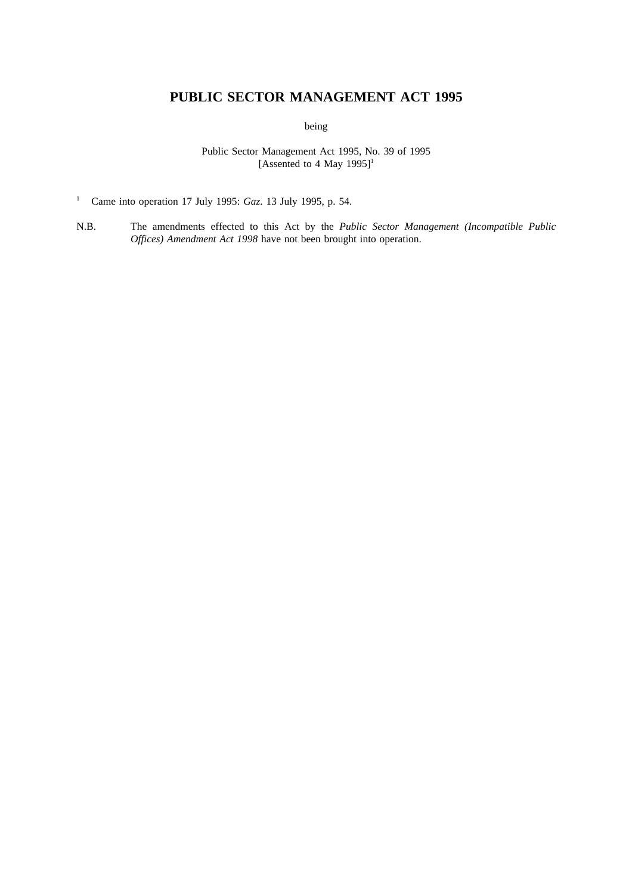# PUBLIC SECTOR MANAGEMENT ACT 1995

being

Public Sector Management Act 1995, No. 39 of 1995
[Assented to 4 May 1995][1]

[1] Came into operation 17 July 1995: *Gaz*. 13 July 1995, p. 54.

N.B. The amendments effected to this Act by the *Public Sector Management (Incompatible Public Offices) Amendment Act 1998* have not been brought into operation.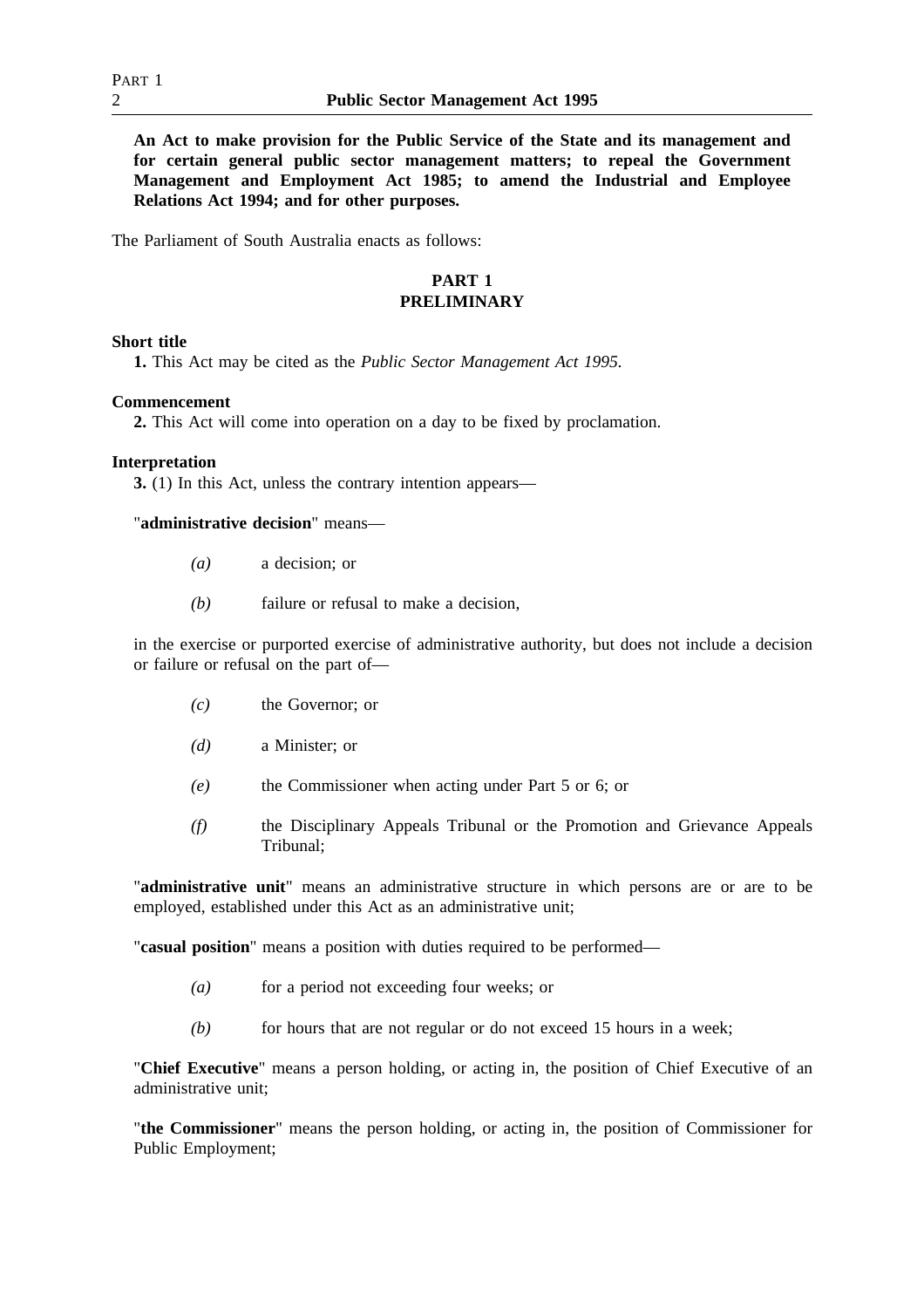**An Act to make provision for the Public Service of the State and its management and for certain general public sector management matters; to repeal the Government Management and Employment Act 1985; to amend the Industrial and Employee Relations Act 1994; and for other purposes.**

The Parliament of South Australia enacts as follows:

## PART 1
## PRELIMINARY

**Short title**

**1.** This Act may be cited as the *Public Sector Management Act 1995*.

**Commencement**

**2.** This Act will come into operation on a day to be fixed by proclamation.

**Interpretation**

**3.** (1) In this Act, unless the contrary intention appears—

"**administrative decision**" means—

*(a)* a decision; or

*(b)* failure or refusal to make a decision,

in the exercise or purported exercise of administrative authority, but does not include a decision or failure or refusal on the part of—

*(c)* the Governor; or

*(d)* a Minister; or

*(e)* the Commissioner when acting under Part 5 or 6; or

*(f)* the Disciplinary Appeals Tribunal or the Promotion and Grievance Appeals Tribunal;

"**administrative unit**" means an administrative structure in which persons are or are to be employed, established under this Act as an administrative unit;

"**casual position**" means a position with duties required to be performed—

*(a)* for a period not exceeding four weeks; or

*(b)* for hours that are not regular or do not exceed 15 hours in a week;

"**Chief Executive**" means a person holding, or acting in, the position of Chief Executive of an administrative unit;

"**the Commissioner**" means the person holding, or acting in, the position of Commissioner for Public Employment;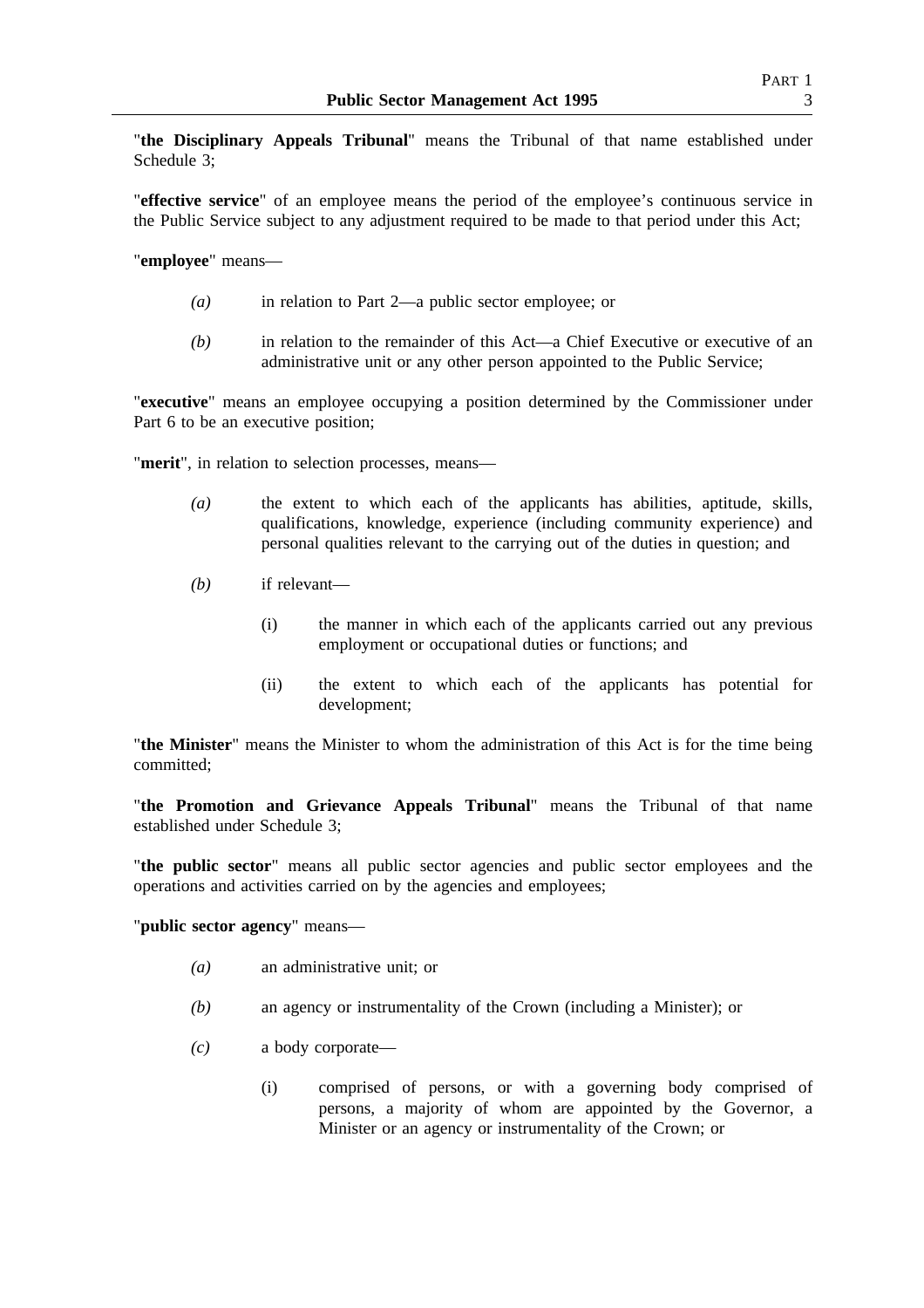"**the Disciplinary Appeals Tribunal**" means the Tribunal of that name established under Schedule 3;

"**effective service**" of an employee means the period of the employee's continuous service in the Public Service subject to any adjustment required to be made to that period under this Act;

"**employee**" means—

*(a)* in relation to Part 2—a public sector employee; or

*(b)* in relation to the remainder of this Act—a Chief Executive or executive of an administrative unit or any other person appointed to the Public Service;

"**executive**" means an employee occupying a position determined by the Commissioner under Part 6 to be an executive position;

"**merit**", in relation to selection processes, means—

*(a)* the extent to which each of the applicants has abilities, aptitude, skills, qualifications, knowledge, experience (including community experience) and personal qualities relevant to the carrying out of the duties in question; and

*(b)* if relevant—

(i) the manner in which each of the applicants carried out any previous employment or occupational duties or functions; and

(ii) the extent to which each of the applicants has potential for development;

"**the Minister**" means the Minister to whom the administration of this Act is for the time being committed;

"**the Promotion and Grievance Appeals Tribunal**" means the Tribunal of that name established under Schedule 3;

"**the public sector**" means all public sector agencies and public sector employees and the operations and activities carried on by the agencies and employees;

"**public sector agency**" means—

*(a)* an administrative unit; or

*(b)* an agency or instrumentality of the Crown (including a Minister); or

*(c)* a body corporate—

(i) comprised of persons, or with a governing body comprised of persons, a majority of whom are appointed by the Governor, a Minister or an agency or instrumentality of the Crown; or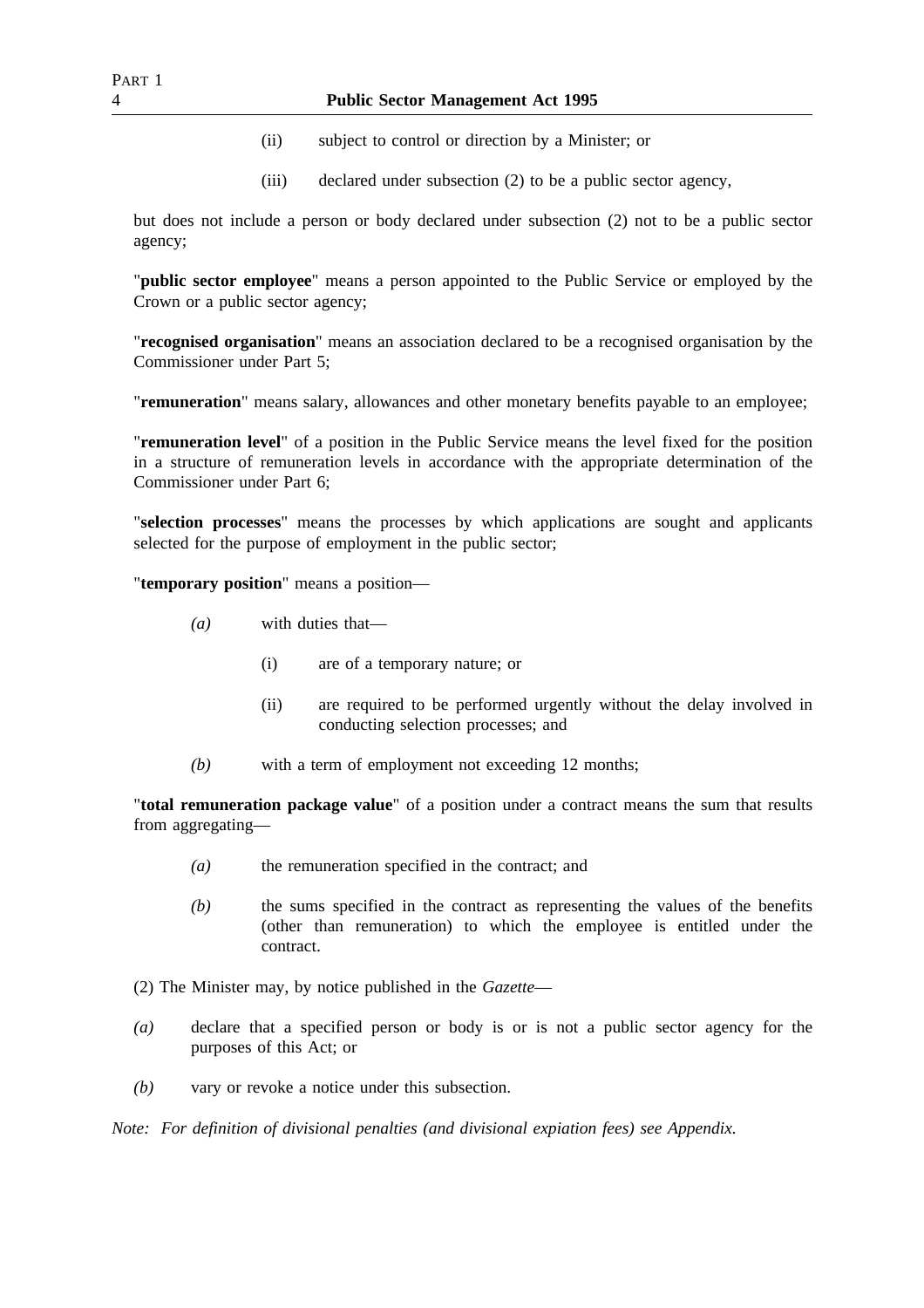(ii) subject to control or direction by a Minister; or

(iii) declared under subsection (2) to be a public sector agency,

but does not include a person or body declared under subsection (2) not to be a public sector agency;

"**public sector employee**" means a person appointed to the Public Service or employed by the Crown or a public sector agency;

"**recognised organisation**" means an association declared to be a recognised organisation by the Commissioner under Part 5;

"**remuneration**" means salary, allowances and other monetary benefits payable to an employee;

"**remuneration level**" of a position in the Public Service means the level fixed for the position in a structure of remuneration levels in accordance with the appropriate determination of the Commissioner under Part 6;

"**selection processes**" means the processes by which applications are sought and applicants selected for the purpose of employment in the public sector;

"**temporary position**" means a position—

*(a)* with duties that—

(i) are of a temporary nature; or

(ii) are required to be performed urgently without the delay involved in conducting selection processes; and

*(b)* with a term of employment not exceeding 12 months;

"**total remuneration package value**" of a position under a contract means the sum that results from aggregating—

*(a)* the remuneration specified in the contract; and

*(b)* the sums specified in the contract as representing the values of the benefits (other than remuneration) to which the employee is entitled under the contract.

(2) The Minister may, by notice published in the *Gazette*—

*(a)* declare that a specified person or body is or is not a public sector agency for the purposes of this Act; or

*(b)* vary or revoke a notice under this subsection.

*Note: For definition of divisional penalties (and divisional expiation fees) see Appendix.*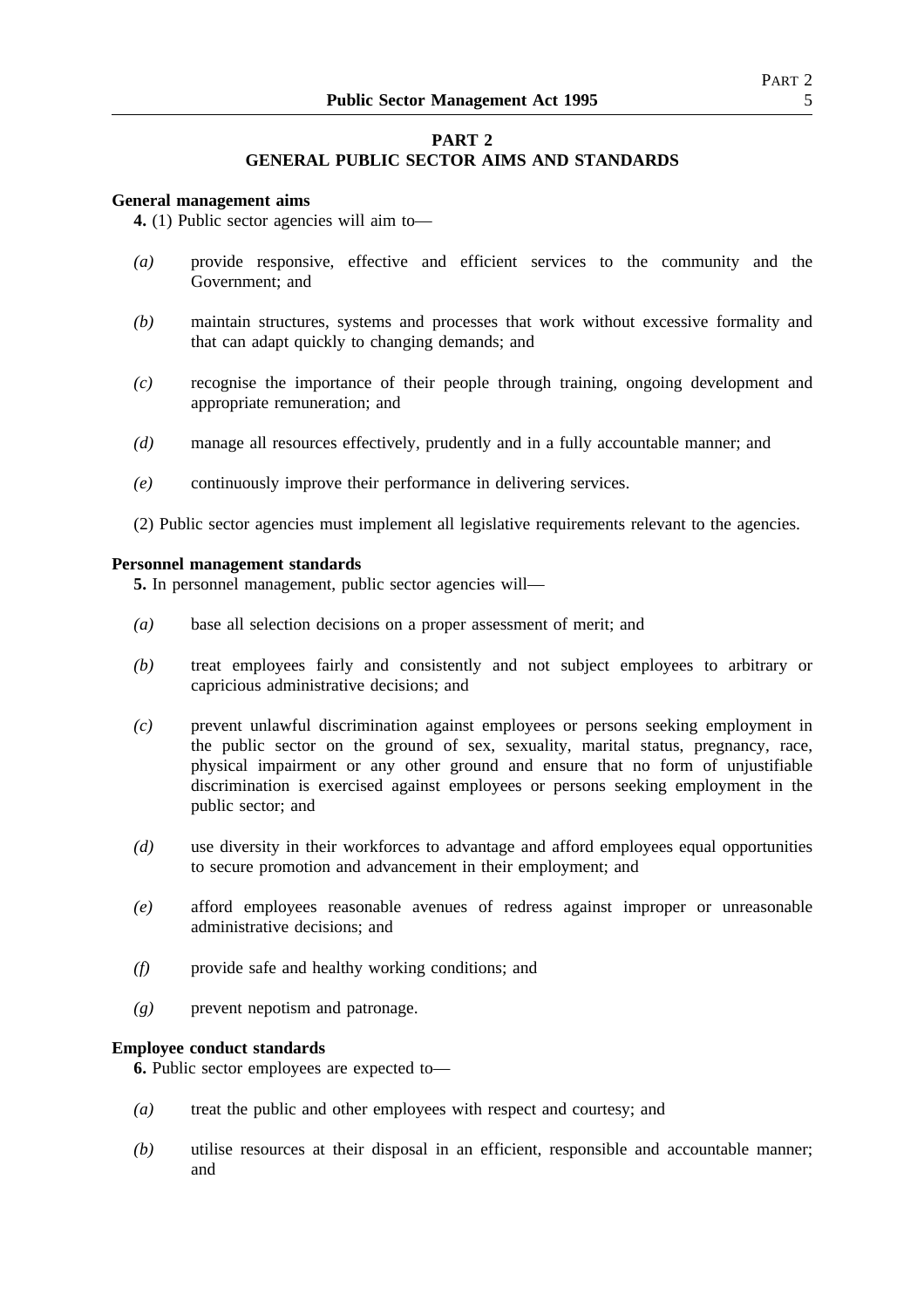## PART 2
## GENERAL PUBLIC SECTOR AIMS AND STANDARDS

**General management aims**

**4.** (1) Public sector agencies will aim to—

*(a)* provide responsive, effective and efficient services to the community and the Government; and

*(b)* maintain structures, systems and processes that work without excessive formality and that can adapt quickly to changing demands; and

*(c)* recognise the importance of their people through training, ongoing development and appropriate remuneration; and

*(d)* manage all resources effectively, prudently and in a fully accountable manner; and

*(e)* continuously improve their performance in delivering services.

(2) Public sector agencies must implement all legislative requirements relevant to the agencies.

**Personnel management standards**

**5.** In personnel management, public sector agencies will—

*(a)* base all selection decisions on a proper assessment of merit; and

*(b)* treat employees fairly and consistently and not subject employees to arbitrary or capricious administrative decisions; and

*(c)* prevent unlawful discrimination against employees or persons seeking employment in the public sector on the ground of sex, sexuality, marital status, pregnancy, race, physical impairment or any other ground and ensure that no form of unjustifiable discrimination is exercised against employees or persons seeking employment in the public sector; and

*(d)* use diversity in their workforces to advantage and afford employees equal opportunities to secure promotion and advancement in their employment; and

*(e)* afford employees reasonable avenues of redress against improper or unreasonable administrative decisions; and

*(f)* provide safe and healthy working conditions; and

*(g)* prevent nepotism and patronage.

**Employee conduct standards**

**6.** Public sector employees are expected to—

*(a)* treat the public and other employees with respect and courtesy; and

*(b)* utilise resources at their disposal in an efficient, responsible and accountable manner; and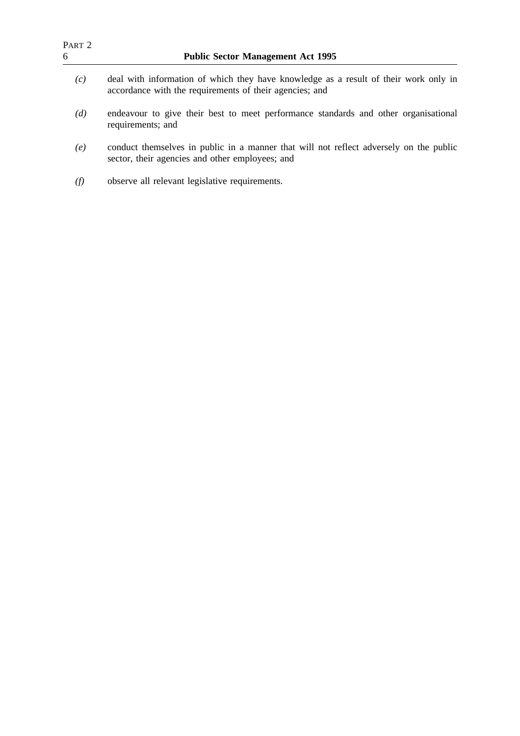*(c)* deal with information of which they have knowledge as a result of their work only in accordance with the requirements of their agencies; and

*(d)* endeavour to give their best to meet performance standards and other organisational requirements; and

*(e)* conduct themselves in public in a manner that will not reflect adversely on the public sector, their agencies and other employees; and

*(f)* observe all relevant legislative requirements.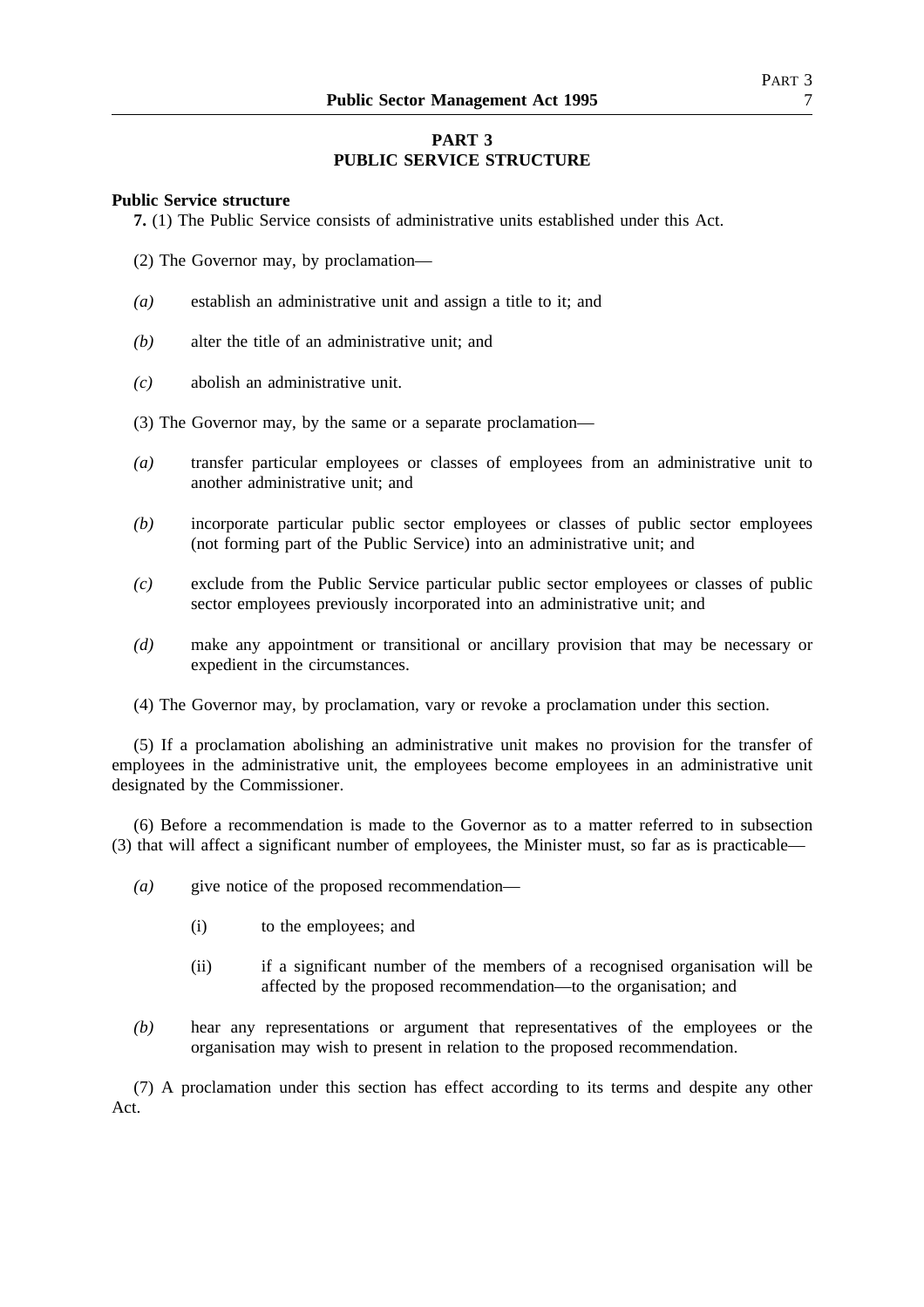## PART 3
## PUBLIC SERVICE STRUCTURE

**Public Service structure**

**7.** (1) The Public Service consists of administrative units established under this Act.

(2) The Governor may, by proclamation—

*(a)* establish an administrative unit and assign a title to it; and

*(b)* alter the title of an administrative unit; and

*(c)* abolish an administrative unit.

(3) The Governor may, by the same or a separate proclamation—

*(a)* transfer particular employees or classes of employees from an administrative unit to another administrative unit; and

*(b)* incorporate particular public sector employees or classes of public sector employees (not forming part of the Public Service) into an administrative unit; and

*(c)* exclude from the Public Service particular public sector employees or classes of public sector employees previously incorporated into an administrative unit; and

*(d)* make any appointment or transitional or ancillary provision that may be necessary or expedient in the circumstances.

(4) The Governor may, by proclamation, vary or revoke a proclamation under this section.

(5) If a proclamation abolishing an administrative unit makes no provision for the transfer of employees in the administrative unit, the employees become employees in an administrative unit designated by the Commissioner.

(6) Before a recommendation is made to the Governor as to a matter referred to in subsection (3) that will affect a significant number of employees, the Minister must, so far as is practicable—

*(a)* give notice of the proposed recommendation—

(i) to the employees; and

(ii) if a significant number of the members of a recognised organisation will be affected by the proposed recommendation—to the organisation; and

*(b)* hear any representations or argument that representatives of the employees or the organisation may wish to present in relation to the proposed recommendation.

(7) A proclamation under this section has effect according to its terms and despite any other Act.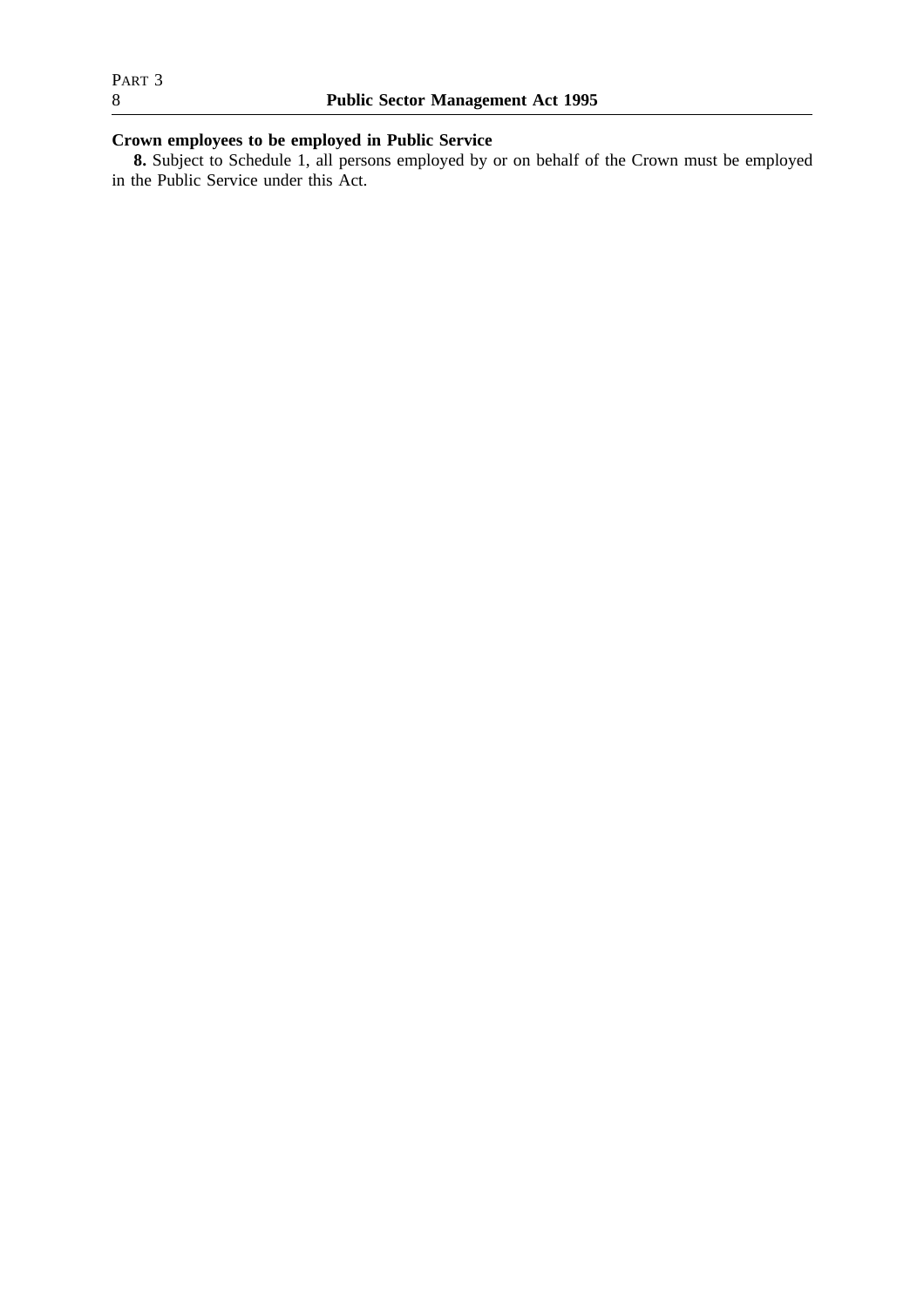**Crown employees to be employed in Public Service**

**8.** Subject to Schedule 1, all persons employed by or on behalf of the Crown must be employed in the Public Service under this Act.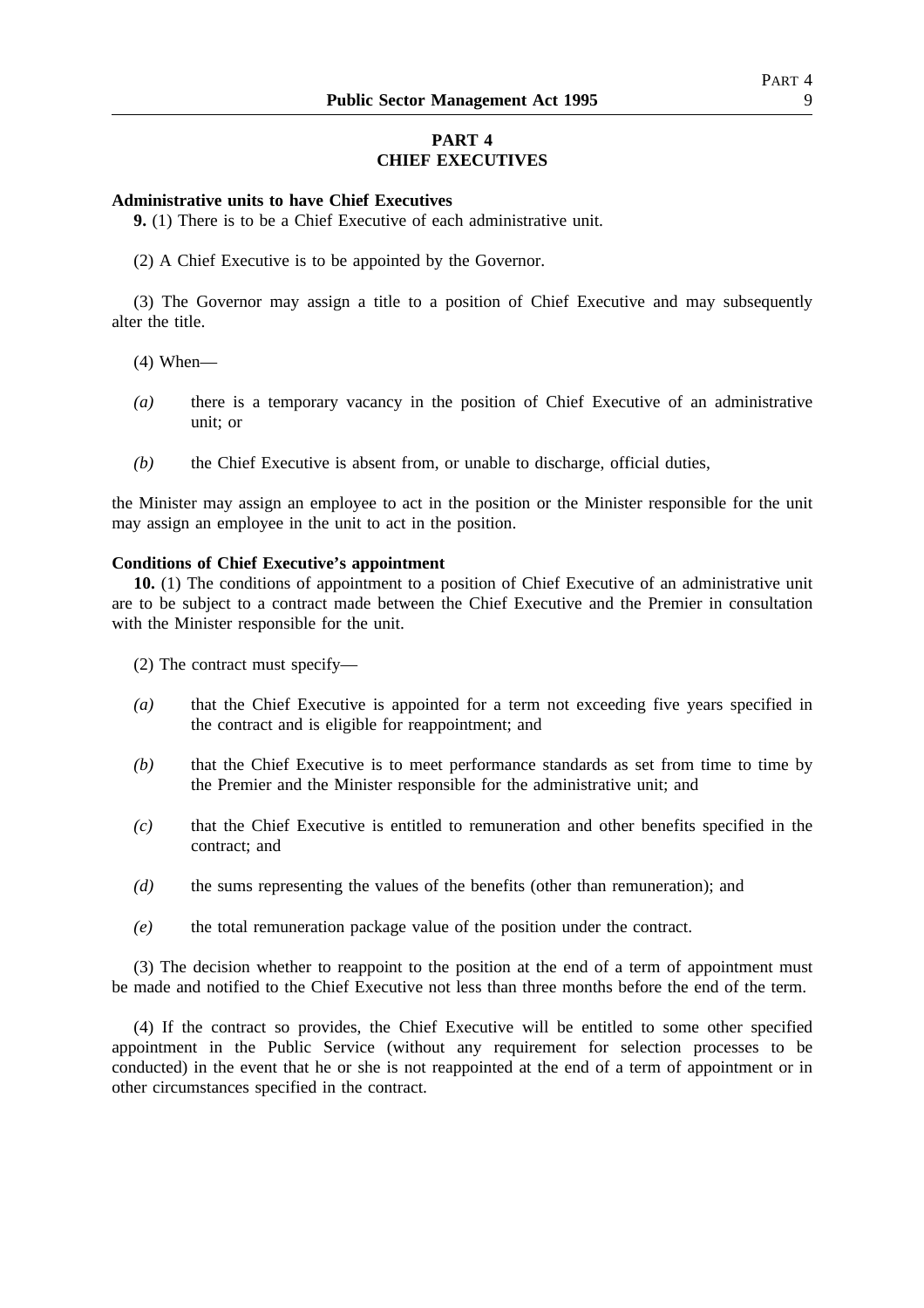## PART 4
## CHIEF EXECUTIVES

**Administrative units to have Chief Executives**

**9.** (1) There is to be a Chief Executive of each administrative unit.

(2) A Chief Executive is to be appointed by the Governor.

(3) The Governor may assign a title to a position of Chief Executive and may subsequently alter the title.

(4) When—

*(a)* there is a temporary vacancy in the position of Chief Executive of an administrative unit; or

*(b)* the Chief Executive is absent from, or unable to discharge, official duties,

the Minister may assign an employee to act in the position or the Minister responsible for the unit may assign an employee in the unit to act in the position.

**Conditions of Chief Executive's appointment**

**10.** (1) The conditions of appointment to a position of Chief Executive of an administrative unit are to be subject to a contract made between the Chief Executive and the Premier in consultation with the Minister responsible for the unit.

(2) The contract must specify—

*(a)* that the Chief Executive is appointed for a term not exceeding five years specified in the contract and is eligible for reappointment; and

*(b)* that the Chief Executive is to meet performance standards as set from time to time by the Premier and the Minister responsible for the administrative unit; and

*(c)* that the Chief Executive is entitled to remuneration and other benefits specified in the contract; and

*(d)* the sums representing the values of the benefits (other than remuneration); and

*(e)* the total remuneration package value of the position under the contract.

(3) The decision whether to reappoint to the position at the end of a term of appointment must be made and notified to the Chief Executive not less than three months before the end of the term.

(4) If the contract so provides, the Chief Executive will be entitled to some other specified appointment in the Public Service (without any requirement for selection processes to be conducted) in the event that he or she is not reappointed at the end of a term of appointment or in other circumstances specified in the contract.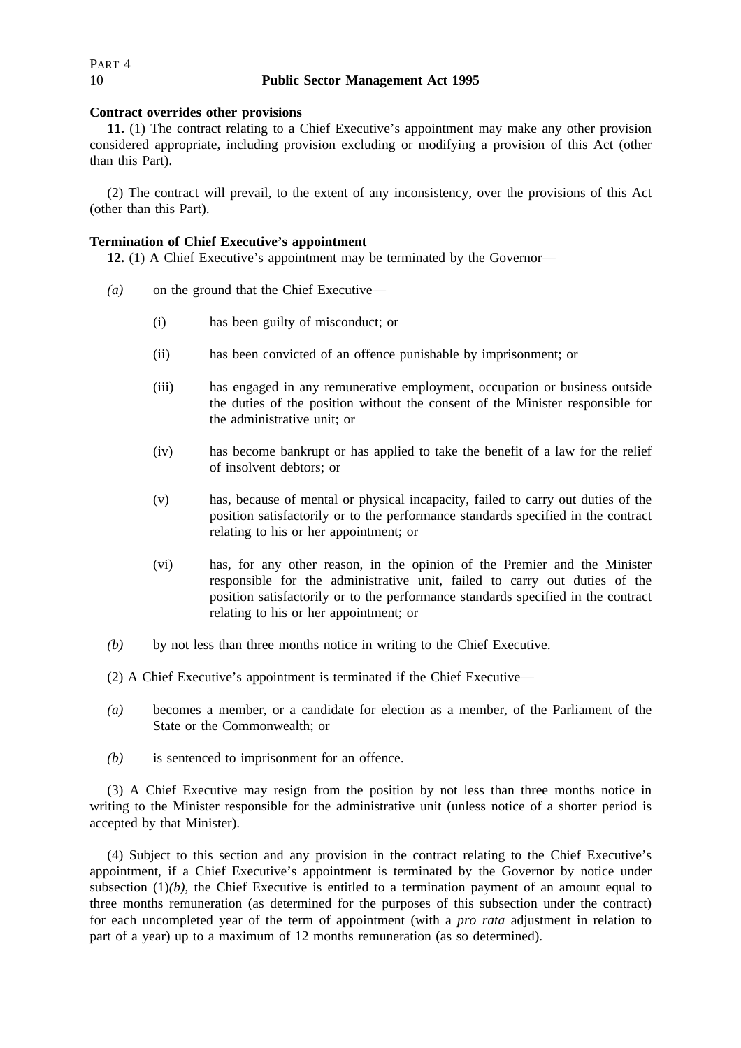**Contract overrides other provisions**

**11.** (1) The contract relating to a Chief Executive's appointment may make any other provision considered appropriate, including provision excluding or modifying a provision of this Act (other than this Part).

(2) The contract will prevail, to the extent of any inconsistency, over the provisions of this Act (other than this Part).

**Termination of Chief Executive's appointment**

**12.** (1) A Chief Executive's appointment may be terminated by the Governor—

*(a)* on the ground that the Chief Executive—

(i) has been guilty of misconduct; or

(ii) has been convicted of an offence punishable by imprisonment; or

(iii) has engaged in any remunerative employment, occupation or business outside the duties of the position without the consent of the Minister responsible for the administrative unit; or

(iv) has become bankrupt or has applied to take the benefit of a law for the relief of insolvent debtors; or

(v) has, because of mental or physical incapacity, failed to carry out duties of the position satisfactorily or to the performance standards specified in the contract relating to his or her appointment; or

(vi) has, for any other reason, in the opinion of the Premier and the Minister responsible for the administrative unit, failed to carry out duties of the position satisfactorily or to the performance standards specified in the contract relating to his or her appointment; or

*(b)* by not less than three months notice in writing to the Chief Executive.

(2) A Chief Executive's appointment is terminated if the Chief Executive—

*(a)* becomes a member, or a candidate for election as a member, of the Parliament of the State or the Commonwealth; or

*(b)* is sentenced to imprisonment for an offence.

(3) A Chief Executive may resign from the position by not less than three months notice in writing to the Minister responsible for the administrative unit (unless notice of a shorter period is accepted by that Minister).

(4) Subject to this section and any provision in the contract relating to the Chief Executive's appointment, if a Chief Executive's appointment is terminated by the Governor by notice under subsection (1)*(b)*, the Chief Executive is entitled to a termination payment of an amount equal to three months remuneration (as determined for the purposes of this subsection under the contract) for each uncompleted year of the term of appointment (with a *pro rata* adjustment in relation to part of a year) up to a maximum of 12 months remuneration (as so determined).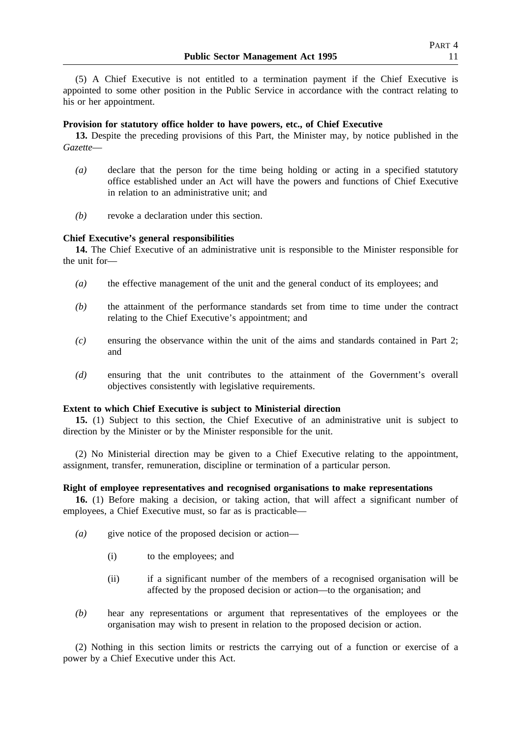(5) A Chief Executive is not entitled to a termination payment if the Chief Executive is appointed to some other position in the Public Service in accordance with the contract relating to his or her appointment.

**Provision for statutory office holder to have powers, etc., of Chief Executive**

**13.** Despite the preceding provisions of this Part, the Minister may, by notice published in the *Gazette*—

*(a)* declare that the person for the time being holding or acting in a specified statutory office established under an Act will have the powers and functions of Chief Executive in relation to an administrative unit; and

*(b)* revoke a declaration under this section.

**Chief Executive's general responsibilities**

**14.** The Chief Executive of an administrative unit is responsible to the Minister responsible for the unit for—

*(a)* the effective management of the unit and the general conduct of its employees; and

*(b)* the attainment of the performance standards set from time to time under the contract relating to the Chief Executive's appointment; and

*(c)* ensuring the observance within the unit of the aims and standards contained in Part 2; and

*(d)* ensuring that the unit contributes to the attainment of the Government's overall objectives consistently with legislative requirements.

**Extent to which Chief Executive is subject to Ministerial direction**

**15.** (1) Subject to this section, the Chief Executive of an administrative unit is subject to direction by the Minister or by the Minister responsible for the unit.

(2) No Ministerial direction may be given to a Chief Executive relating to the appointment, assignment, transfer, remuneration, discipline or termination of a particular person.

**Right of employee representatives and recognised organisations to make representations**

**16.** (1) Before making a decision, or taking action, that will affect a significant number of employees, a Chief Executive must, so far as is practicable—

*(a)* give notice of the proposed decision or action—

(i) to the employees; and

(ii) if a significant number of the members of a recognised organisation will be affected by the proposed decision or action—to the organisation; and

*(b)* hear any representations or argument that representatives of the employees or the organisation may wish to present in relation to the proposed decision or action.

(2) Nothing in this section limits or restricts the carrying out of a function or exercise of a power by a Chief Executive under this Act.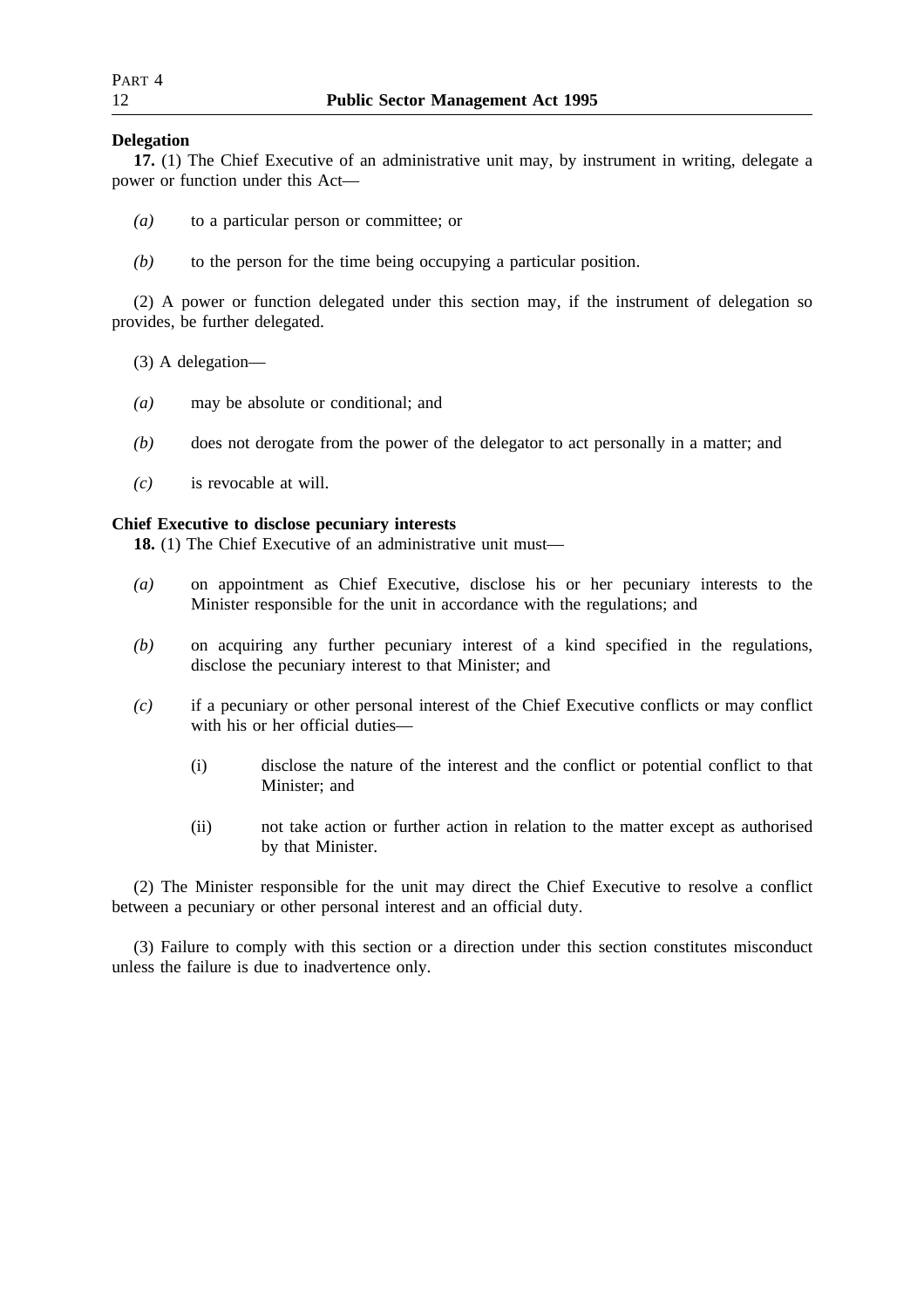**Delegation**

**17.** (1) The Chief Executive of an administrative unit may, by instrument in writing, delegate a power or function under this Act—

*(a)* to a particular person or committee; or

*(b)* to the person for the time being occupying a particular position.

(2) A power or function delegated under this section may, if the instrument of delegation so provides, be further delegated.

(3) A delegation—

*(a)* may be absolute or conditional; and

*(b)* does not derogate from the power of the delegator to act personally in a matter; and

*(c)* is revocable at will.

**Chief Executive to disclose pecuniary interests**

**18.** (1) The Chief Executive of an administrative unit must—

*(a)* on appointment as Chief Executive, disclose his or her pecuniary interests to the Minister responsible for the unit in accordance with the regulations; and

*(b)* on acquiring any further pecuniary interest of a kind specified in the regulations, disclose the pecuniary interest to that Minister; and

*(c)* if a pecuniary or other personal interest of the Chief Executive conflicts or may conflict with his or her official duties—

(i) disclose the nature of the interest and the conflict or potential conflict to that Minister; and

(ii) not take action or further action in relation to the matter except as authorised by that Minister.

(2) The Minister responsible for the unit may direct the Chief Executive to resolve a conflict between a pecuniary or other personal interest and an official duty.

(3) Failure to comply with this section or a direction under this section constitutes misconduct unless the failure is due to inadvertence only.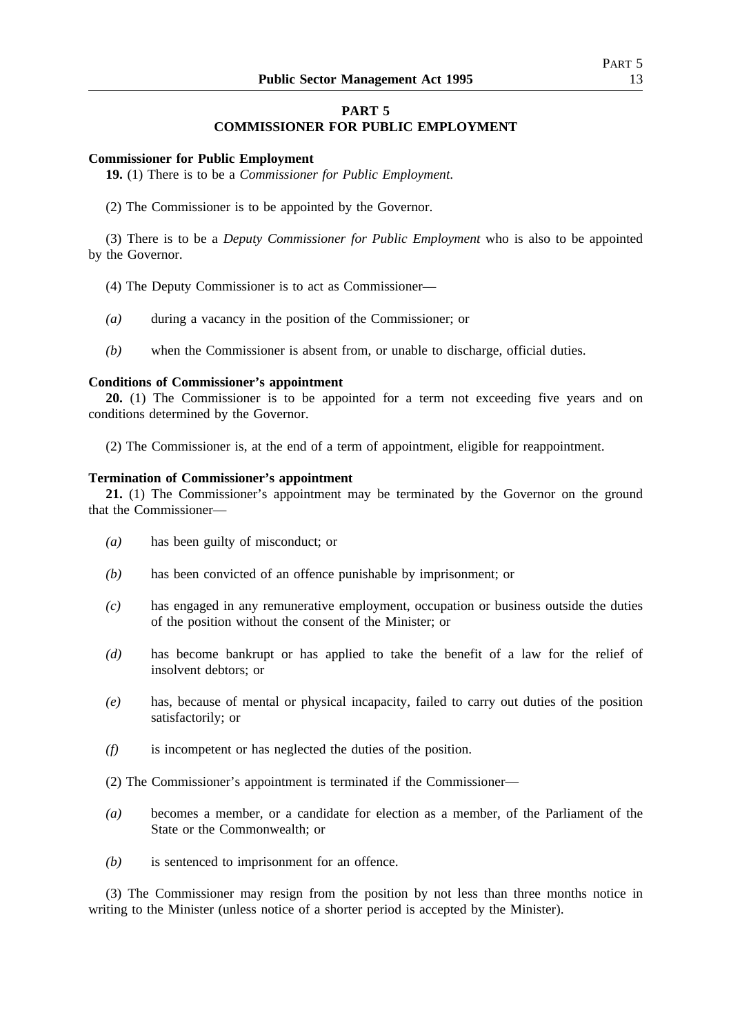## PART 5
## COMMISSIONER FOR PUBLIC EMPLOYMENT

**Commissioner for Public Employment**

**19.** (1) There is to be a *Commissioner for Public Employment*.

(2) The Commissioner is to be appointed by the Governor.

(3) There is to be a *Deputy Commissioner for Public Employment* who is also to be appointed by the Governor.

(4) The Deputy Commissioner is to act as Commissioner—

*(a)* during a vacancy in the position of the Commissioner; or

*(b)* when the Commissioner is absent from, or unable to discharge, official duties.

**Conditions of Commissioner's appointment**

**20.** (1) The Commissioner is to be appointed for a term not exceeding five years and on conditions determined by the Governor.

(2) The Commissioner is, at the end of a term of appointment, eligible for reappointment.

**Termination of Commissioner's appointment**

**21.** (1) The Commissioner's appointment may be terminated by the Governor on the ground that the Commissioner—

*(a)* has been guilty of misconduct; or

*(b)* has been convicted of an offence punishable by imprisonment; or

*(c)* has engaged in any remunerative employment, occupation or business outside the duties of the position without the consent of the Minister; or

*(d)* has become bankrupt or has applied to take the benefit of a law for the relief of insolvent debtors; or

*(e)* has, because of mental or physical incapacity, failed to carry out duties of the position satisfactorily; or

*(f)* is incompetent or has neglected the duties of the position.

(2) The Commissioner's appointment is terminated if the Commissioner—

*(a)* becomes a member, or a candidate for election as a member, of the Parliament of the State or the Commonwealth; or

*(b)* is sentenced to imprisonment for an offence.

(3) The Commissioner may resign from the position by not less than three months notice in writing to the Minister (unless notice of a shorter period is accepted by the Minister).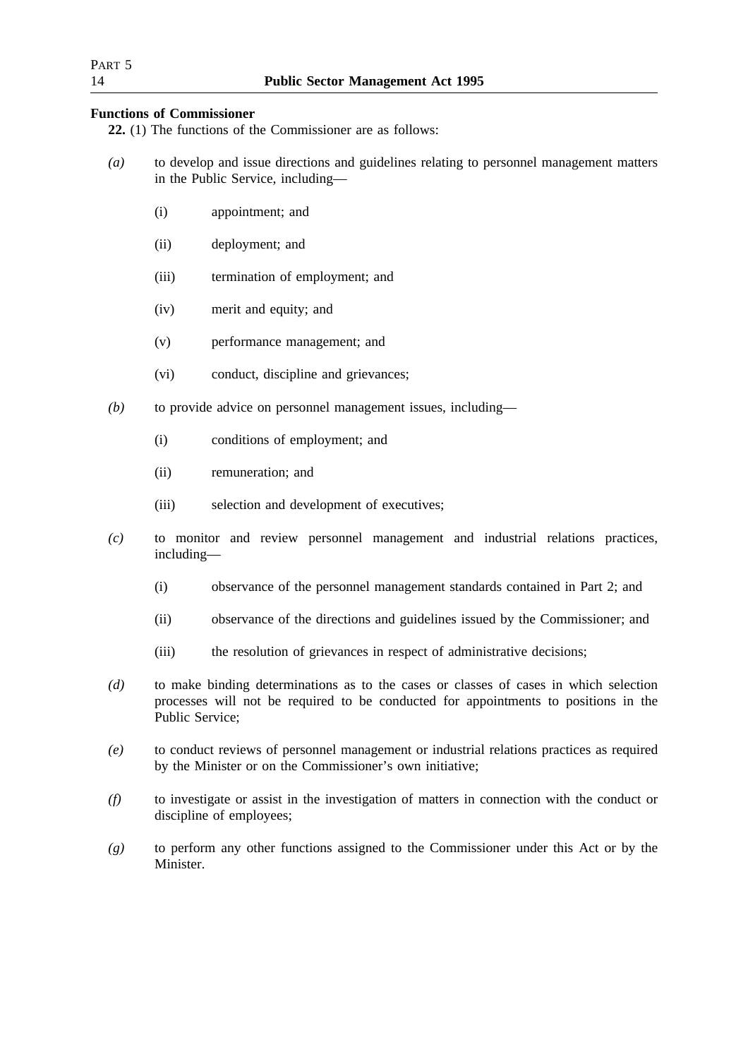**Functions of Commissioner**

**22.** (1) The functions of the Commissioner are as follows:

*(a)* to develop and issue directions and guidelines relating to personnel management matters in the Public Service, including—

(i) appointment; and

(ii) deployment; and

(iii) termination of employment; and

(iv) merit and equity; and

(v) performance management; and

(vi) conduct, discipline and grievances;

*(b)* to provide advice on personnel management issues, including—

(i) conditions of employment; and

(ii) remuneration; and

(iii) selection and development of executives;

*(c)* to monitor and review personnel management and industrial relations practices, including—

(i) observance of the personnel management standards contained in Part 2; and

(ii) observance of the directions and guidelines issued by the Commissioner; and

(iii) the resolution of grievances in respect of administrative decisions;

*(d)* to make binding determinations as to the cases or classes of cases in which selection processes will not be required to be conducted for appointments to positions in the Public Service;

*(e)* to conduct reviews of personnel management or industrial relations practices as required by the Minister or on the Commissioner's own initiative;

*(f)* to investigate or assist in the investigation of matters in connection with the conduct or discipline of employees;

*(g)* to perform any other functions assigned to the Commissioner under this Act or by the Minister.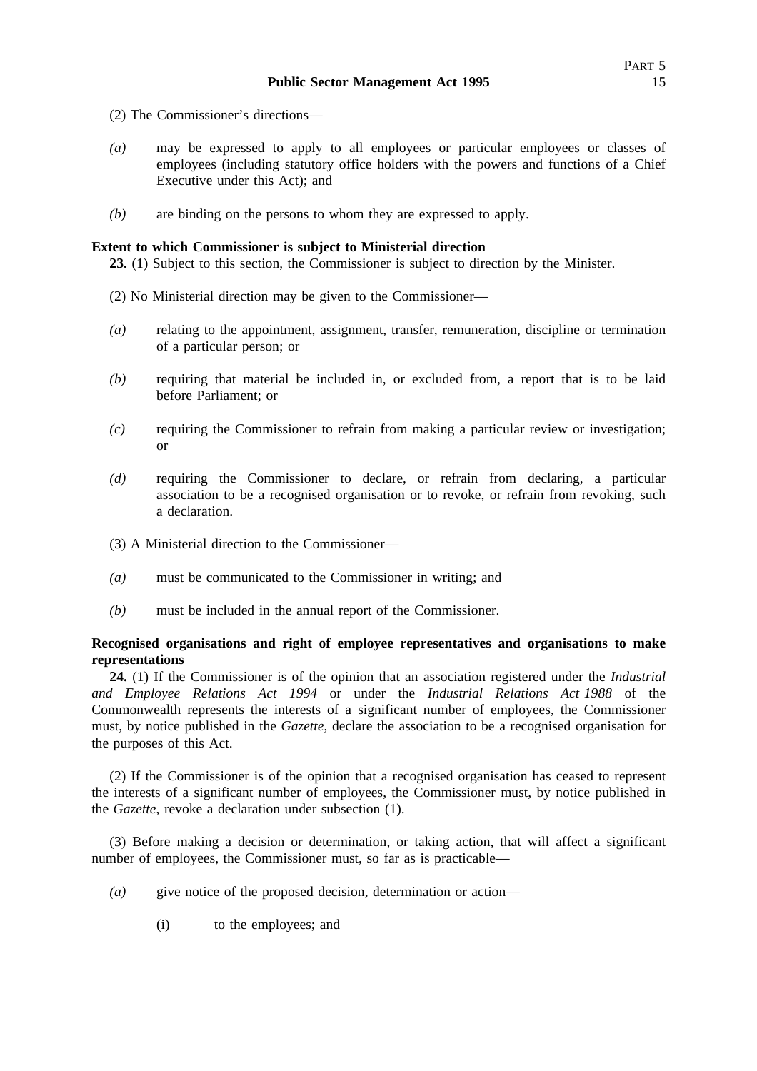(2) The Commissioner's directions—

*(a)* may be expressed to apply to all employees or particular employees or classes of employees (including statutory office holders with the powers and functions of a Chief Executive under this Act); and

*(b)* are binding on the persons to whom they are expressed to apply.

**Extent to which Commissioner is subject to Ministerial direction**

**23.** (1) Subject to this section, the Commissioner is subject to direction by the Minister.

(2) No Ministerial direction may be given to the Commissioner—

*(a)* relating to the appointment, assignment, transfer, remuneration, discipline or termination of a particular person; or

*(b)* requiring that material be included in, or excluded from, a report that is to be laid before Parliament; or

*(c)* requiring the Commissioner to refrain from making a particular review or investigation; or

*(d)* requiring the Commissioner to declare, or refrain from declaring, a particular association to be a recognised organisation or to revoke, or refrain from revoking, such a declaration.

(3) A Ministerial direction to the Commissioner—

*(a)* must be communicated to the Commissioner in writing; and

*(b)* must be included in the annual report of the Commissioner.

**Recognised organisations and right of employee representatives and organisations to make representations**

**24.** (1) If the Commissioner is of the opinion that an association registered under the *Industrial and Employee Relations Act 1994* or under the *Industrial Relations Act 1988* of the Commonwealth represents the interests of a significant number of employees, the Commissioner must, by notice published in the *Gazette*, declare the association to be a recognised organisation for the purposes of this Act.

(2) If the Commissioner is of the opinion that a recognised organisation has ceased to represent the interests of a significant number of employees, the Commissioner must, by notice published in the *Gazette*, revoke a declaration under subsection (1).

(3) Before making a decision or determination, or taking action, that will affect a significant number of employees, the Commissioner must, so far as is practicable—

*(a)* give notice of the proposed decision, determination or action—

(i) to the employees; and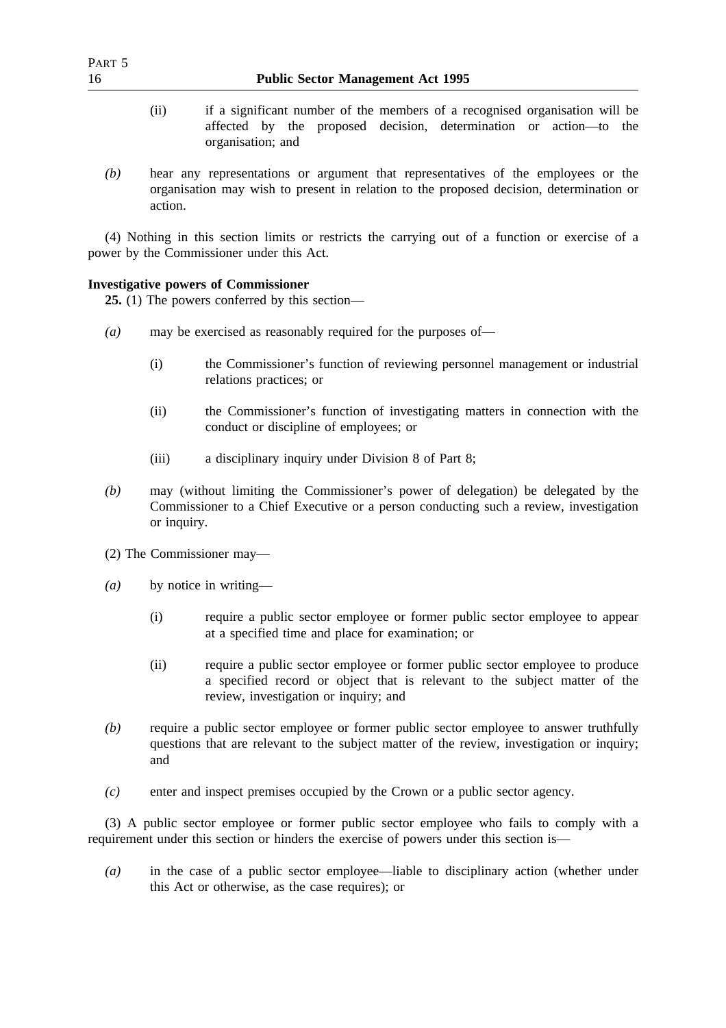(ii) if a significant number of the members of a recognised organisation will be affected by the proposed decision, determination or action—to the organisation; and

*(b)* hear any representations or argument that representatives of the employees or the organisation may wish to present in relation to the proposed decision, determination or action.

(4) Nothing in this section limits or restricts the carrying out of a function or exercise of a power by the Commissioner under this Act.

**Investigative powers of Commissioner**

**25.** (1) The powers conferred by this section—

*(a)* may be exercised as reasonably required for the purposes of—

(i) the Commissioner's function of reviewing personnel management or industrial relations practices; or

(ii) the Commissioner's function of investigating matters in connection with the conduct or discipline of employees; or

(iii) a disciplinary inquiry under Division 8 of Part 8;

*(b)* may (without limiting the Commissioner's power of delegation) be delegated by the Commissioner to a Chief Executive or a person conducting such a review, investigation or inquiry.

(2) The Commissioner may—

*(a)* by notice in writing—

(i) require a public sector employee or former public sector employee to appear at a specified time and place for examination; or

(ii) require a public sector employee or former public sector employee to produce a specified record or object that is relevant to the subject matter of the review, investigation or inquiry; and

*(b)* require a public sector employee or former public sector employee to answer truthfully questions that are relevant to the subject matter of the review, investigation or inquiry; and

*(c)* enter and inspect premises occupied by the Crown or a public sector agency.

(3) A public sector employee or former public sector employee who fails to comply with a requirement under this section or hinders the exercise of powers under this section is—

*(a)* in the case of a public sector employee—liable to disciplinary action (whether under this Act or otherwise, as the case requires); or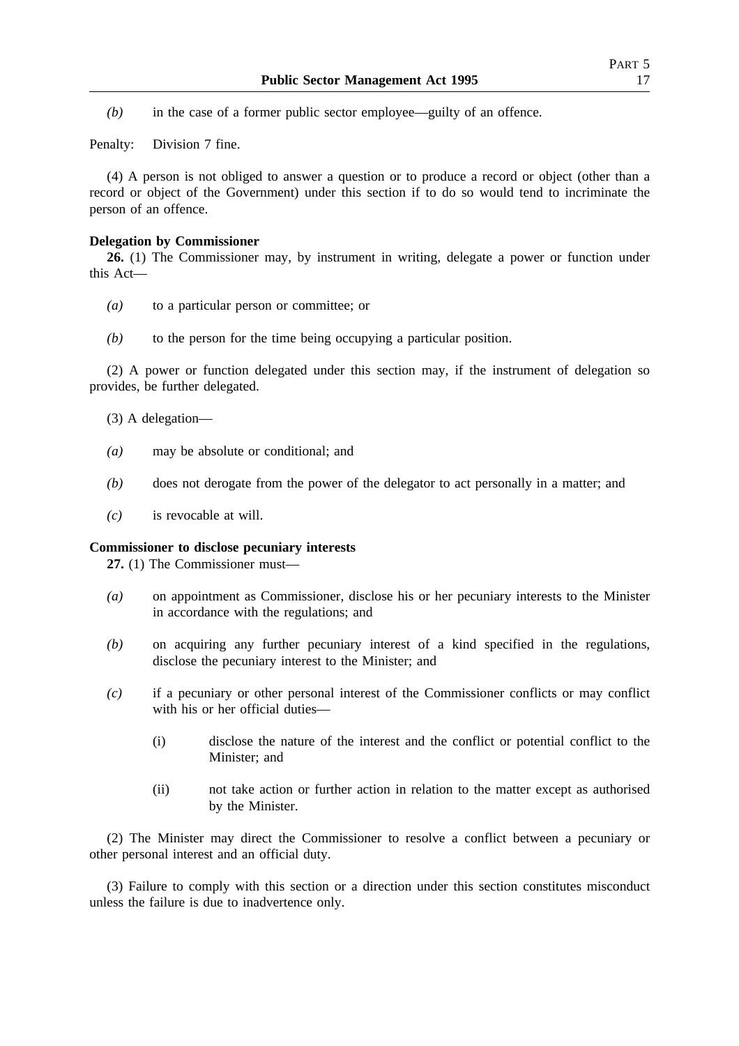*(b)* in the case of a former public sector employee—guilty of an offence.

Penalty: Division 7 fine.

(4) A person is not obliged to answer a question or to produce a record or object (other than a record or object of the Government) under this section if to do so would tend to incriminate the person of an offence.

**Delegation by Commissioner**

**26.** (1) The Commissioner may, by instrument in writing, delegate a power or function under this Act—

*(a)* to a particular person or committee; or

*(b)* to the person for the time being occupying a particular position.

(2) A power or function delegated under this section may, if the instrument of delegation so provides, be further delegated.

(3) A delegation—

*(a)* may be absolute or conditional; and

*(b)* does not derogate from the power of the delegator to act personally in a matter; and

*(c)* is revocable at will.

**Commissioner to disclose pecuniary interests**

**27.** (1) The Commissioner must—

*(a)* on appointment as Commissioner, disclose his or her pecuniary interests to the Minister in accordance with the regulations; and

*(b)* on acquiring any further pecuniary interest of a kind specified in the regulations, disclose the pecuniary interest to the Minister; and

*(c)* if a pecuniary or other personal interest of the Commissioner conflicts or may conflict with his or her official duties—

(i) disclose the nature of the interest and the conflict or potential conflict to the Minister; and

(ii) not take action or further action in relation to the matter except as authorised by the Minister.

(2) The Minister may direct the Commissioner to resolve a conflict between a pecuniary or other personal interest and an official duty.

(3) Failure to comply with this section or a direction under this section constitutes misconduct unless the failure is due to inadvertence only.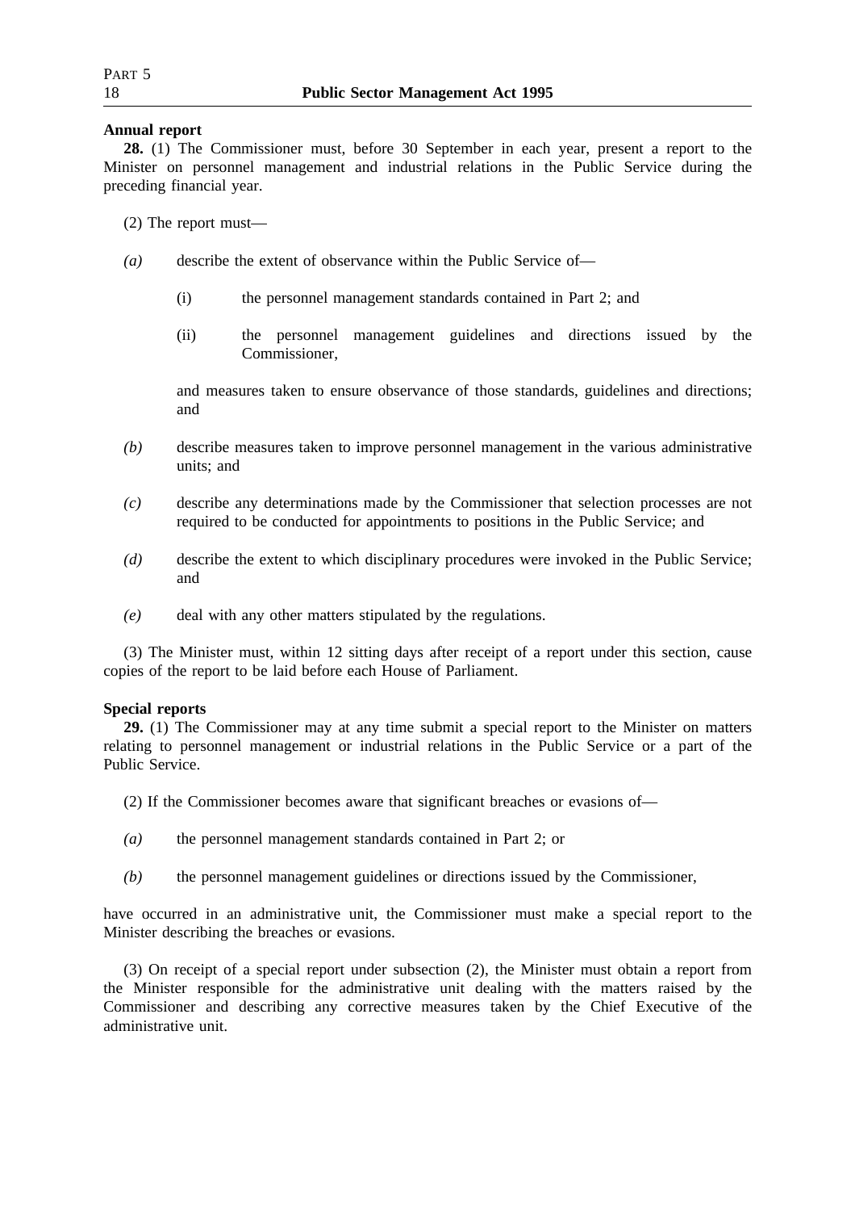**Annual report**

**28.** (1) The Commissioner must, before 30 September in each year, present a report to the Minister on personnel management and industrial relations in the Public Service during the preceding financial year.

(2) The report must—

*(a)* describe the extent of observance within the Public Service of—

(i) the personnel management standards contained in Part 2; and

(ii) the personnel management guidelines and directions issued by the Commissioner,

and measures taken to ensure observance of those standards, guidelines and directions; and

*(b)* describe measures taken to improve personnel management in the various administrative units; and

*(c)* describe any determinations made by the Commissioner that selection processes are not required to be conducted for appointments to positions in the Public Service; and

*(d)* describe the extent to which disciplinary procedures were invoked in the Public Service; and

*(e)* deal with any other matters stipulated by the regulations.

(3) The Minister must, within 12 sitting days after receipt of a report under this section, cause copies of the report to be laid before each House of Parliament.

**Special reports**

**29.** (1) The Commissioner may at any time submit a special report to the Minister on matters relating to personnel management or industrial relations in the Public Service or a part of the Public Service.

(2) If the Commissioner becomes aware that significant breaches or evasions of—

*(a)* the personnel management standards contained in Part 2; or

*(b)* the personnel management guidelines or directions issued by the Commissioner,

have occurred in an administrative unit, the Commissioner must make a special report to the Minister describing the breaches or evasions.

(3) On receipt of a special report under subsection (2), the Minister must obtain a report from the Minister responsible for the administrative unit dealing with the matters raised by the Commissioner and describing any corrective measures taken by the Chief Executive of the administrative unit.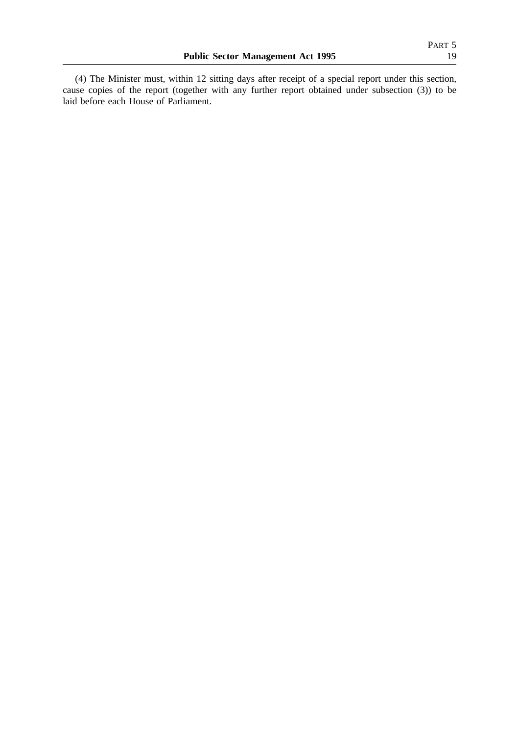(4) The Minister must, within 12 sitting days after receipt of a special report under this section, cause copies of the report (together with any further report obtained under subsection (3)) to be laid before each House of Parliament.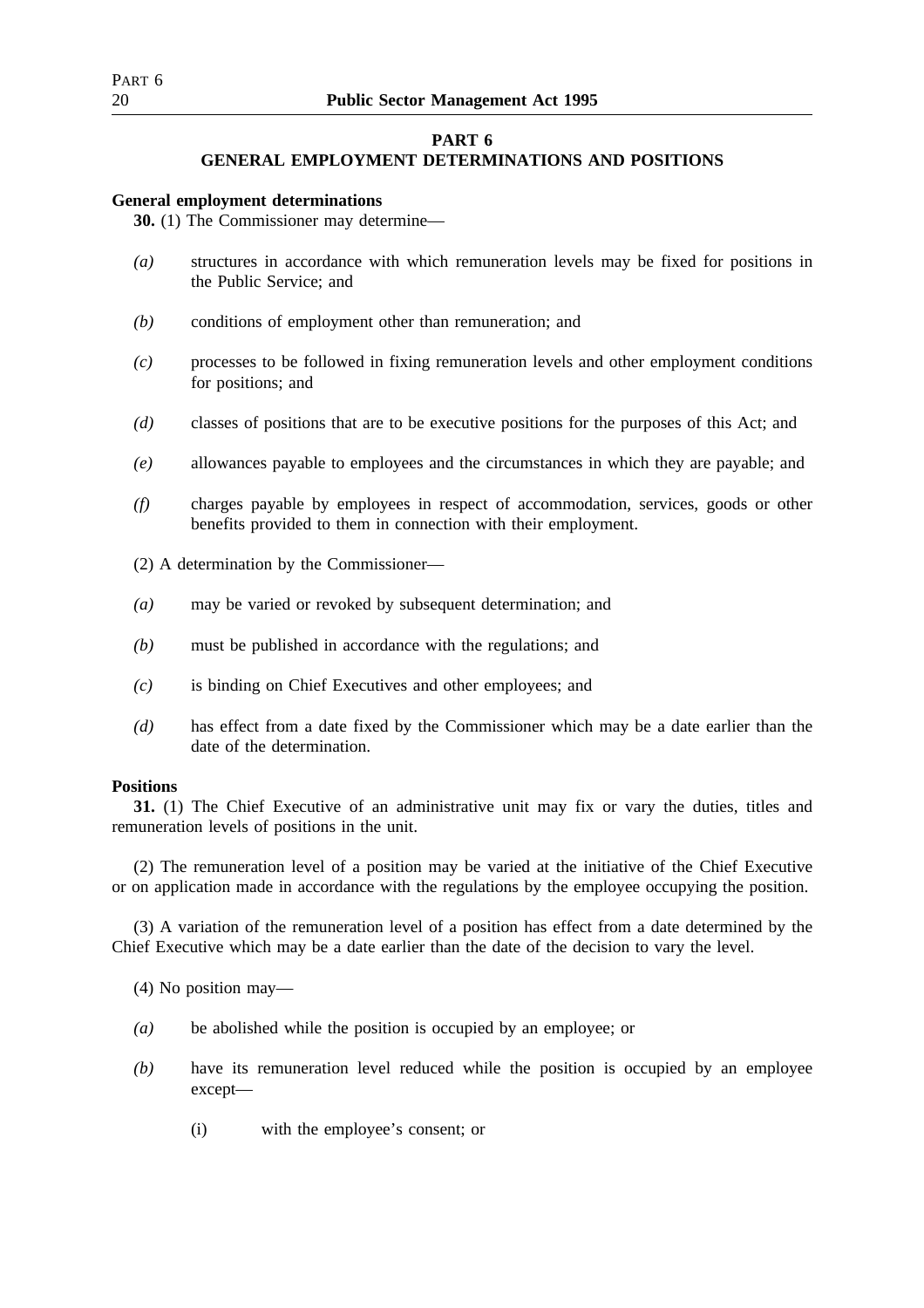## PART 6
## GENERAL EMPLOYMENT DETERMINATIONS AND POSITIONS

**General employment determinations**

**30.** (1) The Commissioner may determine—

*(a)* structures in accordance with which remuneration levels may be fixed for positions in the Public Service; and

*(b)* conditions of employment other than remuneration; and

*(c)* processes to be followed in fixing remuneration levels and other employment conditions for positions; and

*(d)* classes of positions that are to be executive positions for the purposes of this Act; and

*(e)* allowances payable to employees and the circumstances in which they are payable; and

*(f)* charges payable by employees in respect of accommodation, services, goods or other benefits provided to them in connection with their employment.

(2) A determination by the Commissioner—

*(a)* may be varied or revoked by subsequent determination; and

*(b)* must be published in accordance with the regulations; and

*(c)* is binding on Chief Executives and other employees; and

*(d)* has effect from a date fixed by the Commissioner which may be a date earlier than the date of the determination.

**Positions**

**31.** (1) The Chief Executive of an administrative unit may fix or vary the duties, titles and remuneration levels of positions in the unit.

(2) The remuneration level of a position may be varied at the initiative of the Chief Executive or on application made in accordance with the regulations by the employee occupying the position.

(3) A variation of the remuneration level of a position has effect from a date determined by the Chief Executive which may be a date earlier than the date of the decision to vary the level.

(4) No position may—

*(a)* be abolished while the position is occupied by an employee; or

*(b)* have its remuneration level reduced while the position is occupied by an employee except—

(i) with the employee's consent; or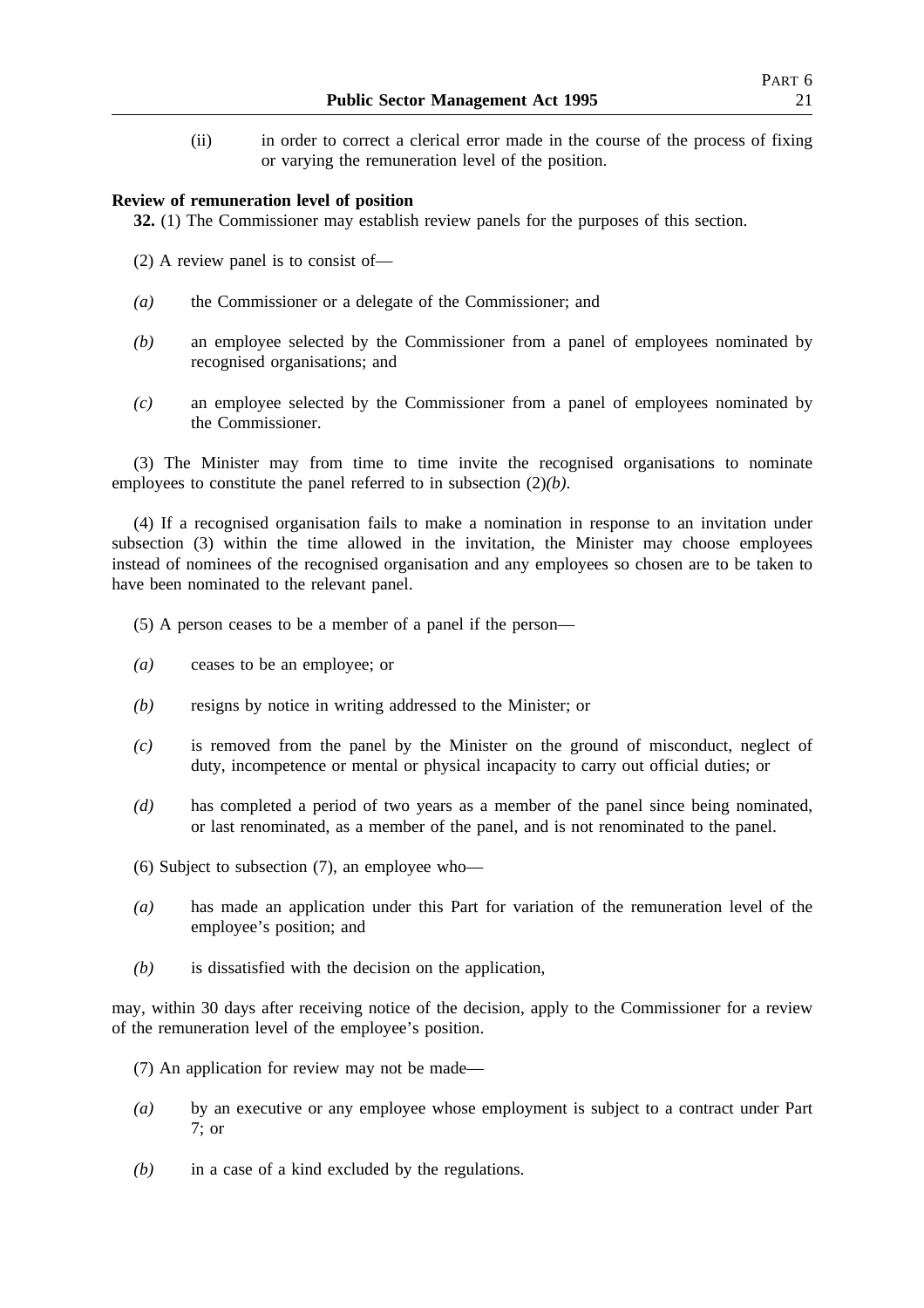(ii) in order to correct a clerical error made in the course of the process of fixing or varying the remuneration level of the position.

**Review of remuneration level of position**

**32.** (1) The Commissioner may establish review panels for the purposes of this section.

(2) A review panel is to consist of—

*(a)* the Commissioner or a delegate of the Commissioner; and

*(b)* an employee selected by the Commissioner from a panel of employees nominated by recognised organisations; and

*(c)* an employee selected by the Commissioner from a panel of employees nominated by the Commissioner.

(3) The Minister may from time to time invite the recognised organisations to nominate employees to constitute the panel referred to in subsection (2)*(b)*.

(4) If a recognised organisation fails to make a nomination in response to an invitation under subsection (3) within the time allowed in the invitation, the Minister may choose employees instead of nominees of the recognised organisation and any employees so chosen are to be taken to have been nominated to the relevant panel.

(5) A person ceases to be a member of a panel if the person—

*(a)* ceases to be an employee; or

*(b)* resigns by notice in writing addressed to the Minister; or

*(c)* is removed from the panel by the Minister on the ground of misconduct, neglect of duty, incompetence or mental or physical incapacity to carry out official duties; or

*(d)* has completed a period of two years as a member of the panel since being nominated, or last renominated, as a member of the panel, and is not renominated to the panel.

(6) Subject to subsection (7), an employee who—

*(a)* has made an application under this Part for variation of the remuneration level of the employee's position; and

*(b)* is dissatisfied with the decision on the application,

may, within 30 days after receiving notice of the decision, apply to the Commissioner for a review of the remuneration level of the employee's position.

(7) An application for review may not be made—

*(a)* by an executive or any employee whose employment is subject to a contract under Part 7; or

*(b)* in a case of a kind excluded by the regulations.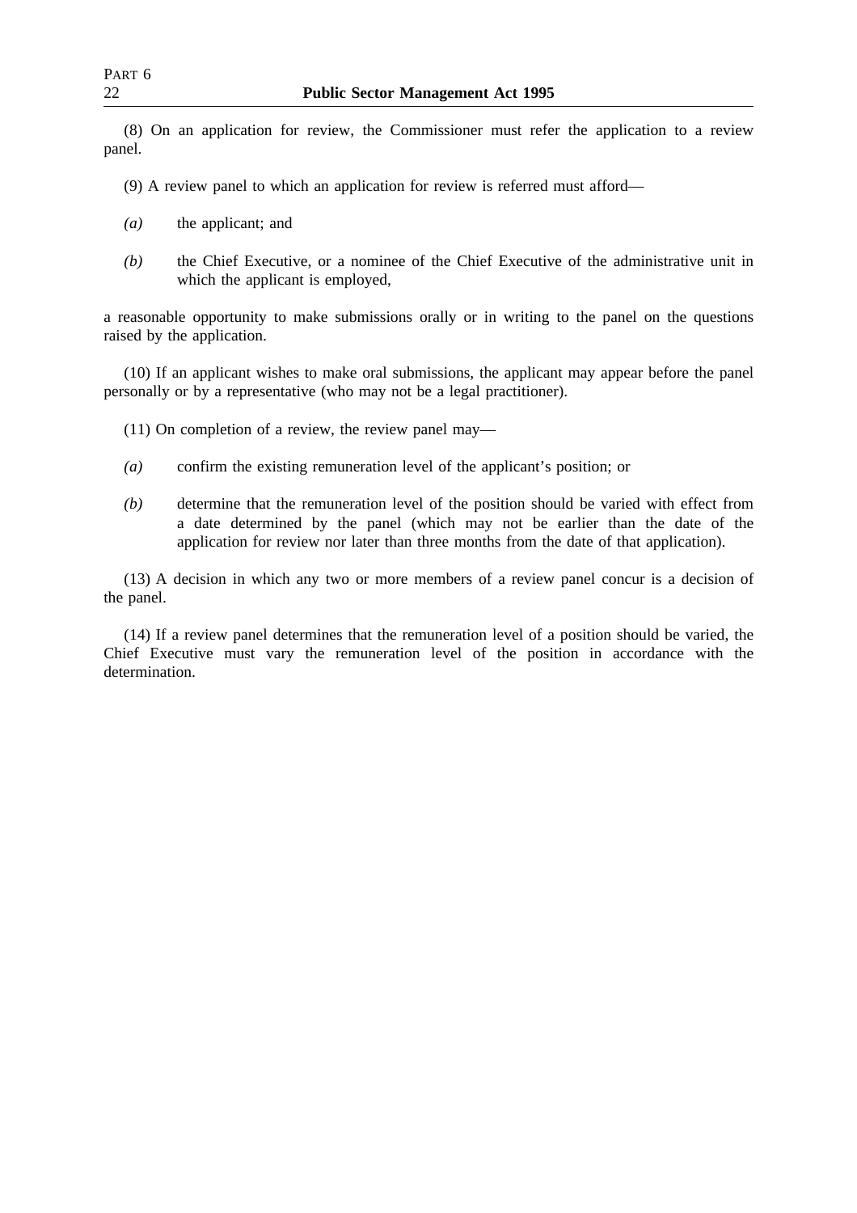(8) On an application for review, the Commissioner must refer the application to a review panel.

(9) A review panel to which an application for review is referred must afford—

*(a)* the applicant; and

*(b)* the Chief Executive, or a nominee of the Chief Executive of the administrative unit in which the applicant is employed,

a reasonable opportunity to make submissions orally or in writing to the panel on the questions raised by the application.

(10) If an applicant wishes to make oral submissions, the applicant may appear before the panel personally or by a representative (who may not be a legal practitioner).

(11) On completion of a review, the review panel may—

*(a)* confirm the existing remuneration level of the applicant's position; or

*(b)* determine that the remuneration level of the position should be varied with effect from a date determined by the panel (which may not be earlier than the date of the application for review nor later than three months from the date of that application).

(13) A decision in which any two or more members of a review panel concur is a decision of the panel.

(14) If a review panel determines that the remuneration level of a position should be varied, the Chief Executive must vary the remuneration level of the position in accordance with the determination.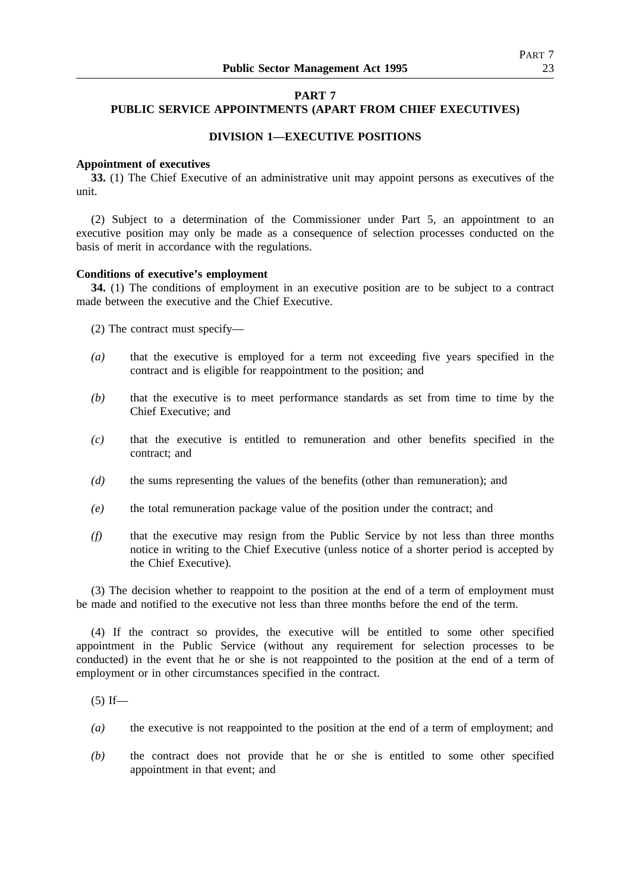## PART 7
## PUBLIC SERVICE APPOINTMENTS (APART FROM CHIEF EXECUTIVES)

### DIVISION 1—EXECUTIVE POSITIONS

**Appointment of executives**

**33.** (1) The Chief Executive of an administrative unit may appoint persons as executives of the unit.

(2) Subject to a determination of the Commissioner under Part 5, an appointment to an executive position may only be made as a consequence of selection processes conducted on the basis of merit in accordance with the regulations.

**Conditions of executive's employment**

**34.** (1) The conditions of employment in an executive position are to be subject to a contract made between the executive and the Chief Executive.

(2) The contract must specify—

*(a)* that the executive is employed for a term not exceeding five years specified in the contract and is eligible for reappointment to the position; and

*(b)* that the executive is to meet performance standards as set from time to time by the Chief Executive; and

*(c)* that the executive is entitled to remuneration and other benefits specified in the contract; and

*(d)* the sums representing the values of the benefits (other than remuneration); and

*(e)* the total remuneration package value of the position under the contract; and

*(f)* that the executive may resign from the Public Service by not less than three months notice in writing to the Chief Executive (unless notice of a shorter period is accepted by the Chief Executive).

(3) The decision whether to reappoint to the position at the end of a term of employment must be made and notified to the executive not less than three months before the end of the term.

(4) If the contract so provides, the executive will be entitled to some other specified appointment in the Public Service (without any requirement for selection processes to be conducted) in the event that he or she is not reappointed to the position at the end of a term of employment or in other circumstances specified in the contract.

(5) If—

*(a)* the executive is not reappointed to the position at the end of a term of employment; and

*(b)* the contract does not provide that he or she is entitled to some other specified appointment in that event; and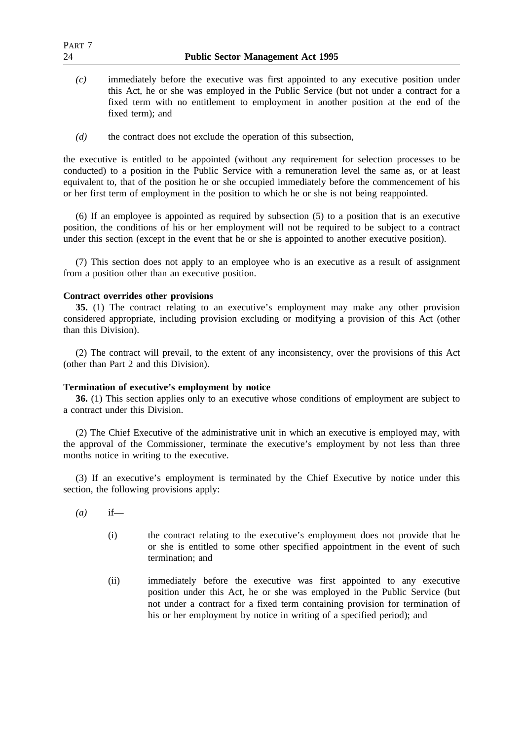*(c)* immediately before the executive was first appointed to any executive position under this Act, he or she was employed in the Public Service (but not under a contract for a fixed term with no entitlement to employment in another position at the end of the fixed term); and

*(d)* the contract does not exclude the operation of this subsection,

the executive is entitled to be appointed (without any requirement for selection processes to be conducted) to a position in the Public Service with a remuneration level the same as, or at least equivalent to, that of the position he or she occupied immediately before the commencement of his or her first term of employment in the position to which he or she is not being reappointed.

(6) If an employee is appointed as required by subsection (5) to a position that is an executive position, the conditions of his or her employment will not be required to be subject to a contract under this section (except in the event that he or she is appointed to another executive position).

(7) This section does not apply to an employee who is an executive as a result of assignment from a position other than an executive position.

**Contract overrides other provisions**

**35.** (1) The contract relating to an executive's employment may make any other provision considered appropriate, including provision excluding or modifying a provision of this Act (other than this Division).

(2) The contract will prevail, to the extent of any inconsistency, over the provisions of this Act (other than Part 2 and this Division).

**Termination of executive's employment by notice**

**36.** (1) This section applies only to an executive whose conditions of employment are subject to a contract under this Division.

(2) The Chief Executive of the administrative unit in which an executive is employed may, with the approval of the Commissioner, terminate the executive's employment by not less than three months notice in writing to the executive.

(3) If an executive's employment is terminated by the Chief Executive by notice under this section, the following provisions apply:

*(a)* if—

(i) the contract relating to the executive's employment does not provide that he or she is entitled to some other specified appointment in the event of such termination; and

(ii) immediately before the executive was first appointed to any executive position under this Act, he or she was employed in the Public Service (but not under a contract for a fixed term containing provision for termination of his or her employment by notice in writing of a specified period); and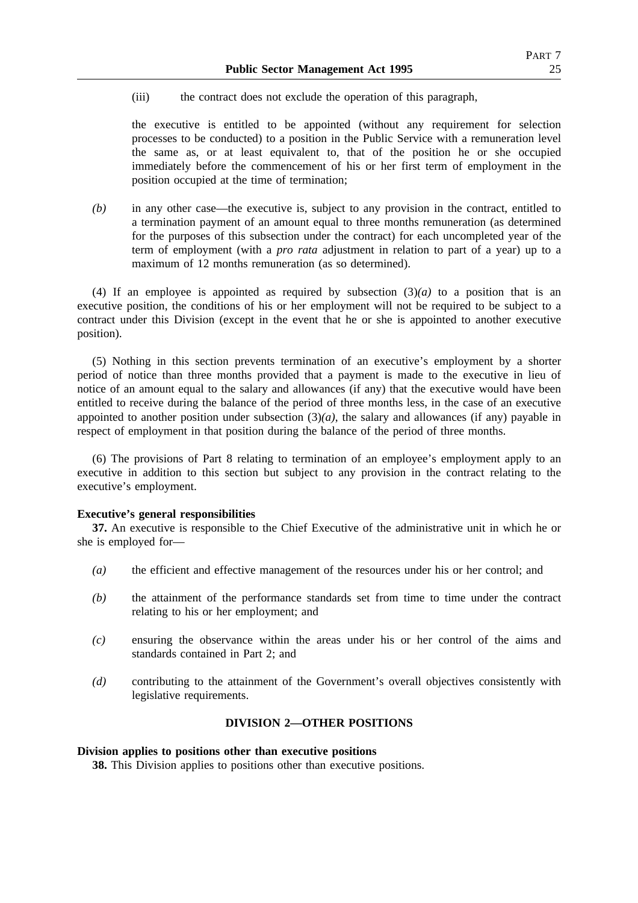(iii) the contract does not exclude the operation of this paragraph,

the executive is entitled to be appointed (without any requirement for selection processes to be conducted) to a position in the Public Service with a remuneration level the same as, or at least equivalent to, that of the position he or she occupied immediately before the commencement of his or her first term of employment in the position occupied at the time of termination;

*(b)* in any other case—the executive is, subject to any provision in the contract, entitled to a termination payment of an amount equal to three months remuneration (as determined for the purposes of this subsection under the contract) for each uncompleted year of the term of employment (with a *pro rata* adjustment in relation to part of a year) up to a maximum of 12 months remuneration (as so determined).

(4) If an employee is appointed as required by subsection (3)*(a)* to a position that is an executive position, the conditions of his or her employment will not be required to be subject to a contract under this Division (except in the event that he or she is appointed to another executive position).

(5) Nothing in this section prevents termination of an executive's employment by a shorter period of notice than three months provided that a payment is made to the executive in lieu of notice of an amount equal to the salary and allowances (if any) that the executive would have been entitled to receive during the balance of the period of three months less, in the case of an executive appointed to another position under subsection (3)*(a)*, the salary and allowances (if any) payable in respect of employment in that position during the balance of the period of three months.

(6) The provisions of Part 8 relating to termination of an employee's employment apply to an executive in addition to this section but subject to any provision in the contract relating to the executive's employment.

**Executive's general responsibilities**

**37.** An executive is responsible to the Chief Executive of the administrative unit in which he or she is employed for—

*(a)* the efficient and effective management of the resources under his or her control; and

*(b)* the attainment of the performance standards set from time to time under the contract relating to his or her employment; and

*(c)* ensuring the observance within the areas under his or her control of the aims and standards contained in Part 2; and

*(d)* contributing to the attainment of the Government's overall objectives consistently with legislative requirements.

## DIVISION 2—OTHER POSITIONS

**Division applies to positions other than executive positions**

**38.** This Division applies to positions other than executive positions.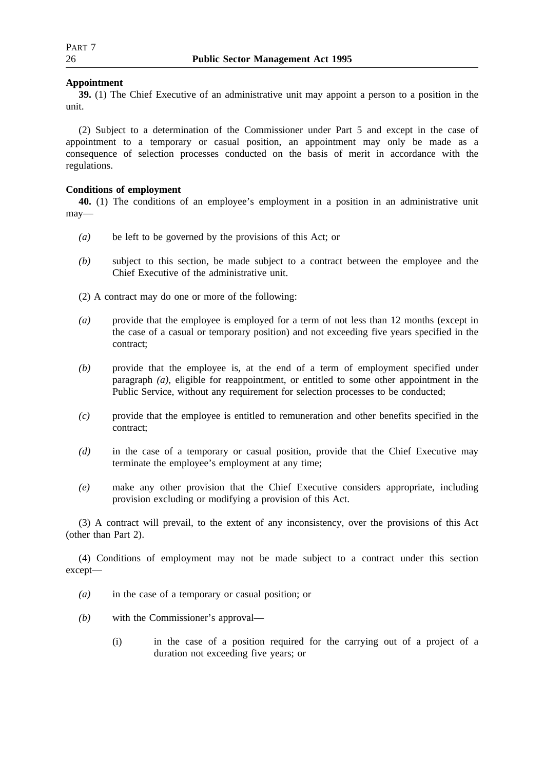**Appointment**

**39.** (1) The Chief Executive of an administrative unit may appoint a person to a position in the unit.

(2) Subject to a determination of the Commissioner under Part 5 and except in the case of appointment to a temporary or casual position, an appointment may only be made as a consequence of selection processes conducted on the basis of merit in accordance with the regulations.

**Conditions of employment**

**40.** (1) The conditions of an employee's employment in a position in an administrative unit may—

*(a)* be left to be governed by the provisions of this Act; or

*(b)* subject to this section, be made subject to a contract between the employee and the Chief Executive of the administrative unit.

(2) A contract may do one or more of the following:

*(a)* provide that the employee is employed for a term of not less than 12 months (except in the case of a casual or temporary position) and not exceeding five years specified in the contract;

*(b)* provide that the employee is, at the end of a term of employment specified under paragraph *(a)*, eligible for reappointment, or entitled to some other appointment in the Public Service, without any requirement for selection processes to be conducted;

*(c)* provide that the employee is entitled to remuneration and other benefits specified in the contract;

*(d)* in the case of a temporary or casual position, provide that the Chief Executive may terminate the employee's employment at any time;

*(e)* make any other provision that the Chief Executive considers appropriate, including provision excluding or modifying a provision of this Act.

(3) A contract will prevail, to the extent of any inconsistency, over the provisions of this Act (other than Part 2).

(4) Conditions of employment may not be made subject to a contract under this section except—

*(a)* in the case of a temporary or casual position; or

*(b)* with the Commissioner's approval—

(i) in the case of a position required for the carrying out of a project of a duration not exceeding five years; or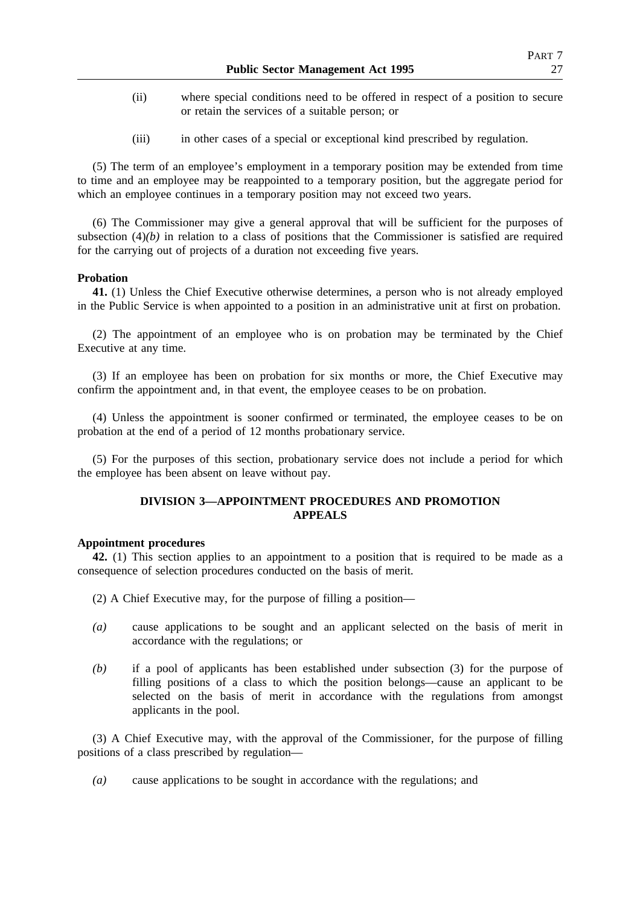(ii) where special conditions need to be offered in respect of a position to secure or retain the services of a suitable person; or

(iii) in other cases of a special or exceptional kind prescribed by regulation.

(5) The term of an employee's employment in a temporary position may be extended from time to time and an employee may be reappointed to a temporary position, but the aggregate period for which an employee continues in a temporary position may not exceed two years.

(6) The Commissioner may give a general approval that will be sufficient for the purposes of subsection (4)*(b)* in relation to a class of positions that the Commissioner is satisfied are required for the carrying out of projects of a duration not exceeding five years.

**Probation**

**41.** (1) Unless the Chief Executive otherwise determines, a person who is not already employed in the Public Service is when appointed to a position in an administrative unit at first on probation.

(2) The appointment of an employee who is on probation may be terminated by the Chief Executive at any time.

(3) If an employee has been on probation for six months or more, the Chief Executive may confirm the appointment and, in that event, the employee ceases to be on probation.

(4) Unless the appointment is sooner confirmed or terminated, the employee ceases to be on probation at the end of a period of 12 months probationary service.

(5) For the purposes of this section, probationary service does not include a period for which the employee has been absent on leave without pay.

## DIVISION 3—APPOINTMENT PROCEDURES AND PROMOTION APPEALS

**Appointment procedures**

**42.** (1) This section applies to an appointment to a position that is required to be made as a consequence of selection procedures conducted on the basis of merit.

(2) A Chief Executive may, for the purpose of filling a position—

*(a)* cause applications to be sought and an applicant selected on the basis of merit in accordance with the regulations; or

*(b)* if a pool of applicants has been established under subsection (3) for the purpose of filling positions of a class to which the position belongs—cause an applicant to be selected on the basis of merit in accordance with the regulations from amongst applicants in the pool.

(3) A Chief Executive may, with the approval of the Commissioner, for the purpose of filling positions of a class prescribed by regulation—

*(a)* cause applications to be sought in accordance with the regulations; and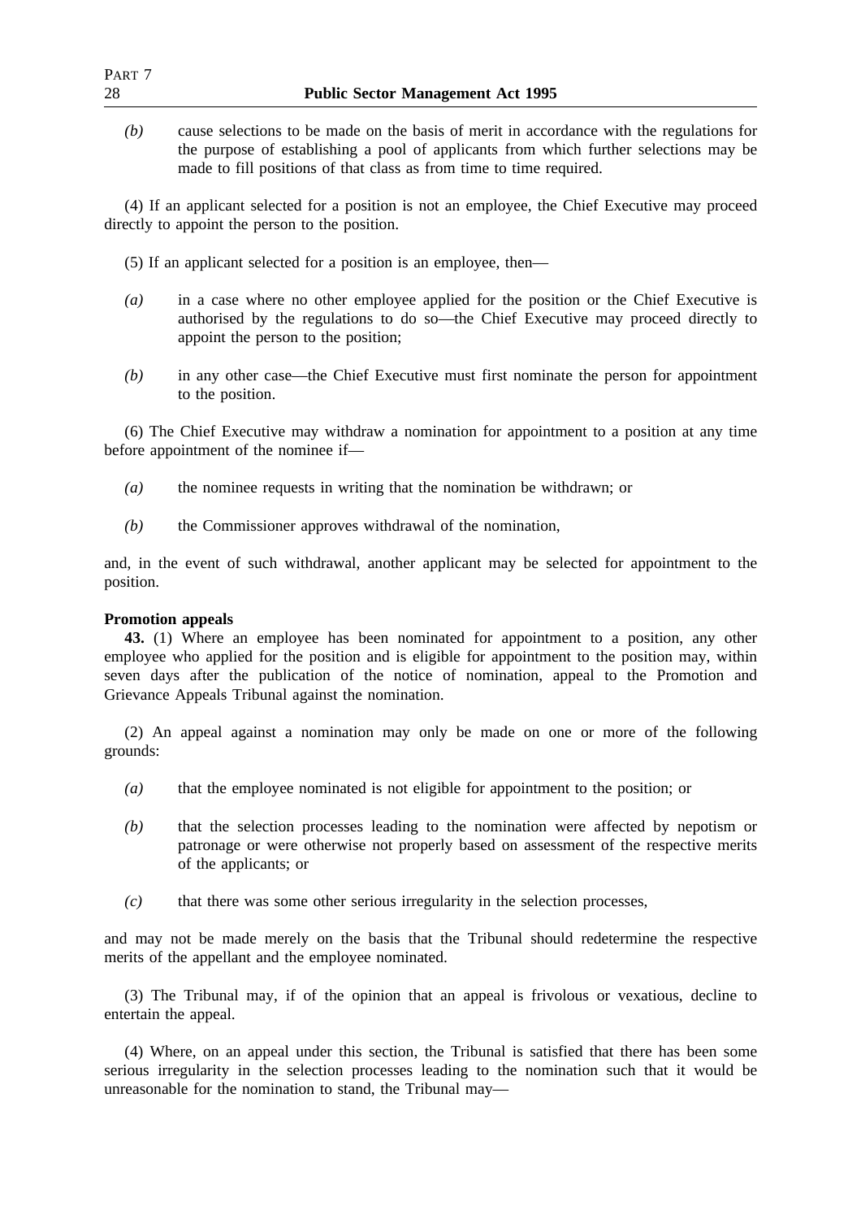*(b)* cause selections to be made on the basis of merit in accordance with the regulations for the purpose of establishing a pool of applicants from which further selections may be made to fill positions of that class as from time to time required.

(4) If an applicant selected for a position is not an employee, the Chief Executive may proceed directly to appoint the person to the position.

(5) If an applicant selected for a position is an employee, then—

*(a)* in a case where no other employee applied for the position or the Chief Executive is authorised by the regulations to do so—the Chief Executive may proceed directly to appoint the person to the position;

*(b)* in any other case—the Chief Executive must first nominate the person for appointment to the position.

(6) The Chief Executive may withdraw a nomination for appointment to a position at any time before appointment of the nominee if—

*(a)* the nominee requests in writing that the nomination be withdrawn; or

*(b)* the Commissioner approves withdrawal of the nomination,

and, in the event of such withdrawal, another applicant may be selected for appointment to the position.

**Promotion appeals**

**43.** (1) Where an employee has been nominated for appointment to a position, any other employee who applied for the position and is eligible for appointment to the position may, within seven days after the publication of the notice of nomination, appeal to the Promotion and Grievance Appeals Tribunal against the nomination.

(2) An appeal against a nomination may only be made on one or more of the following grounds:

*(a)* that the employee nominated is not eligible for appointment to the position; or

*(b)* that the selection processes leading to the nomination were affected by nepotism or patronage or were otherwise not properly based on assessment of the respective merits of the applicants; or

*(c)* that there was some other serious irregularity in the selection processes,

and may not be made merely on the basis that the Tribunal should redetermine the respective merits of the appellant and the employee nominated.

(3) The Tribunal may, if of the opinion that an appeal is frivolous or vexatious, decline to entertain the appeal.

(4) Where, on an appeal under this section, the Tribunal is satisfied that there has been some serious irregularity in the selection processes leading to the nomination such that it would be unreasonable for the nomination to stand, the Tribunal may—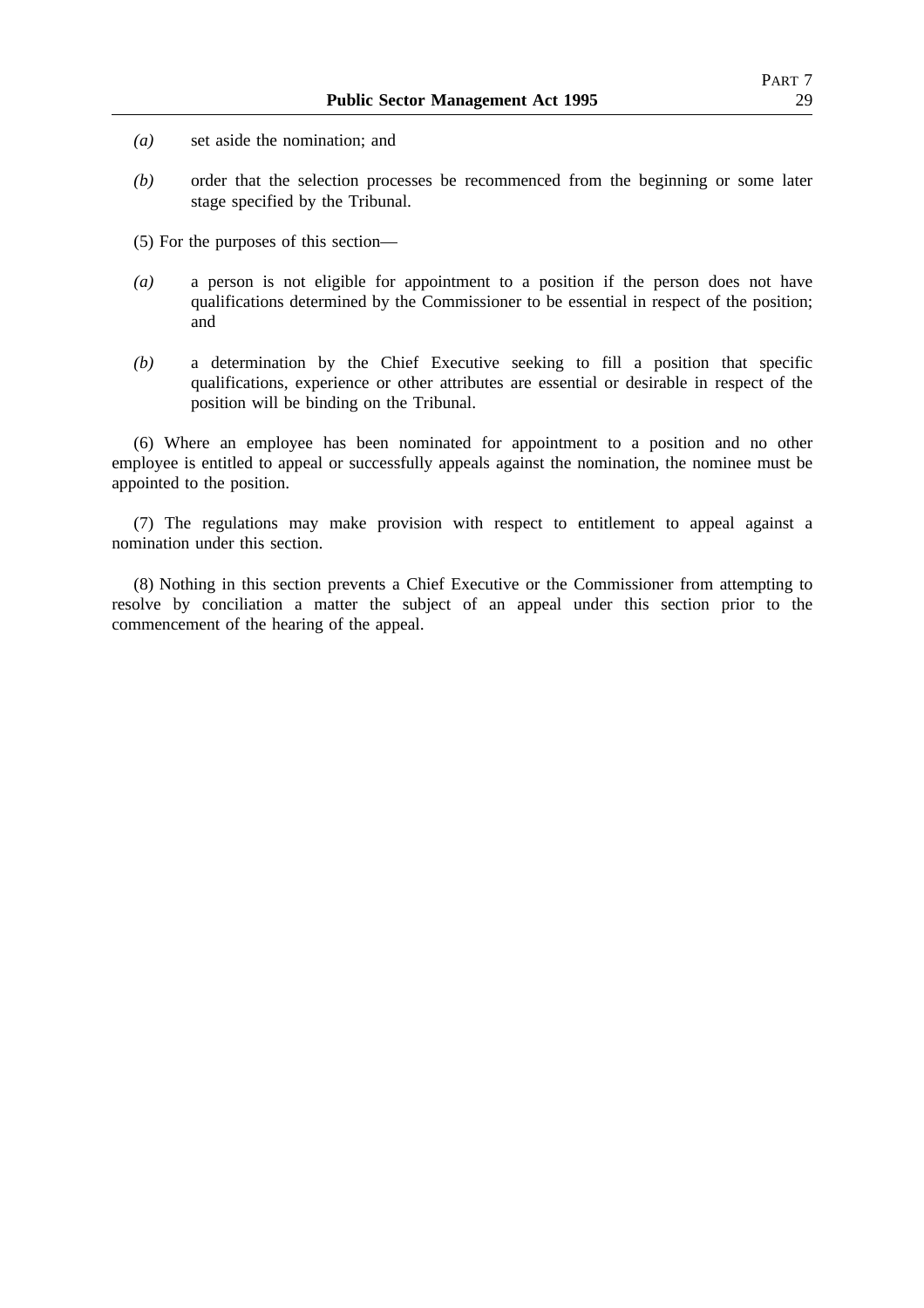*(a)* set aside the nomination; and

*(b)* order that the selection processes be recommenced from the beginning or some later stage specified by the Tribunal.

(5) For the purposes of this section—

*(a)* a person is not eligible for appointment to a position if the person does not have qualifications determined by the Commissioner to be essential in respect of the position; and

*(b)* a determination by the Chief Executive seeking to fill a position that specific qualifications, experience or other attributes are essential or desirable in respect of the position will be binding on the Tribunal.

(6) Where an employee has been nominated for appointment to a position and no other employee is entitled to appeal or successfully appeals against the nomination, the nominee must be appointed to the position.

(7) The regulations may make provision with respect to entitlement to appeal against a nomination under this section.

(8) Nothing in this section prevents a Chief Executive or the Commissioner from attempting to resolve by conciliation a matter the subject of an appeal under this section prior to the commencement of the hearing of the appeal.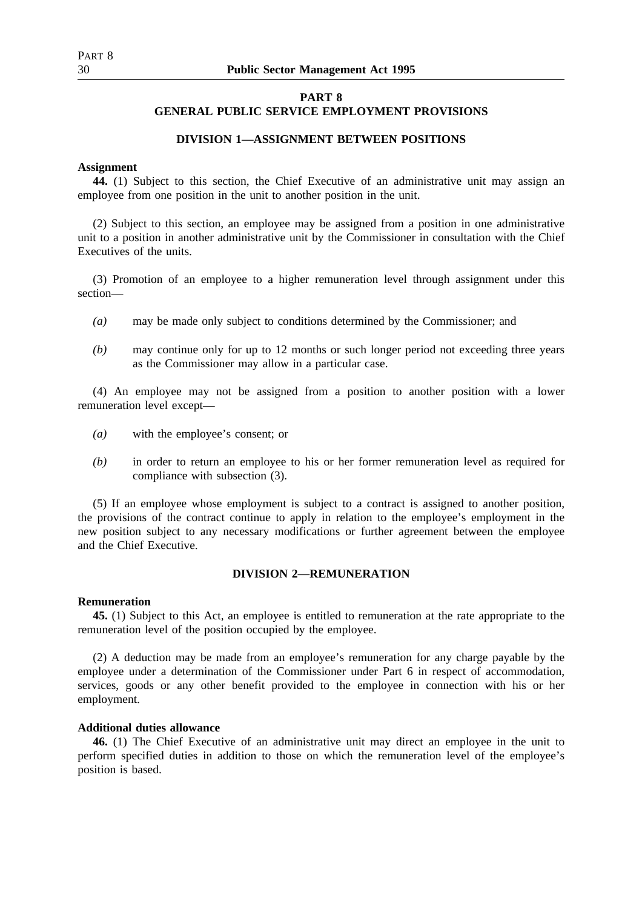## PART 8
## GENERAL PUBLIC SERVICE EMPLOYMENT PROVISIONS

### DIVISION 1—ASSIGNMENT BETWEEN POSITIONS

**Assignment**

**44.** (1) Subject to this section, the Chief Executive of an administrative unit may assign an employee from one position in the unit to another position in the unit.

(2) Subject to this section, an employee may be assigned from a position in one administrative unit to a position in another administrative unit by the Commissioner in consultation with the Chief Executives of the units.

(3) Promotion of an employee to a higher remuneration level through assignment under this section—

- *(a)* may be made only subject to conditions determined by the Commissioner; and
- *(b)* may continue only for up to 12 months or such longer period not exceeding three years as the Commissioner may allow in a particular case.

(4) An employee may not be assigned from a position to another position with a lower remuneration level except—

- *(a)* with the employee's consent; or
- *(b)* in order to return an employee to his or her former remuneration level as required for compliance with subsection (3).

(5) If an employee whose employment is subject to a contract is assigned to another position, the provisions of the contract continue to apply in relation to the employee's employment in the new position subject to any necessary modifications or further agreement between the employee and the Chief Executive.

### DIVISION 2—REMUNERATION

**Remuneration**

**45.** (1) Subject to this Act, an employee is entitled to remuneration at the rate appropriate to the remuneration level of the position occupied by the employee.

(2) A deduction may be made from an employee's remuneration for any charge payable by the employee under a determination of the Commissioner under Part 6 in respect of accommodation, services, goods or any other benefit provided to the employee in connection with his or her employment.

**Additional duties allowance**

**46.** (1) The Chief Executive of an administrative unit may direct an employee in the unit to perform specified duties in addition to those on which the remuneration level of the employee's position is based.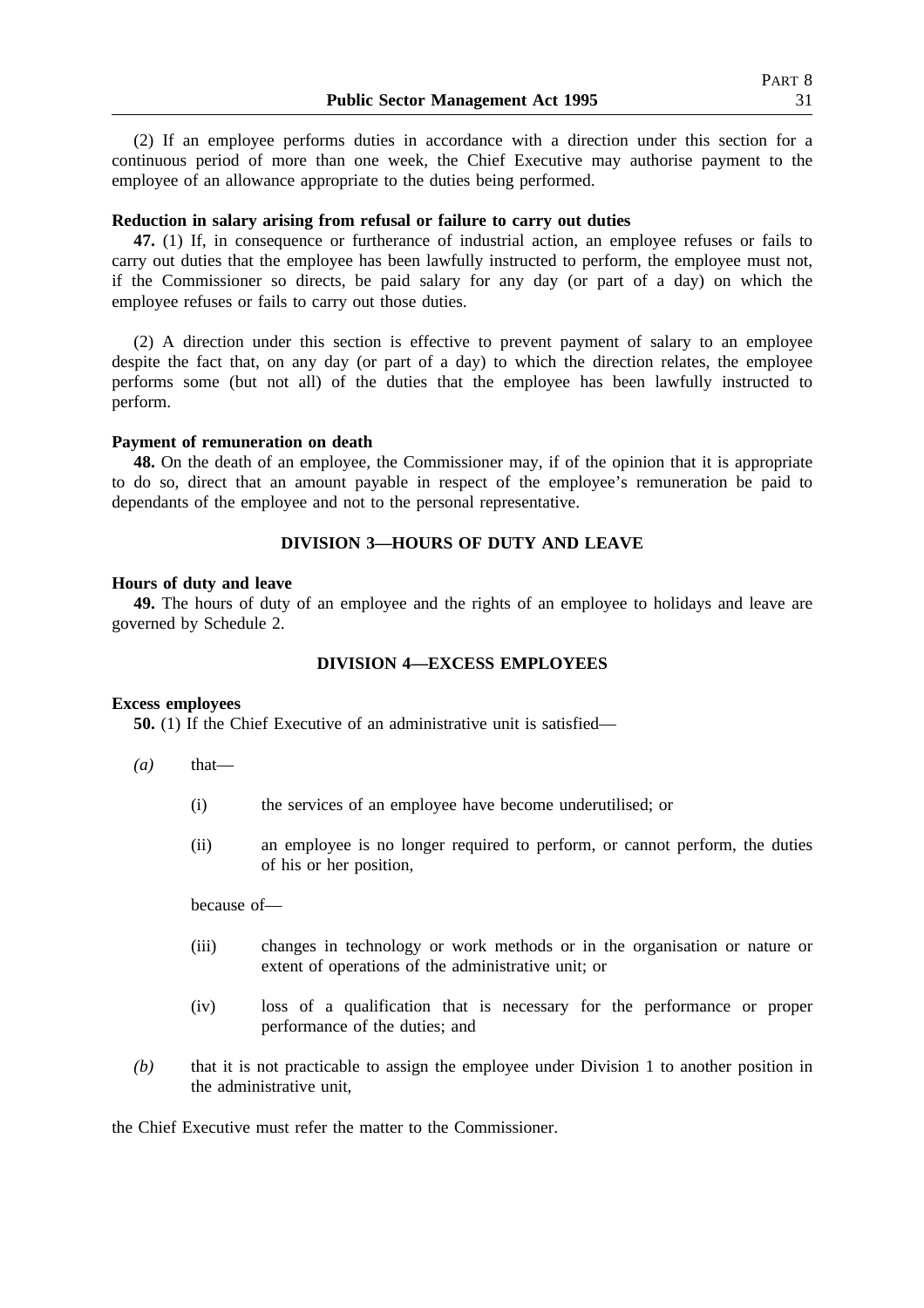(2) If an employee performs duties in accordance with a direction under this section for a continuous period of more than one week, the Chief Executive may authorise payment to the employee of an allowance appropriate to the duties being performed.

**Reduction in salary arising from refusal or failure to carry out duties**

**47.** (1) If, in consequence or furtherance of industrial action, an employee refuses or fails to carry out duties that the employee has been lawfully instructed to perform, the employee must not, if the Commissioner so directs, be paid salary for any day (or part of a day) on which the employee refuses or fails to carry out those duties.

(2) A direction under this section is effective to prevent payment of salary to an employee despite the fact that, on any day (or part of a day) to which the direction relates, the employee performs some (but not all) of the duties that the employee has been lawfully instructed to perform.

**Payment of remuneration on death**

**48.** On the death of an employee, the Commissioner may, if of the opinion that it is appropriate to do so, direct that an amount payable in respect of the employee's remuneration be paid to dependants of the employee and not to the personal representative.

## DIVISION 3—HOURS OF DUTY AND LEAVE

**Hours of duty and leave**

**49.** The hours of duty of an employee and the rights of an employee to holidays and leave are governed by Schedule 2.

## DIVISION 4—EXCESS EMPLOYEES

**Excess employees**

**50.** (1) If the Chief Executive of an administrative unit is satisfied—

*(a)* that—

(i) the services of an employee have become underutilised; or

(ii) an employee is no longer required to perform, or cannot perform, the duties of his or her position,

because of—

(iii) changes in technology or work methods or in the organisation or nature or extent of operations of the administrative unit; or

(iv) loss of a qualification that is necessary for the performance or proper performance of the duties; and

*(b)* that it is not practicable to assign the employee under Division 1 to another position in the administrative unit,

the Chief Executive must refer the matter to the Commissioner.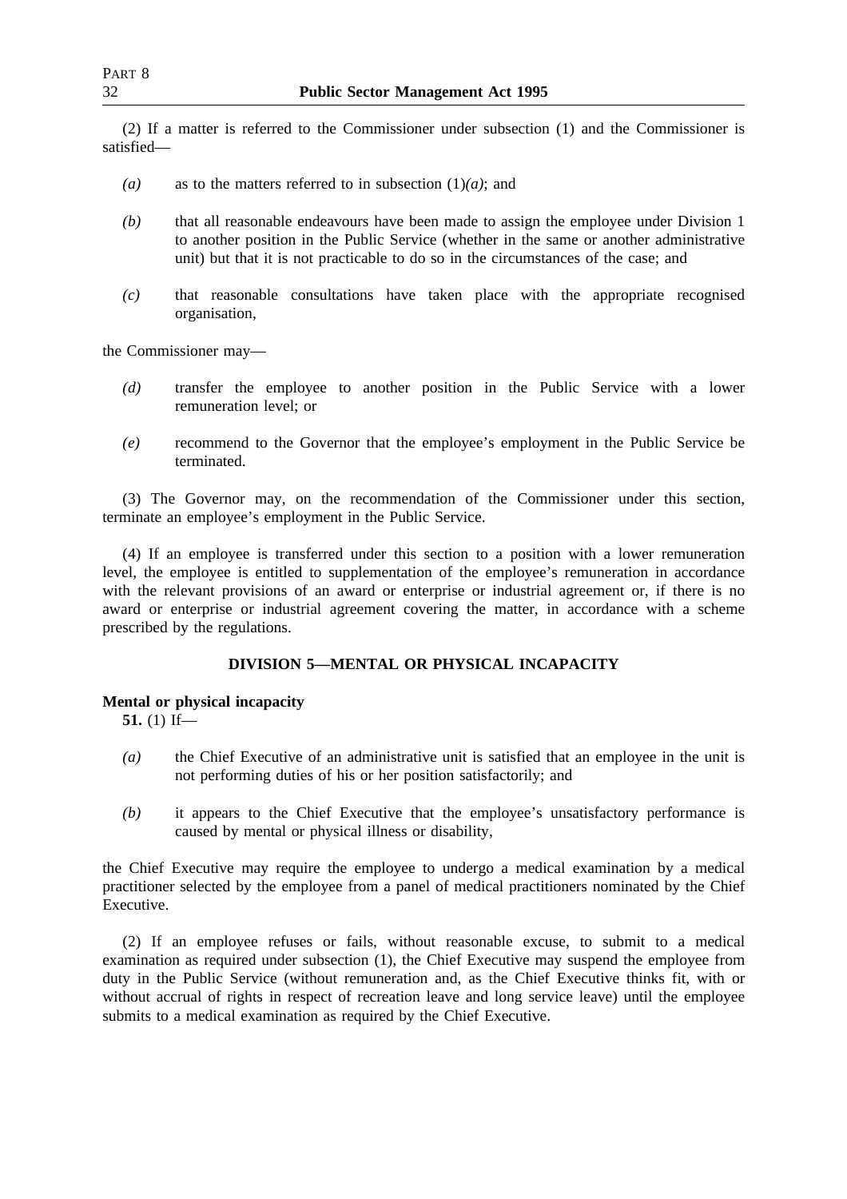(2) If a matter is referred to the Commissioner under subsection (1) and the Commissioner is satisfied—

*(a)* as to the matters referred to in subsection (1)*(a)*; and

*(b)* that all reasonable endeavours have been made to assign the employee under Division 1 to another position in the Public Service (whether in the same or another administrative unit) but that it is not practicable to do so in the circumstances of the case; and

*(c)* that reasonable consultations have taken place with the appropriate recognised organisation,

the Commissioner may—

*(d)* transfer the employee to another position in the Public Service with a lower remuneration level; or

*(e)* recommend to the Governor that the employee's employment in the Public Service be terminated.

(3) The Governor may, on the recommendation of the Commissioner under this section, terminate an employee's employment in the Public Service.

(4) If an employee is transferred under this section to a position with a lower remuneration level, the employee is entitled to supplementation of the employee's remuneration in accordance with the relevant provisions of an award or enterprise or industrial agreement or, if there is no award or enterprise or industrial agreement covering the matter, in accordance with a scheme prescribed by the regulations.

## DIVISION 5—MENTAL OR PHYSICAL INCAPACITY

**Mental or physical incapacity**

**51.** (1) If—

*(a)* the Chief Executive of an administrative unit is satisfied that an employee in the unit is not performing duties of his or her position satisfactorily; and

*(b)* it appears to the Chief Executive that the employee's unsatisfactory performance is caused by mental or physical illness or disability,

the Chief Executive may require the employee to undergo a medical examination by a medical practitioner selected by the employee from a panel of medical practitioners nominated by the Chief Executive.

(2) If an employee refuses or fails, without reasonable excuse, to submit to a medical examination as required under subsection (1), the Chief Executive may suspend the employee from duty in the Public Service (without remuneration and, as the Chief Executive thinks fit, with or without accrual of rights in respect of recreation leave and long service leave) until the employee submits to a medical examination as required by the Chief Executive.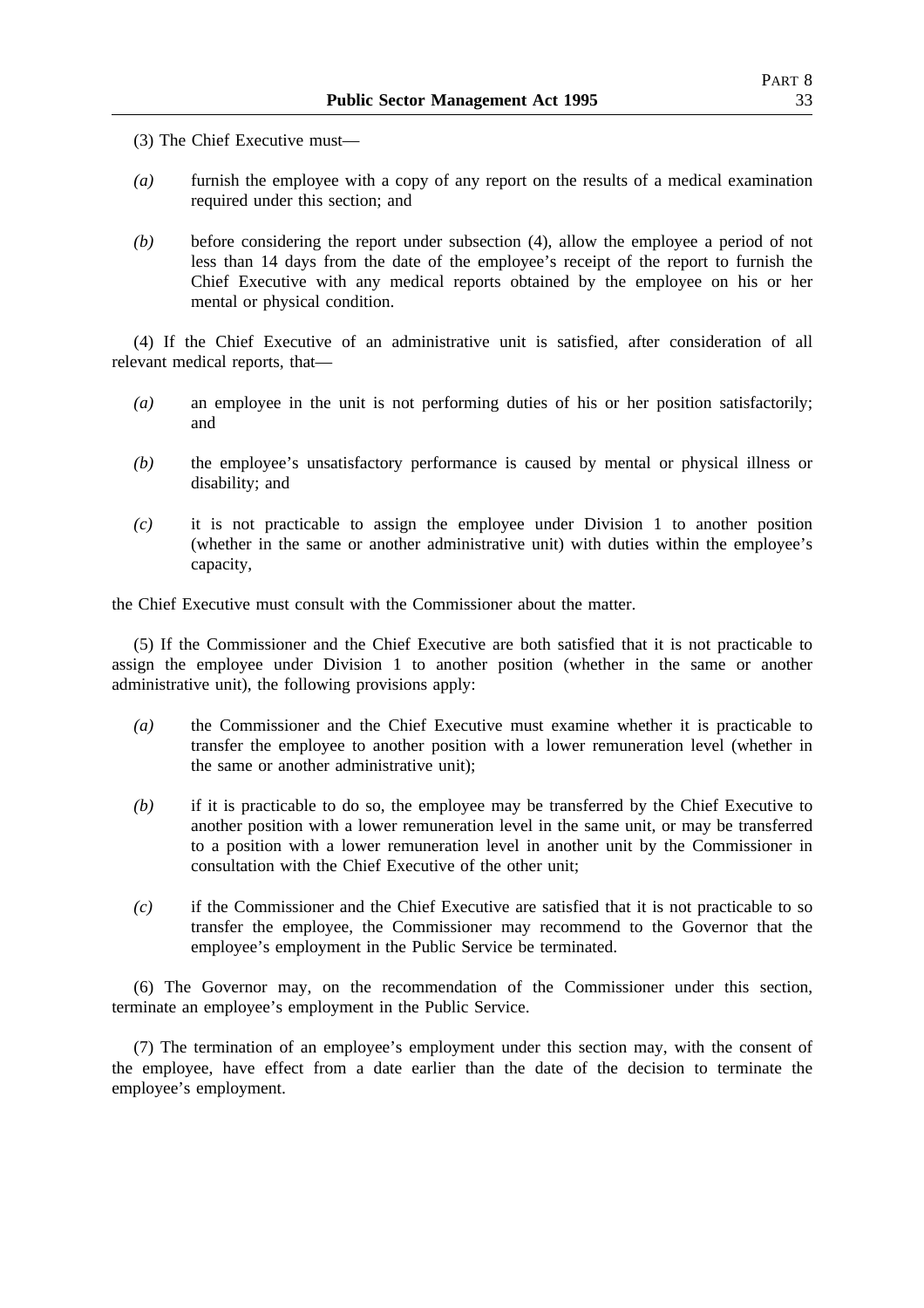(3) The Chief Executive must—

*(a)* furnish the employee with a copy of any report on the results of a medical examination required under this section; and

*(b)* before considering the report under subsection (4), allow the employee a period of not less than 14 days from the date of the employee's receipt of the report to furnish the Chief Executive with any medical reports obtained by the employee on his or her mental or physical condition.

(4) If the Chief Executive of an administrative unit is satisfied, after consideration of all relevant medical reports, that—

*(a)* an employee in the unit is not performing duties of his or her position satisfactorily; and

*(b)* the employee's unsatisfactory performance is caused by mental or physical illness or disability; and

*(c)* it is not practicable to assign the employee under Division 1 to another position (whether in the same or another administrative unit) with duties within the employee's capacity,

the Chief Executive must consult with the Commissioner about the matter.

(5) If the Commissioner and the Chief Executive are both satisfied that it is not practicable to assign the employee under Division 1 to another position (whether in the same or another administrative unit), the following provisions apply:

*(a)* the Commissioner and the Chief Executive must examine whether it is practicable to transfer the employee to another position with a lower remuneration level (whether in the same or another administrative unit);

*(b)* if it is practicable to do so, the employee may be transferred by the Chief Executive to another position with a lower remuneration level in the same unit, or may be transferred to a position with a lower remuneration level in another unit by the Commissioner in consultation with the Chief Executive of the other unit;

*(c)* if the Commissioner and the Chief Executive are satisfied that it is not practicable to so transfer the employee, the Commissioner may recommend to the Governor that the employee's employment in the Public Service be terminated.

(6) The Governor may, on the recommendation of the Commissioner under this section, terminate an employee's employment in the Public Service.

(7) The termination of an employee's employment under this section may, with the consent of the employee, have effect from a date earlier than the date of the decision to terminate the employee's employment.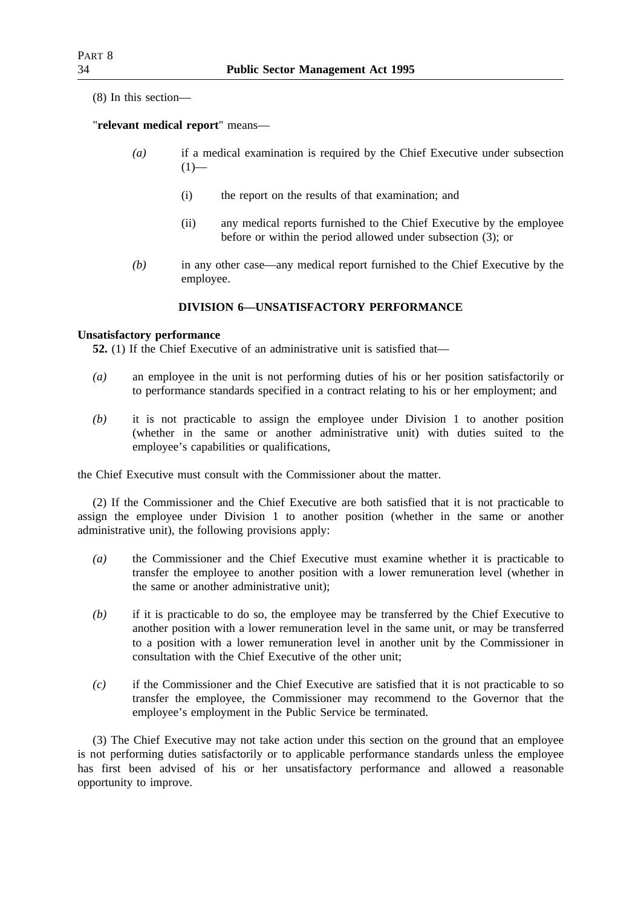(8) In this section—

"**relevant medical report**" means—

*(a)* if a medical examination is required by the Chief Executive under subsection (1)—

(i) the report on the results of that examination; and

(ii) any medical reports furnished to the Chief Executive by the employee before or within the period allowed under subsection (3); or

*(b)* in any other case—any medical report furnished to the Chief Executive by the employee.

## DIVISION 6—UNSATISFACTORY PERFORMANCE

**Unsatisfactory performance**

**52.** (1) If the Chief Executive of an administrative unit is satisfied that—

*(a)* an employee in the unit is not performing duties of his or her position satisfactorily or to performance standards specified in a contract relating to his or her employment; and

*(b)* it is not practicable to assign the employee under Division 1 to another position (whether in the same or another administrative unit) with duties suited to the employee's capabilities or qualifications,

the Chief Executive must consult with the Commissioner about the matter.

(2) If the Commissioner and the Chief Executive are both satisfied that it is not practicable to assign the employee under Division 1 to another position (whether in the same or another administrative unit), the following provisions apply:

*(a)* the Commissioner and the Chief Executive must examine whether it is practicable to transfer the employee to another position with a lower remuneration level (whether in the same or another administrative unit);

*(b)* if it is practicable to do so, the employee may be transferred by the Chief Executive to another position with a lower remuneration level in the same unit, or may be transferred to a position with a lower remuneration level in another unit by the Commissioner in consultation with the Chief Executive of the other unit;

*(c)* if the Commissioner and the Chief Executive are satisfied that it is not practicable to so transfer the employee, the Commissioner may recommend to the Governor that the employee's employment in the Public Service be terminated.

(3) The Chief Executive may not take action under this section on the ground that an employee is not performing duties satisfactorily or to applicable performance standards unless the employee has first been advised of his or her unsatisfactory performance and allowed a reasonable opportunity to improve.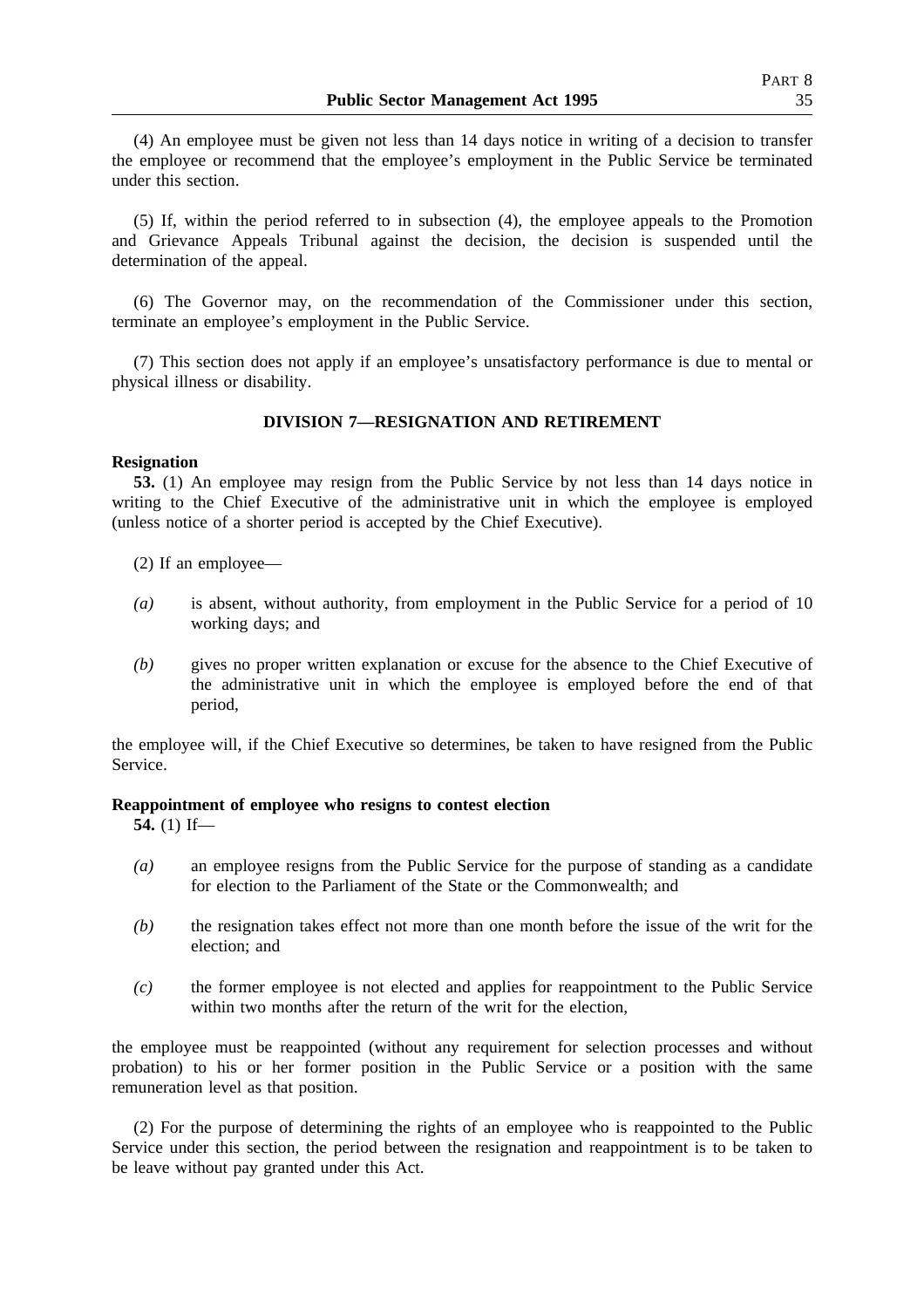(4) An employee must be given not less than 14 days notice in writing of a decision to transfer the employee or recommend that the employee's employment in the Public Service be terminated under this section.

(5) If, within the period referred to in subsection (4), the employee appeals to the Promotion and Grievance Appeals Tribunal against the decision, the decision is suspended until the determination of the appeal.

(6) The Governor may, on the recommendation of the Commissioner under this section, terminate an employee's employment in the Public Service.

(7) This section does not apply if an employee's unsatisfactory performance is due to mental or physical illness or disability.

## DIVISION 7—RESIGNATION AND RETIREMENT

**Resignation**

**53.** (1) An employee may resign from the Public Service by not less than 14 days notice in writing to the Chief Executive of the administrative unit in which the employee is employed (unless notice of a shorter period is accepted by the Chief Executive).

(2) If an employee—

*(a)* is absent, without authority, from employment in the Public Service for a period of 10 working days; and

*(b)* gives no proper written explanation or excuse for the absence to the Chief Executive of the administrative unit in which the employee is employed before the end of that period,

the employee will, if the Chief Executive so determines, be taken to have resigned from the Public Service.

**Reappointment of employee who resigns to contest election**

**54.** (1) If—

*(a)* an employee resigns from the Public Service for the purpose of standing as a candidate for election to the Parliament of the State or the Commonwealth; and

*(b)* the resignation takes effect not more than one month before the issue of the writ for the election; and

*(c)* the former employee is not elected and applies for reappointment to the Public Service within two months after the return of the writ for the election,

the employee must be reappointed (without any requirement for selection processes and without probation) to his or her former position in the Public Service or a position with the same remuneration level as that position.

(2) For the purpose of determining the rights of an employee who is reappointed to the Public Service under this section, the period between the resignation and reappointment is to be taken to be leave without pay granted under this Act.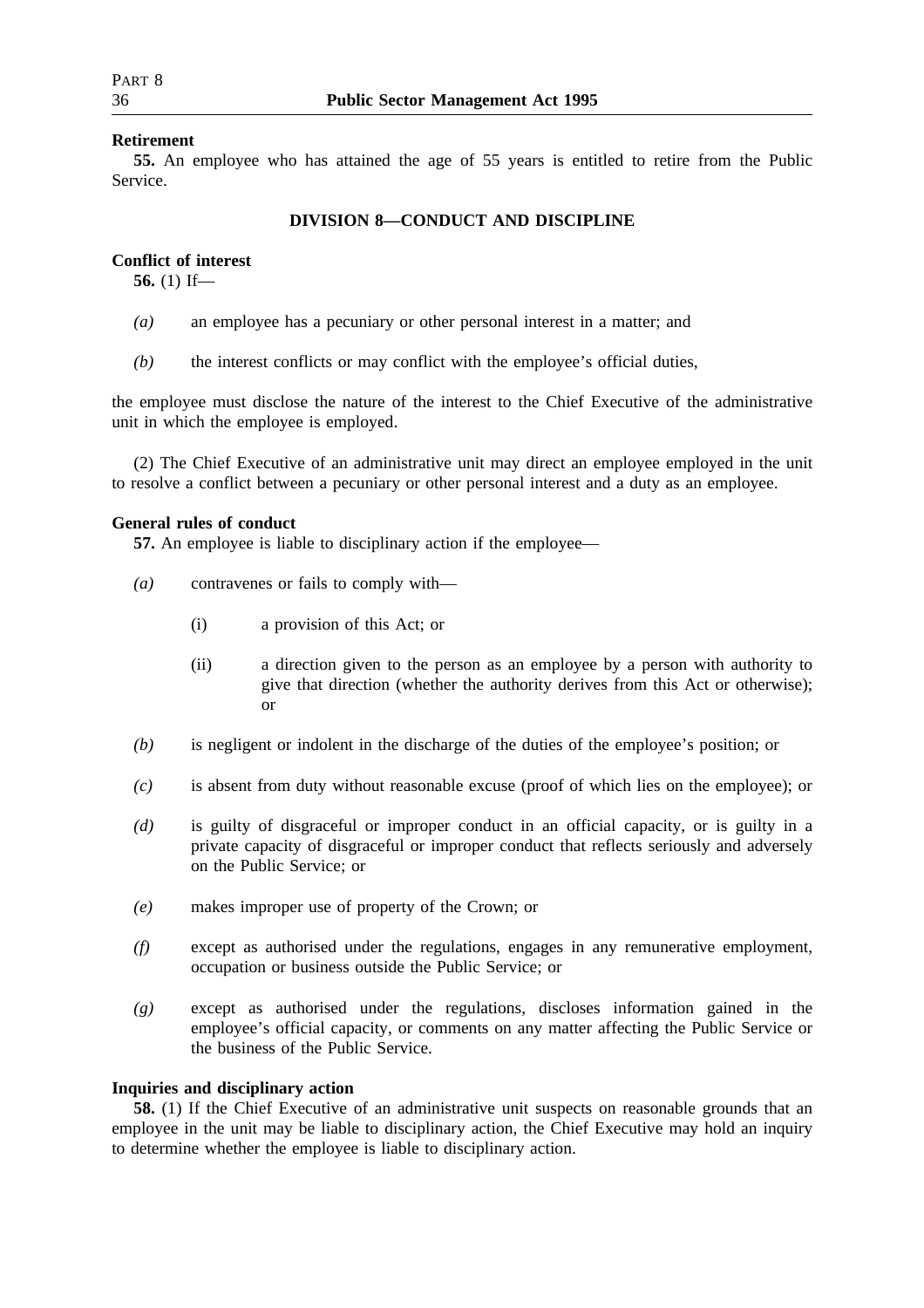**Retirement**

**55.** An employee who has attained the age of 55 years is entitled to retire from the Public Service.

## DIVISION 8—CONDUCT AND DISCIPLINE

**Conflict of interest**

**56.** (1) If—

*(a)* an employee has a pecuniary or other personal interest in a matter; and

*(b)* the interest conflicts or may conflict with the employee's official duties,

the employee must disclose the nature of the interest to the Chief Executive of the administrative unit in which the employee is employed.

(2) The Chief Executive of an administrative unit may direct an employee employed in the unit to resolve a conflict between a pecuniary or other personal interest and a duty as an employee.

**General rules of conduct**

**57.** An employee is liable to disciplinary action if the employee—

*(a)* contravenes or fails to comply with—

(i) a provision of this Act; or

(ii) a direction given to the person as an employee by a person with authority to give that direction (whether the authority derives from this Act or otherwise); or

*(b)* is negligent or indolent in the discharge of the duties of the employee's position; or

*(c)* is absent from duty without reasonable excuse (proof of which lies on the employee); or

*(d)* is guilty of disgraceful or improper conduct in an official capacity, or is guilty in a private capacity of disgraceful or improper conduct that reflects seriously and adversely on the Public Service; or

*(e)* makes improper use of property of the Crown; or

*(f)* except as authorised under the regulations, engages in any remunerative employment, occupation or business outside the Public Service; or

*(g)* except as authorised under the regulations, discloses information gained in the employee's official capacity, or comments on any matter affecting the Public Service or the business of the Public Service.

**Inquiries and disciplinary action**

**58.** (1) If the Chief Executive of an administrative unit suspects on reasonable grounds that an employee in the unit may be liable to disciplinary action, the Chief Executive may hold an inquiry to determine whether the employee is liable to disciplinary action.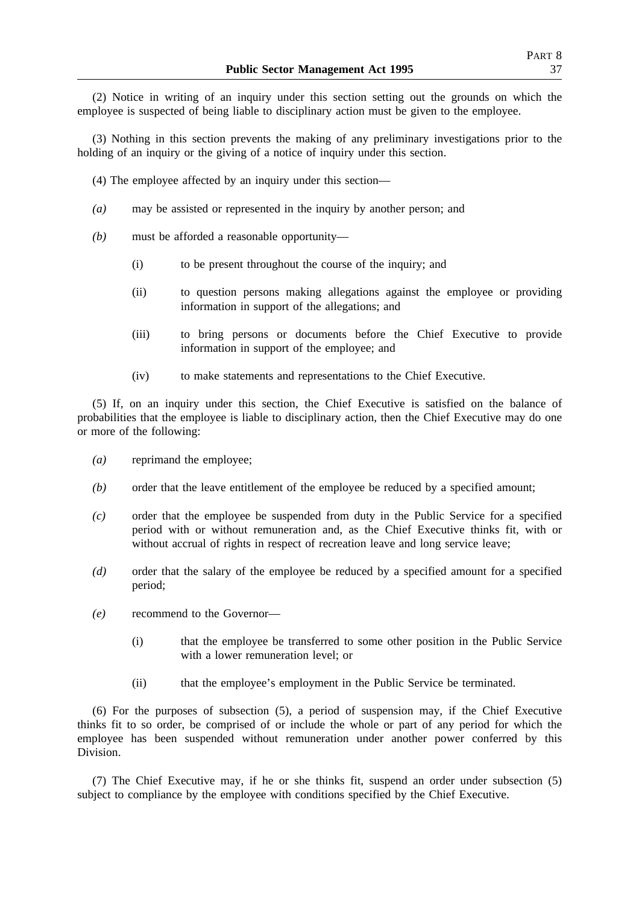(2) Notice in writing of an inquiry under this section setting out the grounds on which the employee is suspected of being liable to disciplinary action must be given to the employee.

(3) Nothing in this section prevents the making of any preliminary investigations prior to the holding of an inquiry or the giving of a notice of inquiry under this section.

(4) The employee affected by an inquiry under this section—

- *(a)* may be assisted or represented in the inquiry by another person; and
- *(b)* must be afforded a reasonable opportunity—
  - (i) to be present throughout the course of the inquiry; and
  - (ii) to question persons making allegations against the employee or providing information in support of the allegations; and
  - (iii) to bring persons or documents before the Chief Executive to provide information in support of the employee; and
  - (iv) to make statements and representations to the Chief Executive.

(5) If, on an inquiry under this section, the Chief Executive is satisfied on the balance of probabilities that the employee is liable to disciplinary action, then the Chief Executive may do one or more of the following:

- *(a)* reprimand the employee;
- *(b)* order that the leave entitlement of the employee be reduced by a specified amount;
- *(c)* order that the employee be suspended from duty in the Public Service for a specified period with or without remuneration and, as the Chief Executive thinks fit, with or without accrual of rights in respect of recreation leave and long service leave;
- *(d)* order that the salary of the employee be reduced by a specified amount for a specified period;
- *(e)* recommend to the Governor—
  - (i) that the employee be transferred to some other position in the Public Service with a lower remuneration level; or
  - (ii) that the employee's employment in the Public Service be terminated.

(6) For the purposes of subsection (5), a period of suspension may, if the Chief Executive thinks fit to so order, be comprised of or include the whole or part of any period for which the employee has been suspended without remuneration under another power conferred by this Division.

(7) The Chief Executive may, if he or she thinks fit, suspend an order under subsection (5) subject to compliance by the employee with conditions specified by the Chief Executive.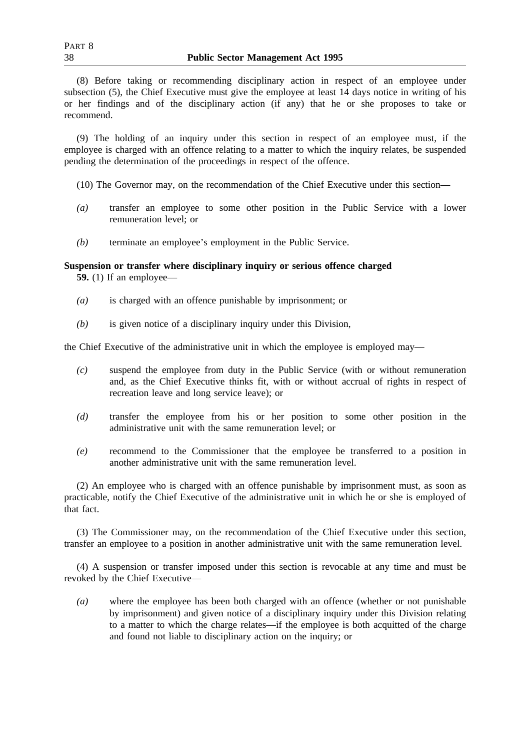(8) Before taking or recommending disciplinary action in respect of an employee under subsection (5), the Chief Executive must give the employee at least 14 days notice in writing of his or her findings and of the disciplinary action (if any) that he or she proposes to take or recommend.

(9) The holding of an inquiry under this section in respect of an employee must, if the employee is charged with an offence relating to a matter to which the inquiry relates, be suspended pending the determination of the proceedings in respect of the offence.

(10) The Governor may, on the recommendation of the Chief Executive under this section—

*(a)* transfer an employee to some other position in the Public Service with a lower remuneration level; or

*(b)* terminate an employee's employment in the Public Service.

**Suspension or transfer where disciplinary inquiry or serious offence charged**

**59.** (1) If an employee—

*(a)* is charged with an offence punishable by imprisonment; or

*(b)* is given notice of a disciplinary inquiry under this Division,

the Chief Executive of the administrative unit in which the employee is employed may—

*(c)* suspend the employee from duty in the Public Service (with or without remuneration and, as the Chief Executive thinks fit, with or without accrual of rights in respect of recreation leave and long service leave); or

*(d)* transfer the employee from his or her position to some other position in the administrative unit with the same remuneration level; or

*(e)* recommend to the Commissioner that the employee be transferred to a position in another administrative unit with the same remuneration level.

(2) An employee who is charged with an offence punishable by imprisonment must, as soon as practicable, notify the Chief Executive of the administrative unit in which he or she is employed of that fact.

(3) The Commissioner may, on the recommendation of the Chief Executive under this section, transfer an employee to a position in another administrative unit with the same remuneration level.

(4) A suspension or transfer imposed under this section is revocable at any time and must be revoked by the Chief Executive—

*(a)* where the employee has been both charged with an offence (whether or not punishable by imprisonment) and given notice of a disciplinary inquiry under this Division relating to a matter to which the charge relates—if the employee is both acquitted of the charge and found not liable to disciplinary action on the inquiry; or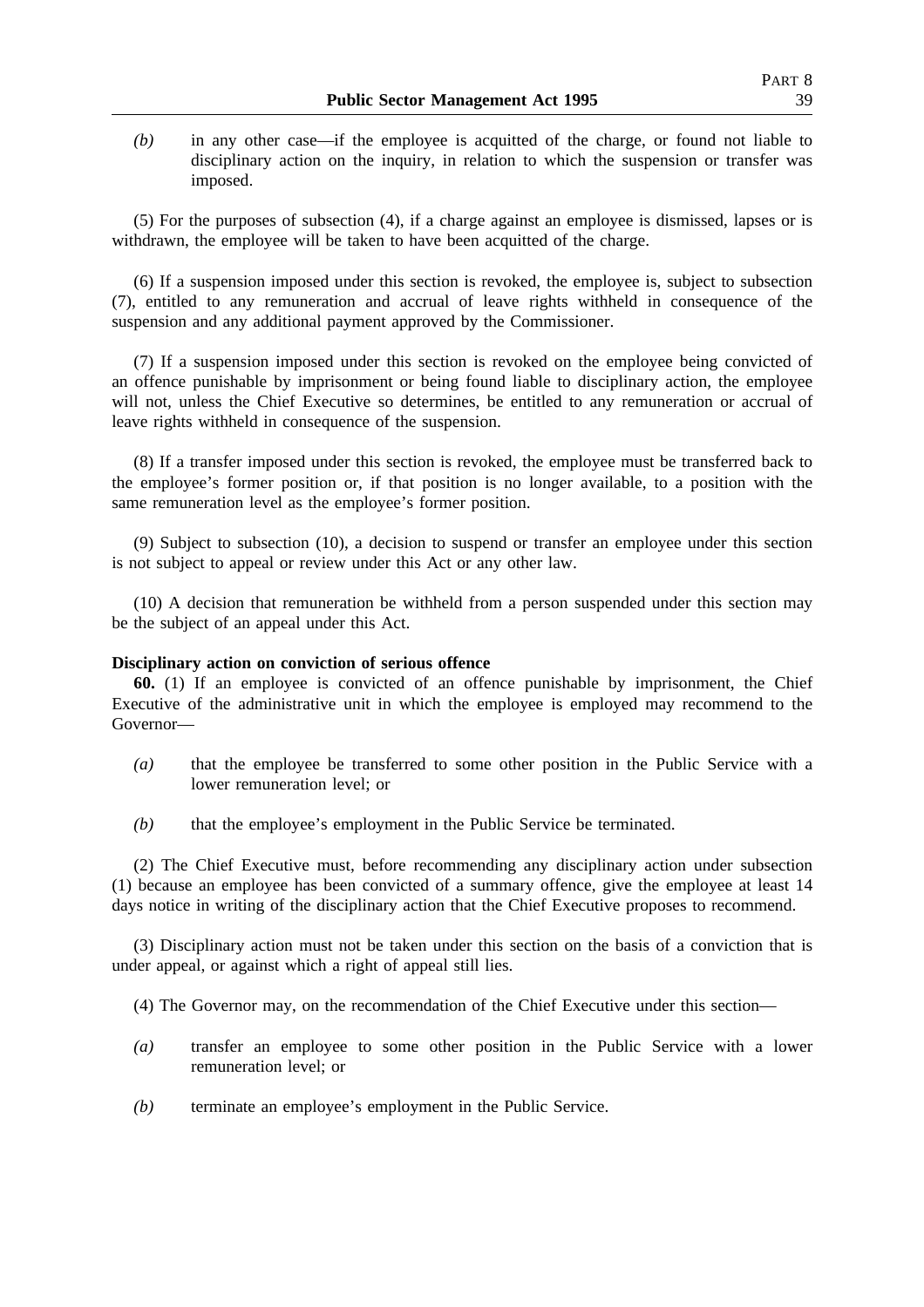*(b)* in any other case—if the employee is acquitted of the charge, or found not liable to disciplinary action on the inquiry, in relation to which the suspension or transfer was imposed.

(5) For the purposes of subsection (4), if a charge against an employee is dismissed, lapses or is withdrawn, the employee will be taken to have been acquitted of the charge.

(6) If a suspension imposed under this section is revoked, the employee is, subject to subsection (7), entitled to any remuneration and accrual of leave rights withheld in consequence of the suspension and any additional payment approved by the Commissioner.

(7) If a suspension imposed under this section is revoked on the employee being convicted of an offence punishable by imprisonment or being found liable to disciplinary action, the employee will not, unless the Chief Executive so determines, be entitled to any remuneration or accrual of leave rights withheld in consequence of the suspension.

(8) If a transfer imposed under this section is revoked, the employee must be transferred back to the employee's former position or, if that position is no longer available, to a position with the same remuneration level as the employee's former position.

(9) Subject to subsection (10), a decision to suspend or transfer an employee under this section is not subject to appeal or review under this Act or any other law.

(10) A decision that remuneration be withheld from a person suspended under this section may be the subject of an appeal under this Act.

**Disciplinary action on conviction of serious offence**

**60.** (1) If an employee is convicted of an offence punishable by imprisonment, the Chief Executive of the administrative unit in which the employee is employed may recommend to the Governor—

*(a)* that the employee be transferred to some other position in the Public Service with a lower remuneration level; or

*(b)* that the employee's employment in the Public Service be terminated.

(2) The Chief Executive must, before recommending any disciplinary action under subsection (1) because an employee has been convicted of a summary offence, give the employee at least 14 days notice in writing of the disciplinary action that the Chief Executive proposes to recommend.

(3) Disciplinary action must not be taken under this section on the basis of a conviction that is under appeal, or against which a right of appeal still lies.

(4) The Governor may, on the recommendation of the Chief Executive under this section—

*(a)* transfer an employee to some other position in the Public Service with a lower remuneration level; or

*(b)* terminate an employee's employment in the Public Service.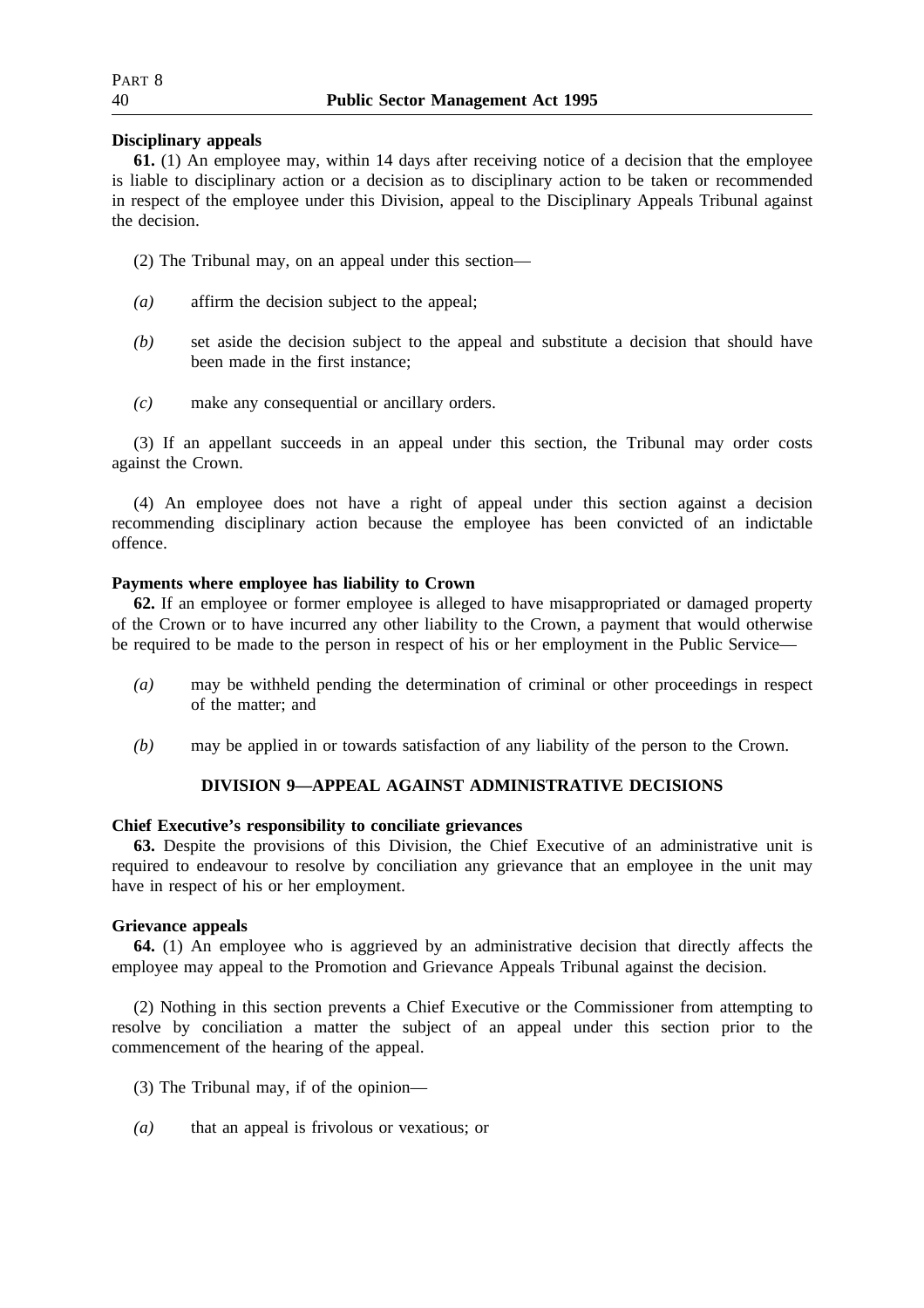**Disciplinary appeals**

**61.** (1) An employee may, within 14 days after receiving notice of a decision that the employee is liable to disciplinary action or a decision as to disciplinary action to be taken or recommended in respect of the employee under this Division, appeal to the Disciplinary Appeals Tribunal against the decision.

(2) The Tribunal may, on an appeal under this section—

*(a)* affirm the decision subject to the appeal;

*(b)* set aside the decision subject to the appeal and substitute a decision that should have been made in the first instance;

*(c)* make any consequential or ancillary orders.

(3) If an appellant succeeds in an appeal under this section, the Tribunal may order costs against the Crown.

(4) An employee does not have a right of appeal under this section against a decision recommending disciplinary action because the employee has been convicted of an indictable offence.

**Payments where employee has liability to Crown**

**62.** If an employee or former employee is alleged to have misappropriated or damaged property of the Crown or to have incurred any other liability to the Crown, a payment that would otherwise be required to be made to the person in respect of his or her employment in the Public Service—

*(a)* may be withheld pending the determination of criminal or other proceedings in respect of the matter; and

*(b)* may be applied in or towards satisfaction of any liability of the person to the Crown.

## DIVISION 9—APPEAL AGAINST ADMINISTRATIVE DECISIONS

**Chief Executive's responsibility to conciliate grievances**

**63.** Despite the provisions of this Division, the Chief Executive of an administrative unit is required to endeavour to resolve by conciliation any grievance that an employee in the unit may have in respect of his or her employment.

**Grievance appeals**

**64.** (1) An employee who is aggrieved by an administrative decision that directly affects the employee may appeal to the Promotion and Grievance Appeals Tribunal against the decision.

(2) Nothing in this section prevents a Chief Executive or the Commissioner from attempting to resolve by conciliation a matter the subject of an appeal under this section prior to the commencement of the hearing of the appeal.

(3) The Tribunal may, if of the opinion—

*(a)* that an appeal is frivolous or vexatious; or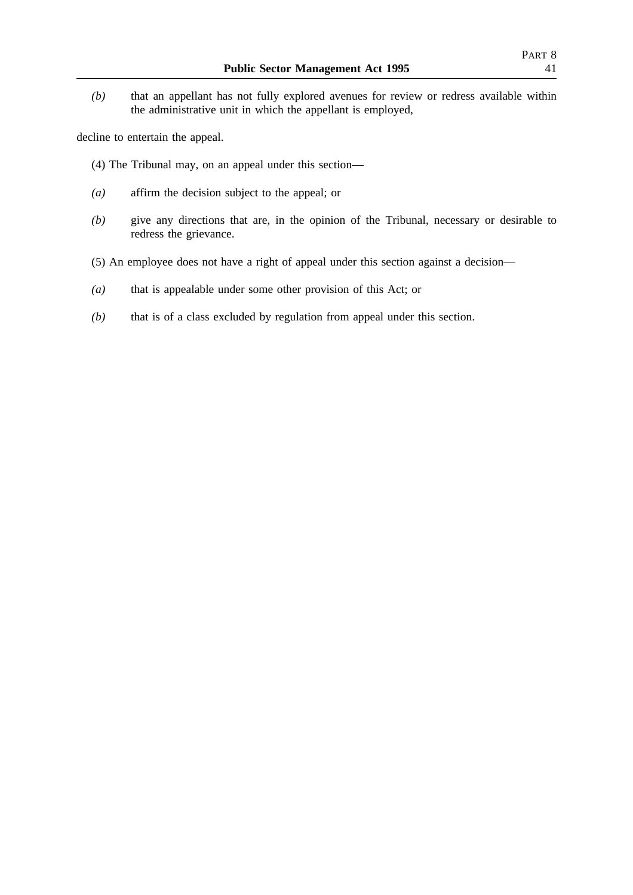*(b)* that an appellant has not fully explored avenues for review or redress available within the administrative unit in which the appellant is employed,

decline to entertain the appeal.

(4) The Tribunal may, on an appeal under this section—

*(a)* affirm the decision subject to the appeal; or

*(b)* give any directions that are, in the opinion of the Tribunal, necessary or desirable to redress the grievance.

(5) An employee does not have a right of appeal under this section against a decision—

*(a)* that is appealable under some other provision of this Act; or

*(b)* that is of a class excluded by regulation from appeal under this section.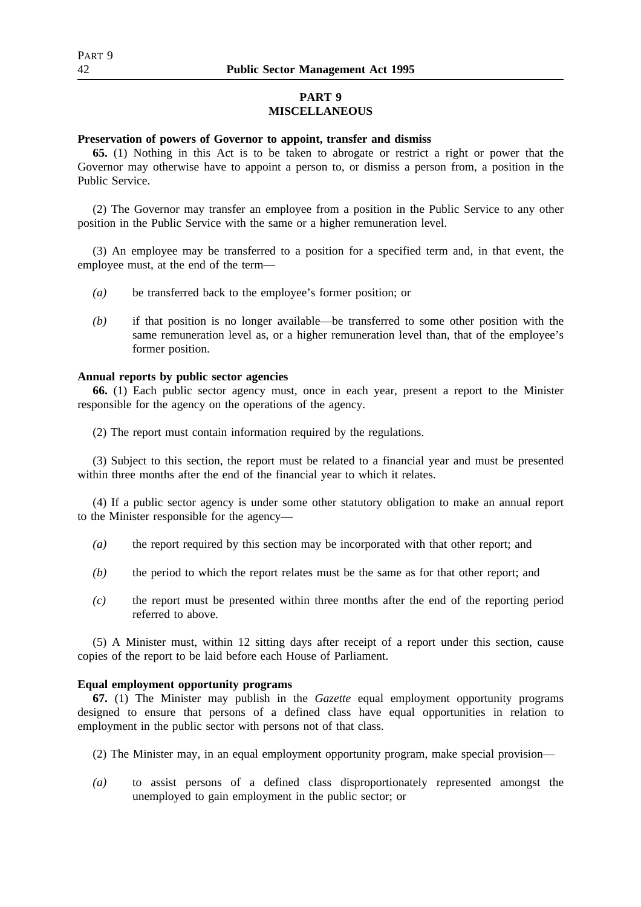# PART 9
# MISCELLANEOUS

**Preservation of powers of Governor to appoint, transfer and dismiss**

**65.** (1) Nothing in this Act is to be taken to abrogate or restrict a right or power that the Governor may otherwise have to appoint a person to, or dismiss a person from, a position in the Public Service.

(2) The Governor may transfer an employee from a position in the Public Service to any other position in the Public Service with the same or a higher remuneration level.

(3) An employee may be transferred to a position for a specified term and, in that event, the employee must, at the end of the term—

*(a)* be transferred back to the employee's former position; or

*(b)* if that position is no longer available—be transferred to some other position with the same remuneration level as, or a higher remuneration level than, that of the employee's former position.

**Annual reports by public sector agencies**

**66.** (1) Each public sector agency must, once in each year, present a report to the Minister responsible for the agency on the operations of the agency.

(2) The report must contain information required by the regulations.

(3) Subject to this section, the report must be related to a financial year and must be presented within three months after the end of the financial year to which it relates.

(4) If a public sector agency is under some other statutory obligation to make an annual report to the Minister responsible for the agency—

*(a)* the report required by this section may be incorporated with that other report; and

*(b)* the period to which the report relates must be the same as for that other report; and

*(c)* the report must be presented within three months after the end of the reporting period referred to above.

(5) A Minister must, within 12 sitting days after receipt of a report under this section, cause copies of the report to be laid before each House of Parliament.

**Equal employment opportunity programs**

**67.** (1) The Minister may publish in the *Gazette* equal employment opportunity programs designed to ensure that persons of a defined class have equal opportunities in relation to employment in the public sector with persons not of that class.

(2) The Minister may, in an equal employment opportunity program, make special provision—

*(a)* to assist persons of a defined class disproportionately represented amongst the unemployed to gain employment in the public sector; or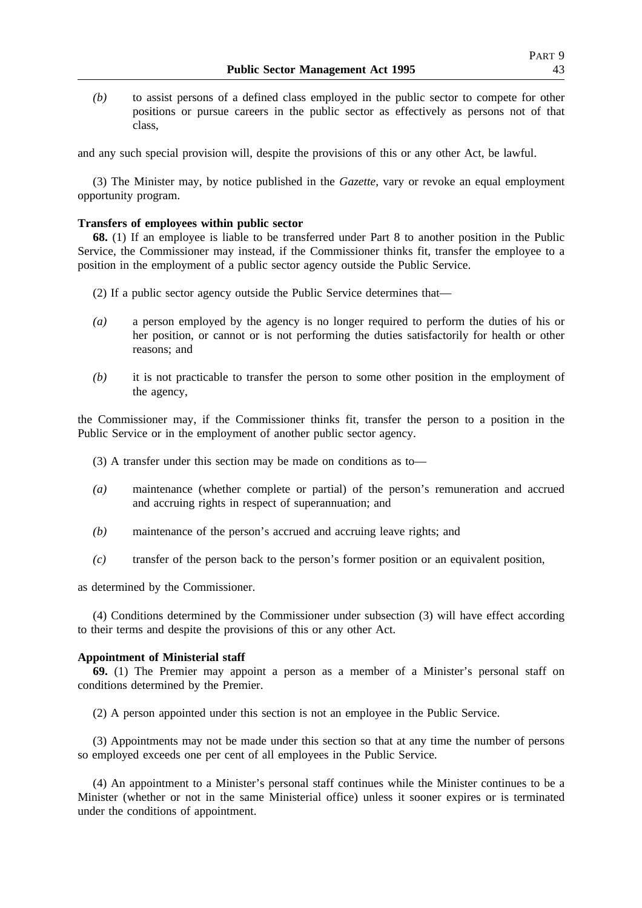*(b)* to assist persons of a defined class employed in the public sector to compete for other positions or pursue careers in the public sector as effectively as persons not of that class,

and any such special provision will, despite the provisions of this or any other Act, be lawful.

(3) The Minister may, by notice published in the *Gazette*, vary or revoke an equal employment opportunity program.

**Transfers of employees within public sector**

**68.** (1) If an employee is liable to be transferred under Part 8 to another position in the Public Service, the Commissioner may instead, if the Commissioner thinks fit, transfer the employee to a position in the employment of a public sector agency outside the Public Service.

(2) If a public sector agency outside the Public Service determines that—

*(a)* a person employed by the agency is no longer required to perform the duties of his or her position, or cannot or is not performing the duties satisfactorily for health or other reasons; and

*(b)* it is not practicable to transfer the person to some other position in the employment of the agency,

the Commissioner may, if the Commissioner thinks fit, transfer the person to a position in the Public Service or in the employment of another public sector agency.

(3) A transfer under this section may be made on conditions as to—

*(a)* maintenance (whether complete or partial) of the person's remuneration and accrued and accruing rights in respect of superannuation; and

*(b)* maintenance of the person's accrued and accruing leave rights; and

*(c)* transfer of the person back to the person's former position or an equivalent position,

as determined by the Commissioner.

(4) Conditions determined by the Commissioner under subsection (3) will have effect according to their terms and despite the provisions of this or any other Act.

**Appointment of Ministerial staff**

**69.** (1) The Premier may appoint a person as a member of a Minister's personal staff on conditions determined by the Premier.

(2) A person appointed under this section is not an employee in the Public Service.

(3) Appointments may not be made under this section so that at any time the number of persons so employed exceeds one per cent of all employees in the Public Service.

(4) An appointment to a Minister's personal staff continues while the Minister continues to be a Minister (whether or not in the same Ministerial office) unless it sooner expires or is terminated under the conditions of appointment.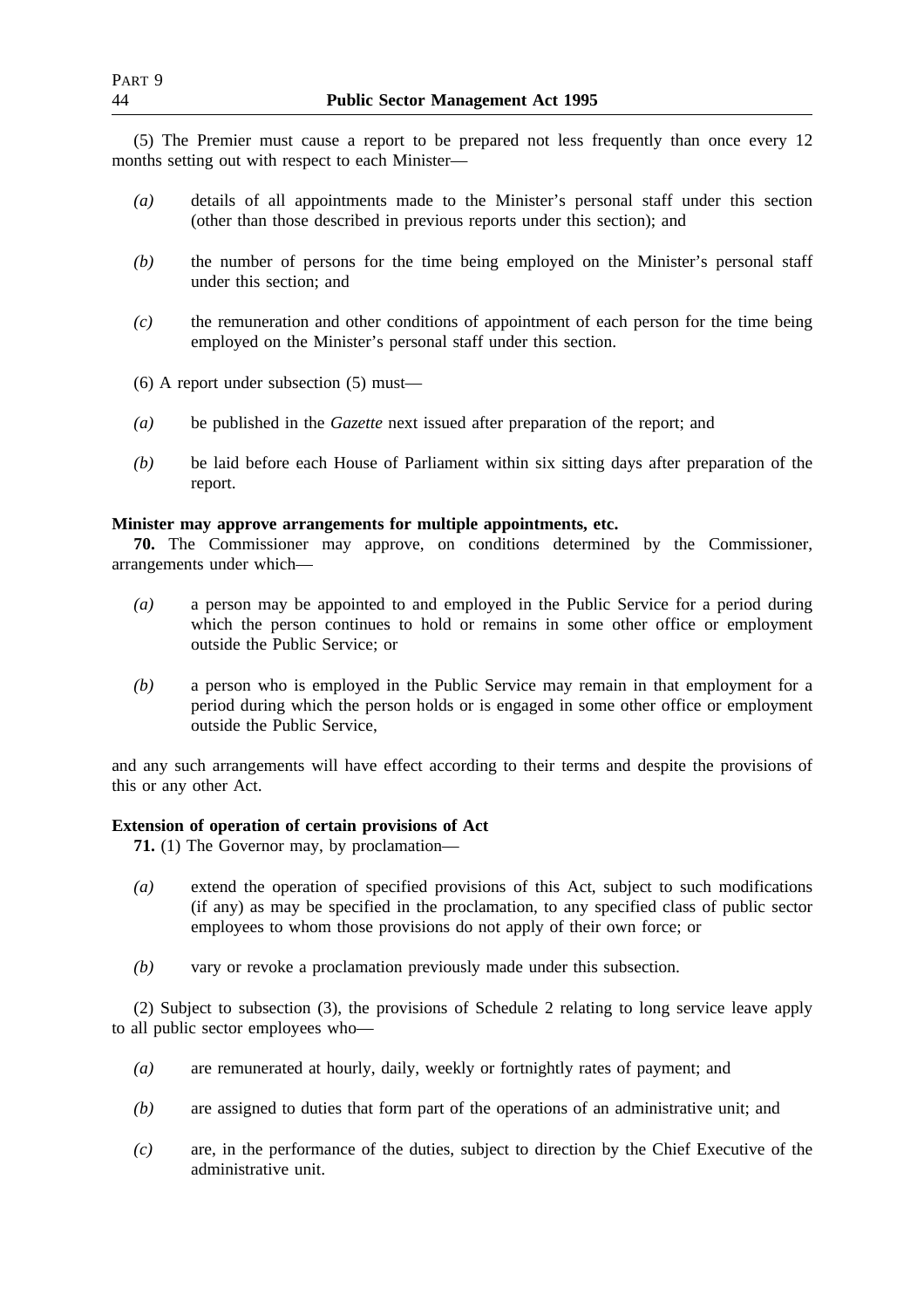(5) The Premier must cause a report to be prepared not less frequently than once every 12 months setting out with respect to each Minister—

- *(a)* details of all appointments made to the Minister's personal staff under this section (other than those described in previous reports under this section); and
- *(b)* the number of persons for the time being employed on the Minister's personal staff under this section; and
- *(c)* the remuneration and other conditions of appointment of each person for the time being employed on the Minister's personal staff under this section.

(6) A report under subsection (5) must—

- *(a)* be published in the *Gazette* next issued after preparation of the report; and
- *(b)* be laid before each House of Parliament within six sitting days after preparation of the report.

**Minister may approve arrangements for multiple appointments, etc.**

**70.** The Commissioner may approve, on conditions determined by the Commissioner, arrangements under which—

- *(a)* a person may be appointed to and employed in the Public Service for a period during which the person continues to hold or remains in some other office or employment outside the Public Service; or
- *(b)* a person who is employed in the Public Service may remain in that employment for a period during which the person holds or is engaged in some other office or employment outside the Public Service,

and any such arrangements will have effect according to their terms and despite the provisions of this or any other Act.

**Extension of operation of certain provisions of Act**

**71.** (1) The Governor may, by proclamation—

- *(a)* extend the operation of specified provisions of this Act, subject to such modifications (if any) as may be specified in the proclamation, to any specified class of public sector employees to whom those provisions do not apply of their own force; or
- *(b)* vary or revoke a proclamation previously made under this subsection.

(2) Subject to subsection (3), the provisions of Schedule 2 relating to long service leave apply to all public sector employees who—

- *(a)* are remunerated at hourly, daily, weekly or fortnightly rates of payment; and
- *(b)* are assigned to duties that form part of the operations of an administrative unit; and
- *(c)* are, in the performance of the duties, subject to direction by the Chief Executive of the administrative unit.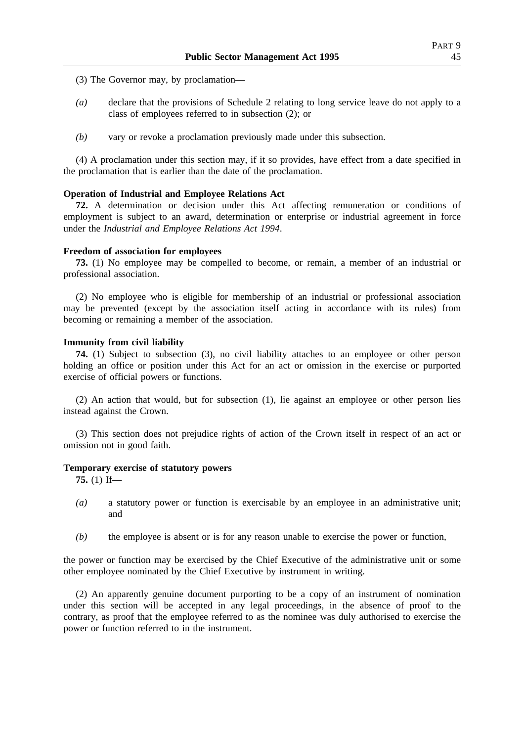(3) The Governor may, by proclamation—

*(a)* declare that the provisions of Schedule 2 relating to long service leave do not apply to a class of employees referred to in subsection (2); or

*(b)* vary or revoke a proclamation previously made under this subsection.

(4) A proclamation under this section may, if it so provides, have effect from a date specified in the proclamation that is earlier than the date of the proclamation.

**Operation of Industrial and Employee Relations Act**

**72.** A determination or decision under this Act affecting remuneration or conditions of employment is subject to an award, determination or enterprise or industrial agreement in force under the *Industrial and Employee Relations Act 1994*.

**Freedom of association for employees**

**73.** (1) No employee may be compelled to become, or remain, a member of an industrial or professional association.

(2) No employee who is eligible for membership of an industrial or professional association may be prevented (except by the association itself acting in accordance with its rules) from becoming or remaining a member of the association.

**Immunity from civil liability**

**74.** (1) Subject to subsection (3), no civil liability attaches to an employee or other person holding an office or position under this Act for an act or omission in the exercise or purported exercise of official powers or functions.

(2) An action that would, but for subsection (1), lie against an employee or other person lies instead against the Crown.

(3) This section does not prejudice rights of action of the Crown itself in respect of an act or omission not in good faith.

**Temporary exercise of statutory powers**

**75.** (1) If—

*(a)* a statutory power or function is exercisable by an employee in an administrative unit; and

*(b)* the employee is absent or is for any reason unable to exercise the power or function,

the power or function may be exercised by the Chief Executive of the administrative unit or some other employee nominated by the Chief Executive by instrument in writing.

(2) An apparently genuine document purporting to be a copy of an instrument of nomination under this section will be accepted in any legal proceedings, in the absence of proof to the contrary, as proof that the employee referred to as the nominee was duly authorised to exercise the power or function referred to in the instrument.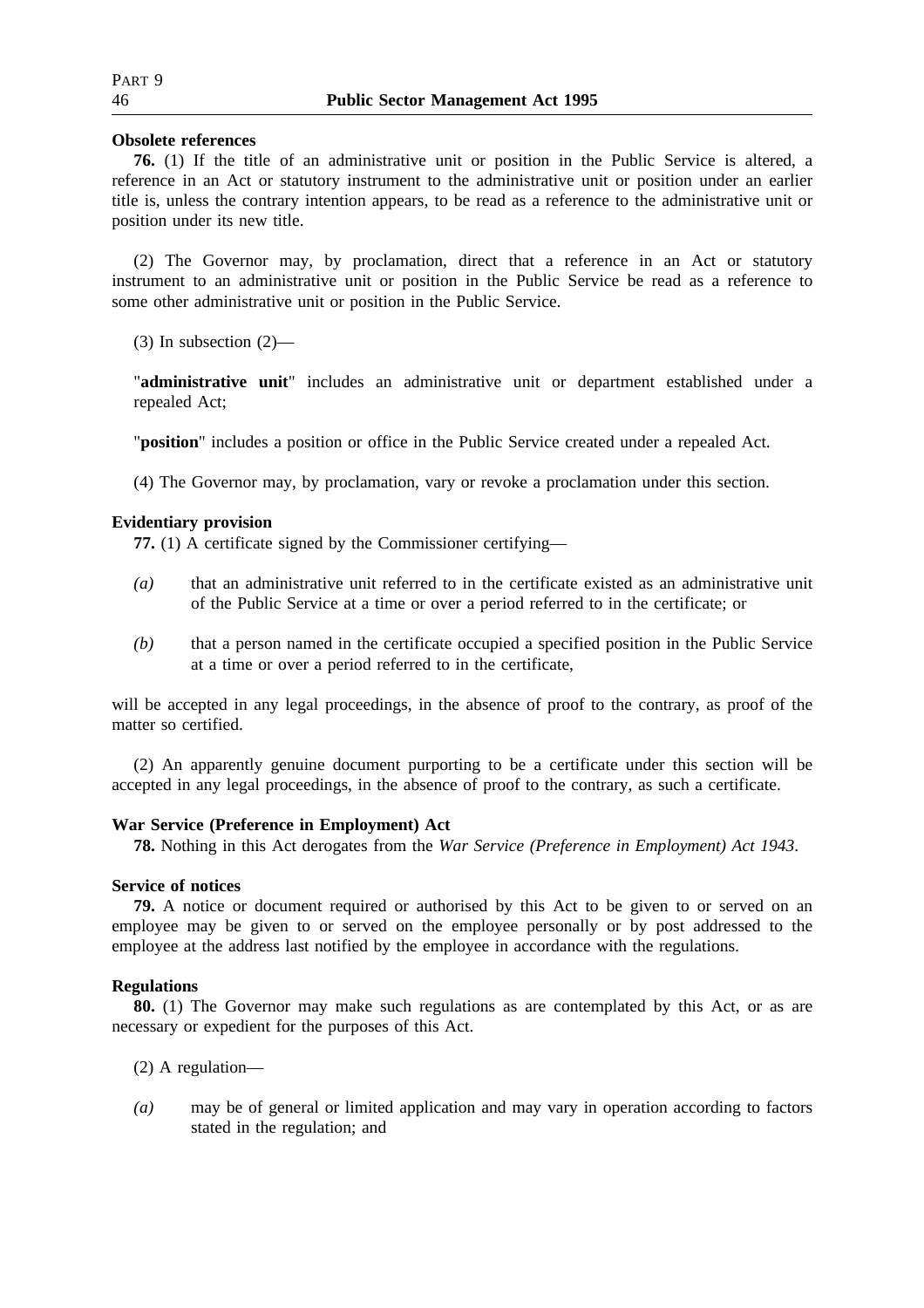**Obsolete references**

**76.** (1) If the title of an administrative unit or position in the Public Service is altered, a reference in an Act or statutory instrument to the administrative unit or position under an earlier title is, unless the contrary intention appears, to be read as a reference to the administrative unit or position under its new title.

(2) The Governor may, by proclamation, direct that a reference in an Act or statutory instrument to an administrative unit or position in the Public Service be read as a reference to some other administrative unit or position in the Public Service.

(3) In subsection (2)—

"**administrative unit**" includes an administrative unit or department established under a repealed Act;

"**position**" includes a position or office in the Public Service created under a repealed Act.

(4) The Governor may, by proclamation, vary or revoke a proclamation under this section.

**Evidentiary provision**

**77.** (1) A certificate signed by the Commissioner certifying—

*(a)* that an administrative unit referred to in the certificate existed as an administrative unit of the Public Service at a time or over a period referred to in the certificate; or

*(b)* that a person named in the certificate occupied a specified position in the Public Service at a time or over a period referred to in the certificate,

will be accepted in any legal proceedings, in the absence of proof to the contrary, as proof of the matter so certified.

(2) An apparently genuine document purporting to be a certificate under this section will be accepted in any legal proceedings, in the absence of proof to the contrary, as such a certificate.

**War Service (Preference in Employment) Act**

**78.** Nothing in this Act derogates from the *War Service (Preference in Employment) Act 1943*.

**Service of notices**

**79.** A notice or document required or authorised by this Act to be given to or served on an employee may be given to or served on the employee personally or by post addressed to the employee at the address last notified by the employee in accordance with the regulations.

**Regulations**

**80.** (1) The Governor may make such regulations as are contemplated by this Act, or as are necessary or expedient for the purposes of this Act.

(2) A regulation—

*(a)* may be of general or limited application and may vary in operation according to factors stated in the regulation; and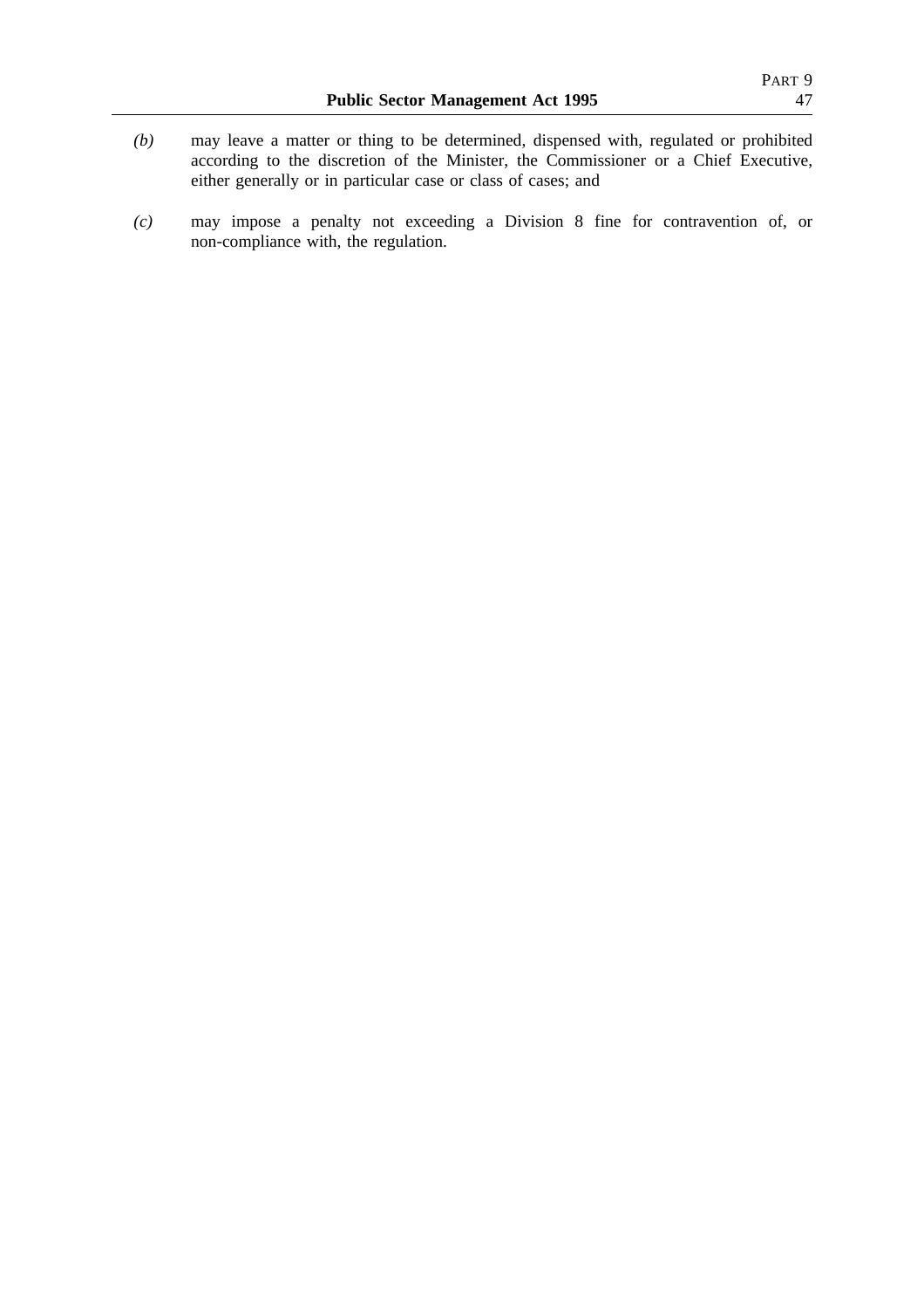*(b)* may leave a matter or thing to be determined, dispensed with, regulated or prohibited according to the discretion of the Minister, the Commissioner or a Chief Executive, either generally or in particular case or class of cases; and

*(c)* may impose a penalty not exceeding a Division 8 fine for contravention of, or non-compliance with, the regulation.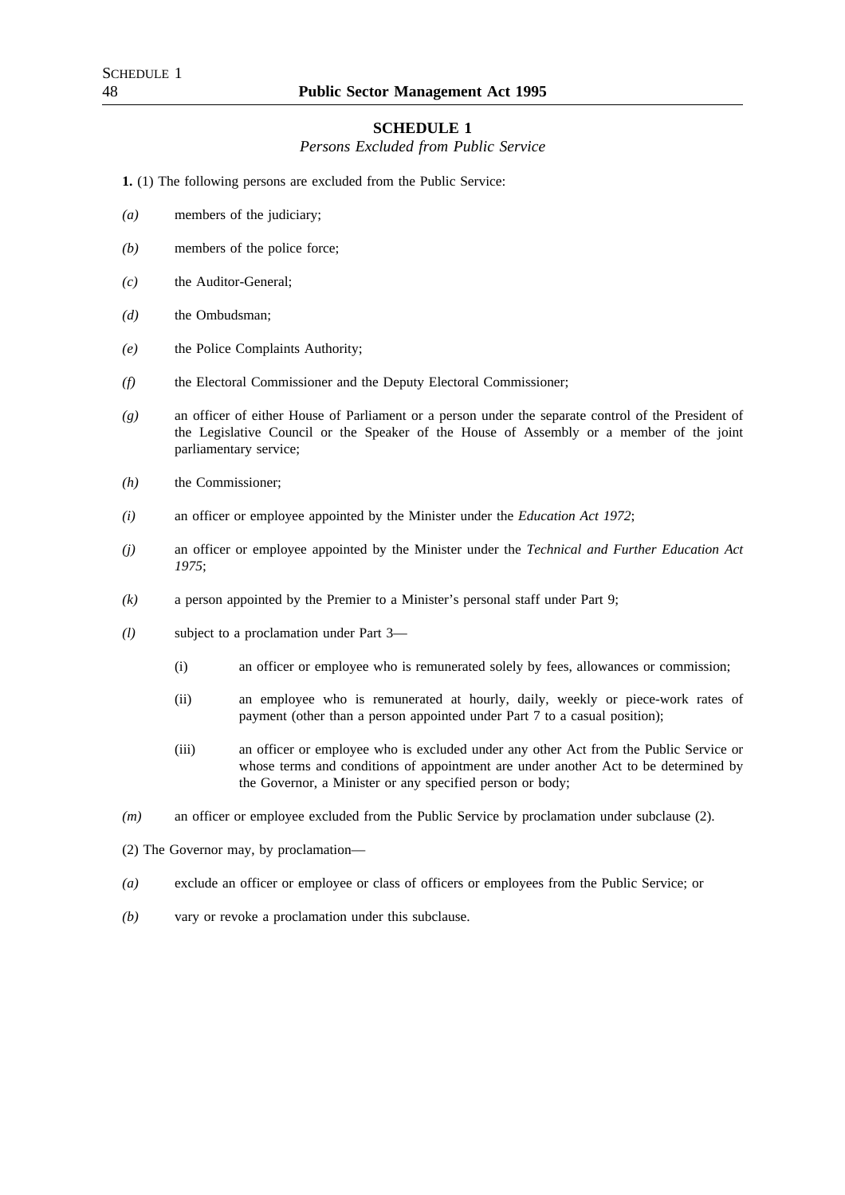## SCHEDULE 1

*Persons Excluded from Public Service*

**1.** (1) The following persons are excluded from the Public Service:

*(a)* members of the judiciary;

*(b)* members of the police force;

*(c)* the Auditor-General;

*(d)* the Ombudsman;

*(e)* the Police Complaints Authority;

*(f)* the Electoral Commissioner and the Deputy Electoral Commissioner;

*(g)* an officer of either House of Parliament or a person under the separate control of the President of the Legislative Council or the Speaker of the House of Assembly or a member of the joint parliamentary service;

*(h)* the Commissioner;

*(i)* an officer or employee appointed by the Minister under the *Education Act 1972*;

*(j)* an officer or employee appointed by the Minister under the *Technical and Further Education Act 1975*;

*(k)* a person appointed by the Premier to a Minister's personal staff under Part 9;

*(l)* subject to a proclamation under Part 3—

(i) an officer or employee who is remunerated solely by fees, allowances or commission;

(ii) an employee who is remunerated at hourly, daily, weekly or piece-work rates of payment (other than a person appointed under Part 7 to a casual position);

(iii) an officer or employee who is excluded under any other Act from the Public Service or whose terms and conditions of appointment are under another Act to be determined by the Governor, a Minister or any specified person or body;

*(m)* an officer or employee excluded from the Public Service by proclamation under subclause (2).

(2) The Governor may, by proclamation—

*(a)* exclude an officer or employee or class of officers or employees from the Public Service; or

*(b)* vary or revoke a proclamation under this subclause.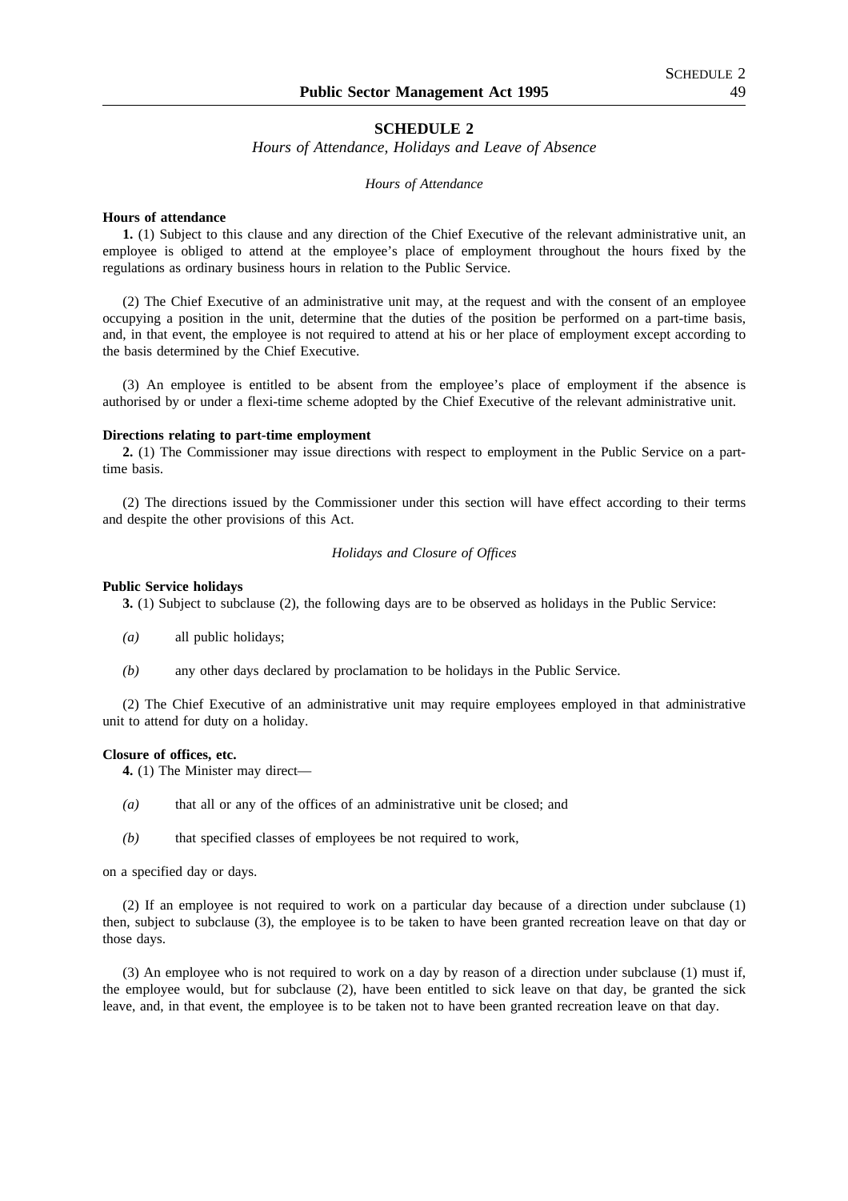# SCHEDULE 2

*Hours of Attendance, Holidays and Leave of Absence*

*Hours of Attendance*

**Hours of attendance**

**1.** (1) Subject to this clause and any direction of the Chief Executive of the relevant administrative unit, an employee is obliged to attend at the employee's place of employment throughout the hours fixed by the regulations as ordinary business hours in relation to the Public Service.

(2) The Chief Executive of an administrative unit may, at the request and with the consent of an employee occupying a position in the unit, determine that the duties of the position be performed on a part-time basis, and, in that event, the employee is not required to attend at his or her place of employment except according to the basis determined by the Chief Executive.

(3) An employee is entitled to be absent from the employee's place of employment if the absence is authorised by or under a flexi-time scheme adopted by the Chief Executive of the relevant administrative unit.

**Directions relating to part-time employment**

**2.** (1) The Commissioner may issue directions with respect to employment in the Public Service on a part-time basis.

(2) The directions issued by the Commissioner under this section will have effect according to their terms and despite the other provisions of this Act.

*Holidays and Closure of Offices*

**Public Service holidays**

**3.** (1) Subject to subclause (2), the following days are to be observed as holidays in the Public Service:

*(a)* all public holidays;

*(b)* any other days declared by proclamation to be holidays in the Public Service.

(2) The Chief Executive of an administrative unit may require employees employed in that administrative unit to attend for duty on a holiday.

**Closure of offices, etc.**

**4.** (1) The Minister may direct—

*(a)* that all or any of the offices of an administrative unit be closed; and

*(b)* that specified classes of employees be not required to work,

on a specified day or days.

(2) If an employee is not required to work on a particular day because of a direction under subclause (1) then, subject to subclause (3), the employee is to be taken to have been granted recreation leave on that day or those days.

(3) An employee who is not required to work on a day by reason of a direction under subclause (1) must if, the employee would, but for subclause (2), have been entitled to sick leave on that day, be granted the sick leave, and, in that event, the employee is to be taken not to have been granted recreation leave on that day.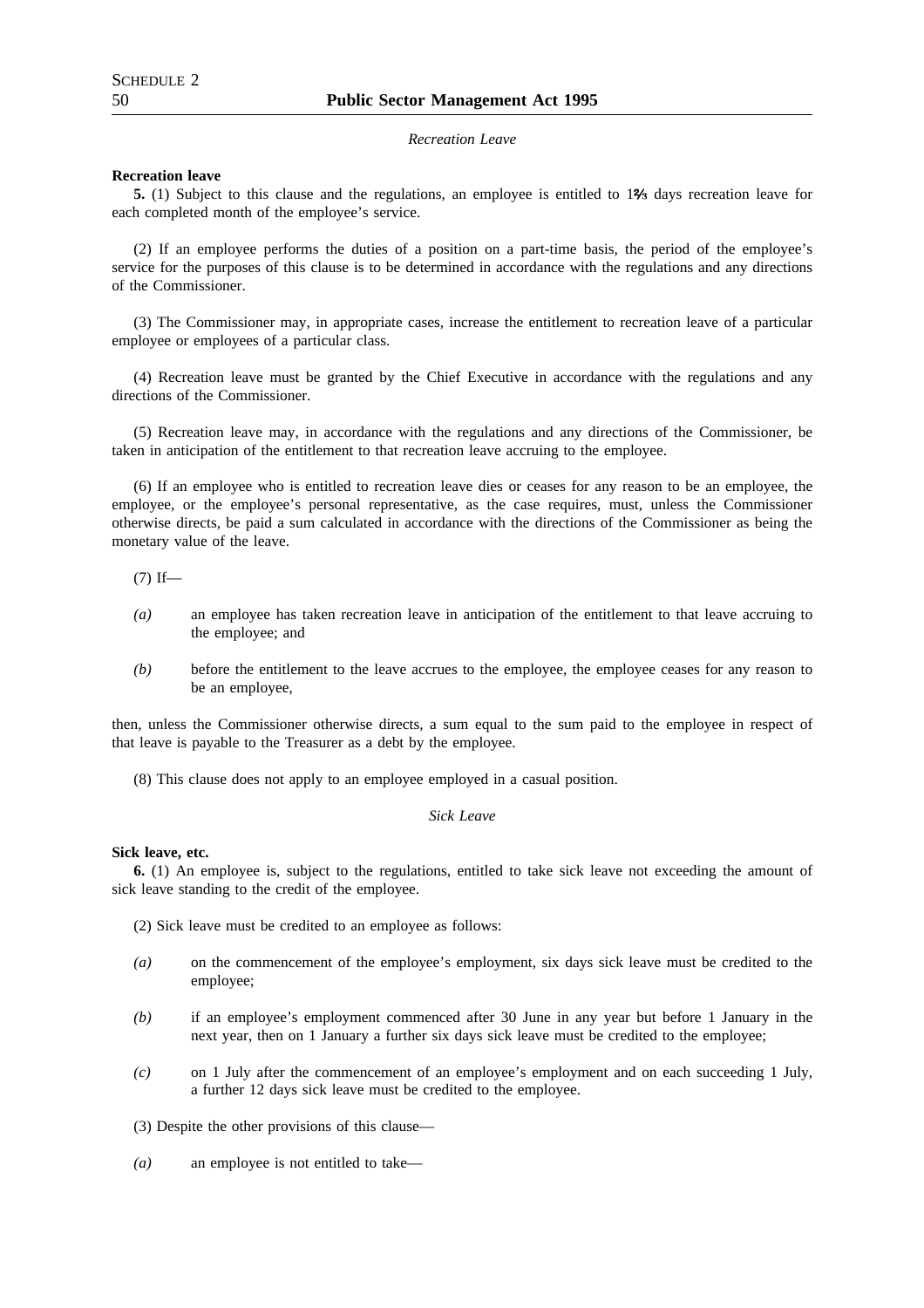*Recreation Leave*

**Recreation leave**

**5.** (1) Subject to this clause and the regulations, an employee is entitled to 1⅔ days recreation leave for each completed month of the employee's service.

(2) If an employee performs the duties of a position on a part-time basis, the period of the employee's service for the purposes of this clause is to be determined in accordance with the regulations and any directions of the Commissioner.

(3) The Commissioner may, in appropriate cases, increase the entitlement to recreation leave of a particular employee or employees of a particular class.

(4) Recreation leave must be granted by the Chief Executive in accordance with the regulations and any directions of the Commissioner.

(5) Recreation leave may, in accordance with the regulations and any directions of the Commissioner, be taken in anticipation of the entitlement to that recreation leave accruing to the employee.

(6) If an employee who is entitled to recreation leave dies or ceases for any reason to be an employee, the employee, or the employee's personal representative, as the case requires, must, unless the Commissioner otherwise directs, be paid a sum calculated in accordance with the directions of the Commissioner as being the monetary value of the leave.

(7) If—

*(a)* an employee has taken recreation leave in anticipation of the entitlement to that leave accruing to the employee; and

*(b)* before the entitlement to the leave accrues to the employee, the employee ceases for any reason to be an employee,

then, unless the Commissioner otherwise directs, a sum equal to the sum paid to the employee in respect of that leave is payable to the Treasurer as a debt by the employee.

(8) This clause does not apply to an employee employed in a casual position.

*Sick Leave*

**Sick leave, etc.**

**6.** (1) An employee is, subject to the regulations, entitled to take sick leave not exceeding the amount of sick leave standing to the credit of the employee.

(2) Sick leave must be credited to an employee as follows:

*(a)* on the commencement of the employee's employment, six days sick leave must be credited to the employee;

*(b)* if an employee's employment commenced after 30 June in any year but before 1 January in the next year, then on 1 January a further six days sick leave must be credited to the employee;

*(c)* on 1 July after the commencement of an employee's employment and on each succeeding 1 July, a further 12 days sick leave must be credited to the employee.

(3) Despite the other provisions of this clause—

*(a)* an employee is not entitled to take—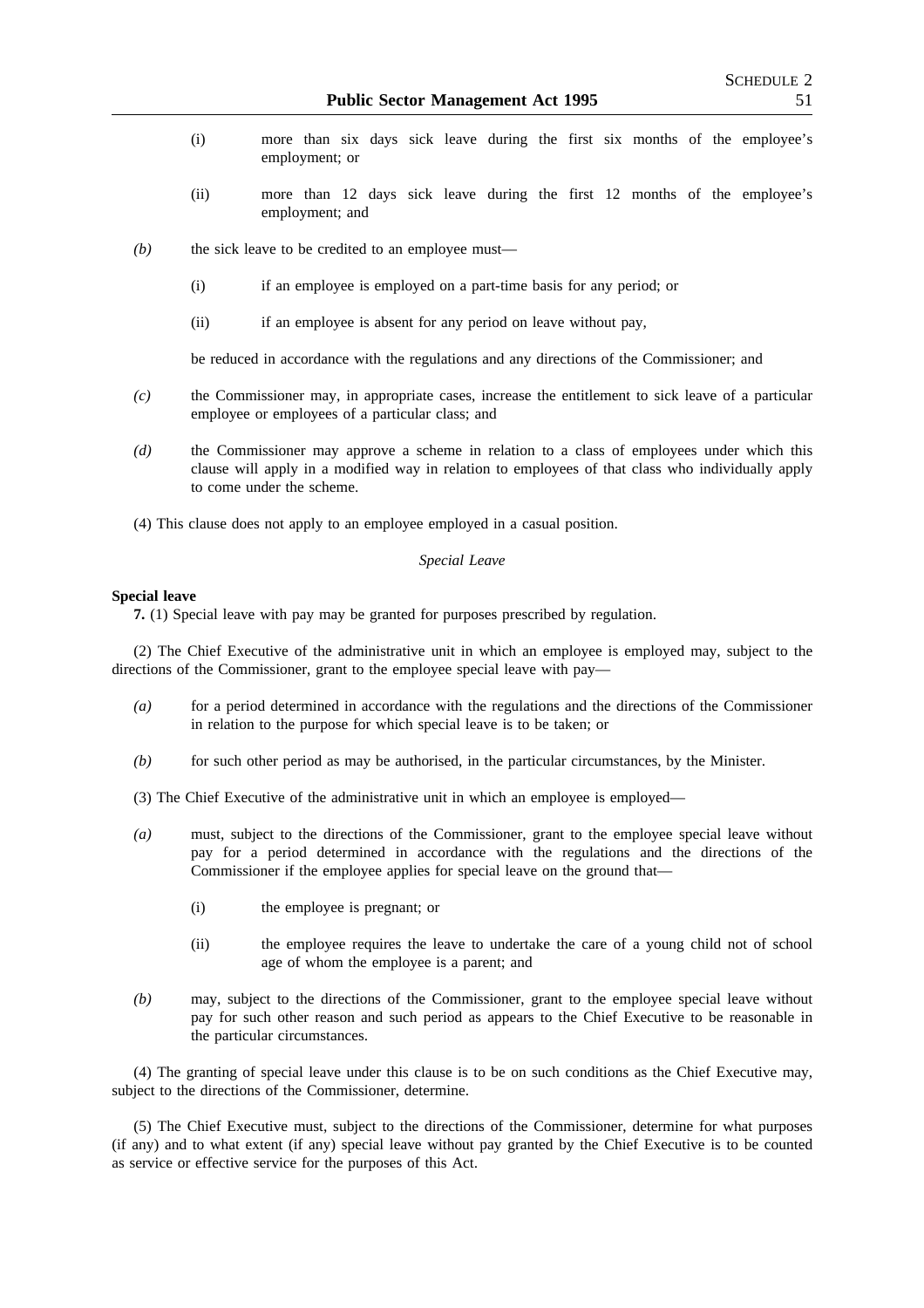(i) more than six days sick leave during the first six months of the employee's employment; or

(ii) more than 12 days sick leave during the first 12 months of the employee's employment; and

*(b)* the sick leave to be credited to an employee must—

(i) if an employee is employed on a part-time basis for any period; or

(ii) if an employee is absent for any period on leave without pay,

be reduced in accordance with the regulations and any directions of the Commissioner; and

*(c)* the Commissioner may, in appropriate cases, increase the entitlement to sick leave of a particular employee or employees of a particular class; and

*(d)* the Commissioner may approve a scheme in relation to a class of employees under which this clause will apply in a modified way in relation to employees of that class who individually apply to come under the scheme.

(4) This clause does not apply to an employee employed in a casual position.

*Special Leave*

**Special leave**

**7.** (1) Special leave with pay may be granted for purposes prescribed by regulation.

(2) The Chief Executive of the administrative unit in which an employee is employed may, subject to the directions of the Commissioner, grant to the employee special leave with pay—

*(a)* for a period determined in accordance with the regulations and the directions of the Commissioner in relation to the purpose for which special leave is to be taken; or

*(b)* for such other period as may be authorised, in the particular circumstances, by the Minister.

(3) The Chief Executive of the administrative unit in which an employee is employed—

*(a)* must, subject to the directions of the Commissioner, grant to the employee special leave without pay for a period determined in accordance with the regulations and the directions of the Commissioner if the employee applies for special leave on the ground that—

(i) the employee is pregnant; or

(ii) the employee requires the leave to undertake the care of a young child not of school age of whom the employee is a parent; and

*(b)* may, subject to the directions of the Commissioner, grant to the employee special leave without pay for such other reason and such period as appears to the Chief Executive to be reasonable in the particular circumstances.

(4) The granting of special leave under this clause is to be on such conditions as the Chief Executive may, subject to the directions of the Commissioner, determine.

(5) The Chief Executive must, subject to the directions of the Commissioner, determine for what purposes (if any) and to what extent (if any) special leave without pay granted by the Chief Executive is to be counted as service or effective service for the purposes of this Act.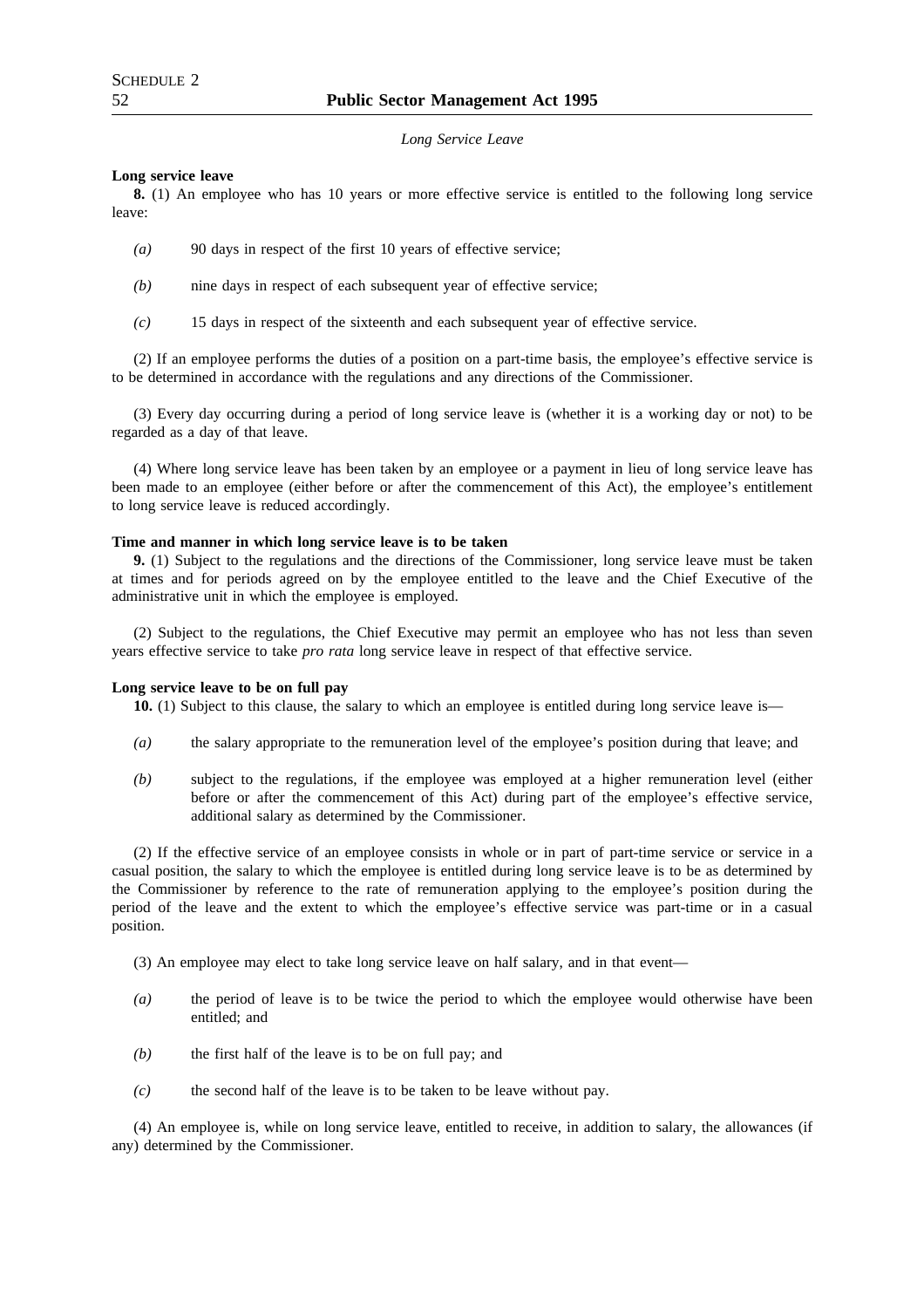*Long Service Leave*

**Long service leave**

**8.** (1) An employee who has 10 years or more effective service is entitled to the following long service leave:

*(a)* 90 days in respect of the first 10 years of effective service;

*(b)* nine days in respect of each subsequent year of effective service;

*(c)* 15 days in respect of the sixteenth and each subsequent year of effective service.

(2) If an employee performs the duties of a position on a part-time basis, the employee's effective service is to be determined in accordance with the regulations and any directions of the Commissioner.

(3) Every day occurring during a period of long service leave is (whether it is a working day or not) to be regarded as a day of that leave.

(4) Where long service leave has been taken by an employee or a payment in lieu of long service leave has been made to an employee (either before or after the commencement of this Act), the employee's entitlement to long service leave is reduced accordingly.

**Time and manner in which long service leave is to be taken**

**9.** (1) Subject to the regulations and the directions of the Commissioner, long service leave must be taken at times and for periods agreed on by the employee entitled to the leave and the Chief Executive of the administrative unit in which the employee is employed.

(2) Subject to the regulations, the Chief Executive may permit an employee who has not less than seven years effective service to take *pro rata* long service leave in respect of that effective service.

**Long service leave to be on full pay**

**10.** (1) Subject to this clause, the salary to which an employee is entitled during long service leave is—

*(a)* the salary appropriate to the remuneration level of the employee's position during that leave; and

*(b)* subject to the regulations, if the employee was employed at a higher remuneration level (either before or after the commencement of this Act) during part of the employee's effective service, additional salary as determined by the Commissioner.

(2) If the effective service of an employee consists in whole or in part of part-time service or service in a casual position, the salary to which the employee is entitled during long service leave is to be as determined by the Commissioner by reference to the rate of remuneration applying to the employee's position during the period of the leave and the extent to which the employee's effective service was part-time or in a casual position.

(3) An employee may elect to take long service leave on half salary, and in that event—

*(a)* the period of leave is to be twice the period to which the employee would otherwise have been entitled; and

*(b)* the first half of the leave is to be on full pay; and

*(c)* the second half of the leave is to be taken to be leave without pay.

(4) An employee is, while on long service leave, entitled to receive, in addition to salary, the allowances (if any) determined by the Commissioner.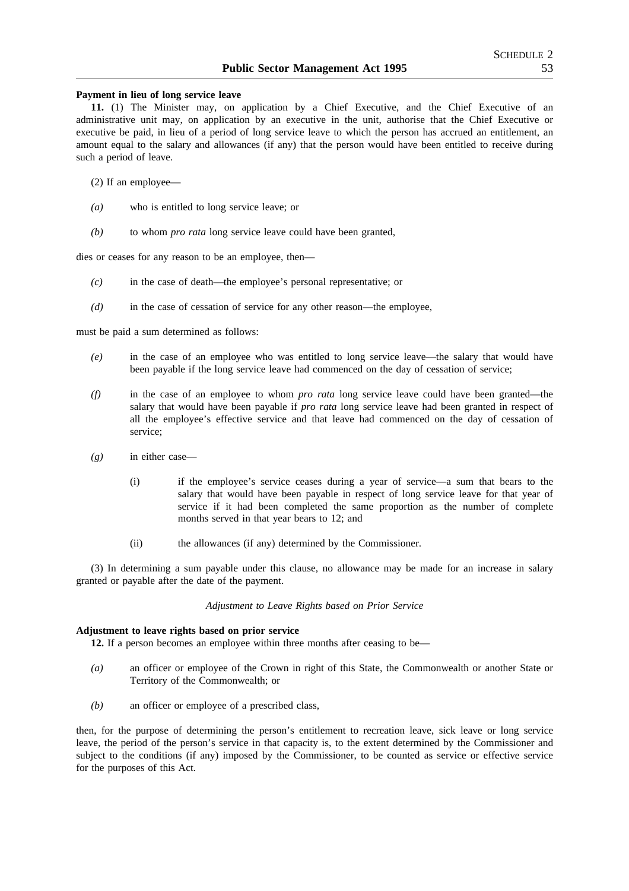**Payment in lieu of long service leave**

**11.** (1) The Minister may, on application by a Chief Executive, and the Chief Executive of an administrative unit may, on application by an executive in the unit, authorise that the Chief Executive or executive be paid, in lieu of a period of long service leave to which the person has accrued an entitlement, an amount equal to the salary and allowances (if any) that the person would have been entitled to receive during such a period of leave.

(2) If an employee—

*(a)* who is entitled to long service leave; or

*(b)* to whom *pro rata* long service leave could have been granted,

dies or ceases for any reason to be an employee, then—

*(c)* in the case of death—the employee's personal representative; or

*(d)* in the case of cessation of service for any other reason—the employee,

must be paid a sum determined as follows:

*(e)* in the case of an employee who was entitled to long service leave—the salary that would have been payable if the long service leave had commenced on the day of cessation of service;

*(f)* in the case of an employee to whom *pro rata* long service leave could have been granted—the salary that would have been payable if *pro rata* long service leave had been granted in respect of all the employee's effective service and that leave had commenced on the day of cessation of service;

*(g)* in either case—

(i) if the employee's service ceases during a year of service—a sum that bears to the salary that would have been payable in respect of long service leave for that year of service if it had been completed the same proportion as the number of complete months served in that year bears to 12; and

(ii) the allowances (if any) determined by the Commissioner.

(3) In determining a sum payable under this clause, no allowance may be made for an increase in salary granted or payable after the date of the payment.

*Adjustment to Leave Rights based on Prior Service*

**Adjustment to leave rights based on prior service**

**12.** If a person becomes an employee within three months after ceasing to be—

*(a)* an officer or employee of the Crown in right of this State, the Commonwealth or another State or Territory of the Commonwealth; or

*(b)* an officer or employee of a prescribed class,

then, for the purpose of determining the person's entitlement to recreation leave, sick leave or long service leave, the period of the person's service in that capacity is, to the extent determined by the Commissioner and subject to the conditions (if any) imposed by the Commissioner, to be counted as service or effective service for the purposes of this Act.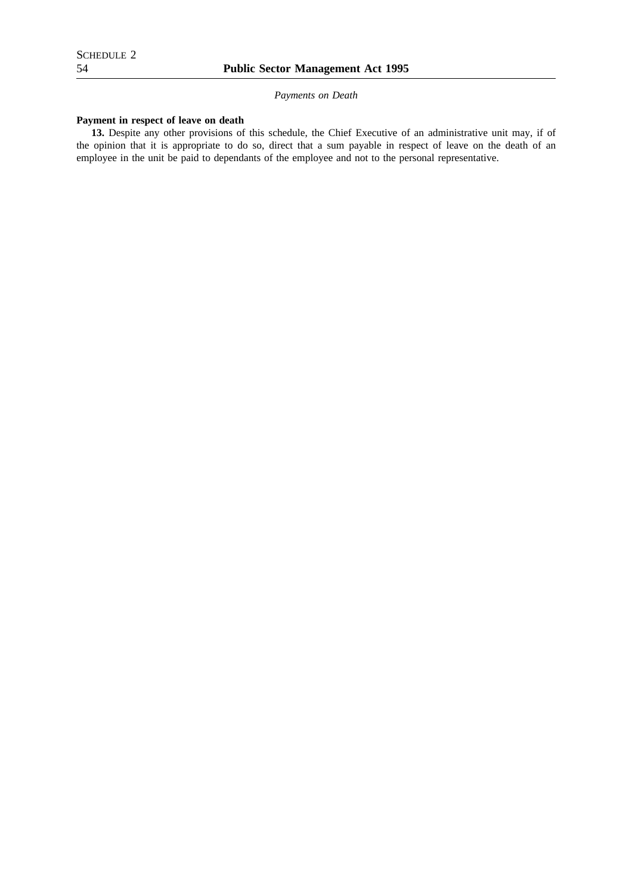*Payments on Death*

**Payment in respect of leave on death**

**13.** Despite any other provisions of this schedule, the Chief Executive of an administrative unit may, if of the opinion that it is appropriate to do so, direct that a sum payable in respect of leave on the death of an employee in the unit be paid to dependants of the employee and not to the personal representative.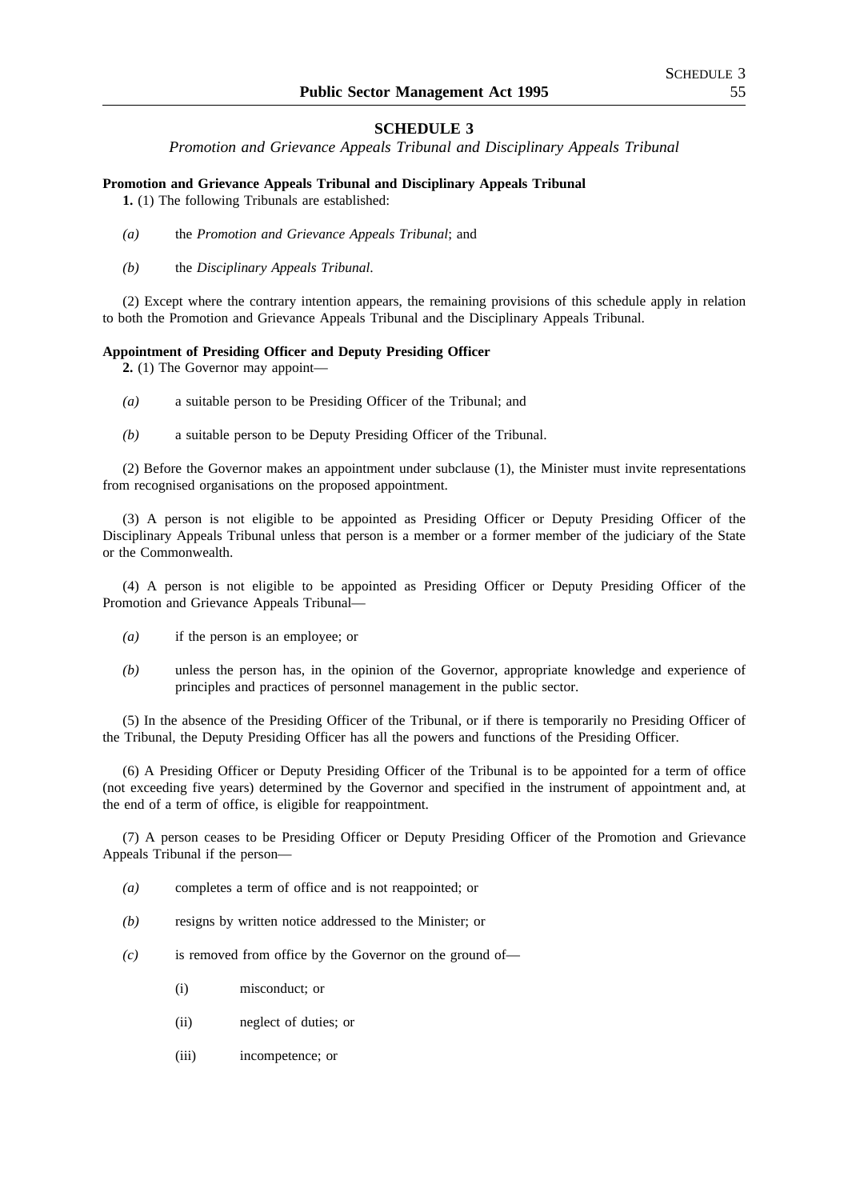## SCHEDULE 3

*Promotion and Grievance Appeals Tribunal and Disciplinary Appeals Tribunal*

**Promotion and Grievance Appeals Tribunal and Disciplinary Appeals Tribunal**

**1.** (1) The following Tribunals are established:

- *(a)* the *Promotion and Grievance Appeals Tribunal*; and
- *(b)* the *Disciplinary Appeals Tribunal*.

(2) Except where the contrary intention appears, the remaining provisions of this schedule apply in relation to both the Promotion and Grievance Appeals Tribunal and the Disciplinary Appeals Tribunal.

**Appointment of Presiding Officer and Deputy Presiding Officer**

**2.** (1) The Governor may appoint—

- *(a)* a suitable person to be Presiding Officer of the Tribunal; and
- *(b)* a suitable person to be Deputy Presiding Officer of the Tribunal.

(2) Before the Governor makes an appointment under subclause (1), the Minister must invite representations from recognised organisations on the proposed appointment.

(3) A person is not eligible to be appointed as Presiding Officer or Deputy Presiding Officer of the Disciplinary Appeals Tribunal unless that person is a member or a former member of the judiciary of the State or the Commonwealth.

(4) A person is not eligible to be appointed as Presiding Officer or Deputy Presiding Officer of the Promotion and Grievance Appeals Tribunal—

- *(a)* if the person is an employee; or
- *(b)* unless the person has, in the opinion of the Governor, appropriate knowledge and experience of principles and practices of personnel management in the public sector.

(5) In the absence of the Presiding Officer of the Tribunal, or if there is temporarily no Presiding Officer of the Tribunal, the Deputy Presiding Officer has all the powers and functions of the Presiding Officer.

(6) A Presiding Officer or Deputy Presiding Officer of the Tribunal is to be appointed for a term of office (not exceeding five years) determined by the Governor and specified in the instrument of appointment and, at the end of a term of office, is eligible for reappointment.

(7) A person ceases to be Presiding Officer or Deputy Presiding Officer of the Promotion and Grievance Appeals Tribunal if the person—

- *(a)* completes a term of office and is not reappointed; or
- *(b)* resigns by written notice addressed to the Minister; or
- *(c)* is removed from office by the Governor on the ground of—
  - (i) misconduct; or
  - (ii) neglect of duties; or
  - (iii) incompetence; or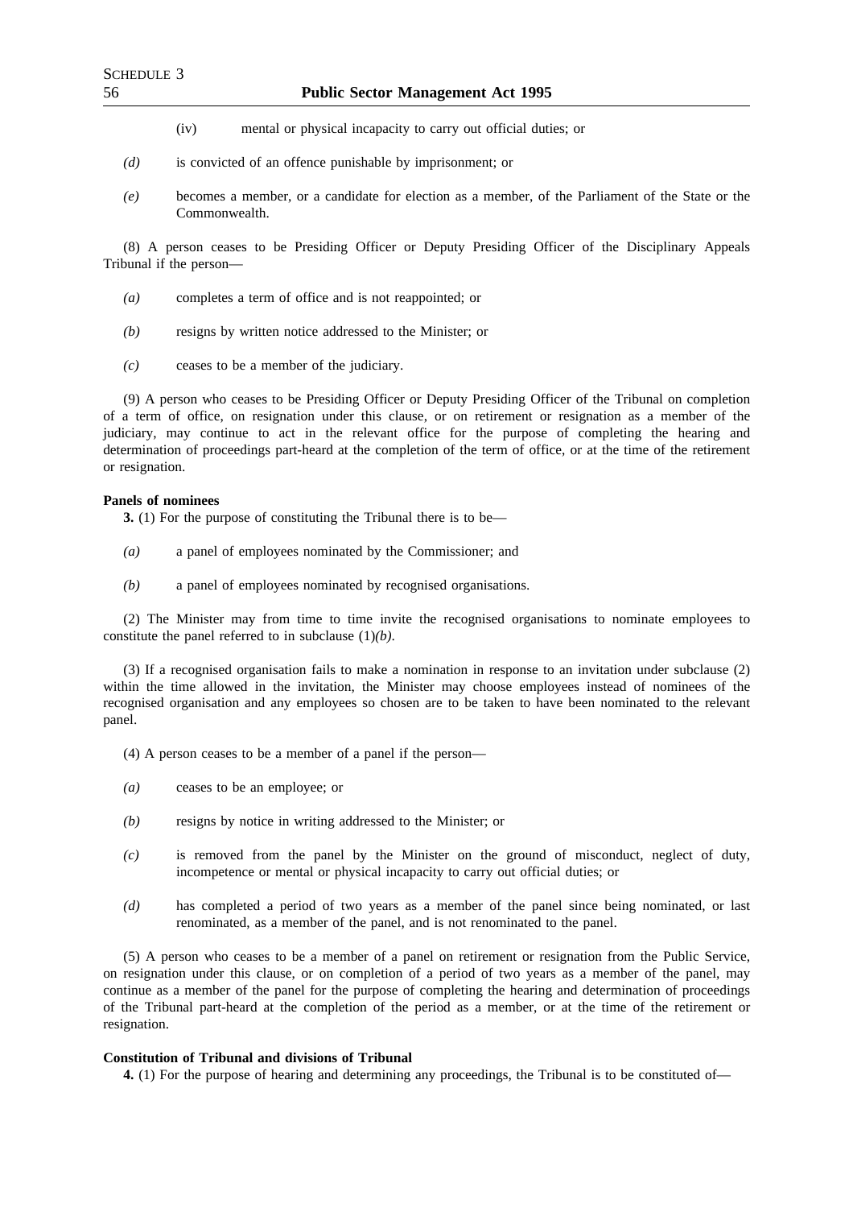(iv) mental or physical incapacity to carry out official duties; or

*(d)* is convicted of an offence punishable by imprisonment; or

*(e)* becomes a member, or a candidate for election as a member, of the Parliament of the State or the Commonwealth.

(8) A person ceases to be Presiding Officer or Deputy Presiding Officer of the Disciplinary Appeals Tribunal if the person—

*(a)* completes a term of office and is not reappointed; or

*(b)* resigns by written notice addressed to the Minister; or

*(c)* ceases to be a member of the judiciary.

(9) A person who ceases to be Presiding Officer or Deputy Presiding Officer of the Tribunal on completion of a term of office, on resignation under this clause, or on retirement or resignation as a member of the judiciary, may continue to act in the relevant office for the purpose of completing the hearing and determination of proceedings part-heard at the completion of the term of office, or at the time of the retirement or resignation.

**Panels of nominees**

**3.** (1) For the purpose of constituting the Tribunal there is to be—

*(a)* a panel of employees nominated by the Commissioner; and

*(b)* a panel of employees nominated by recognised organisations.

(2) The Minister may from time to time invite the recognised organisations to nominate employees to constitute the panel referred to in subclause (1)*(b)*.

(3) If a recognised organisation fails to make a nomination in response to an invitation under subclause (2) within the time allowed in the invitation, the Minister may choose employees instead of nominees of the recognised organisation and any employees so chosen are to be taken to have been nominated to the relevant panel.

(4) A person ceases to be a member of a panel if the person—

*(a)* ceases to be an employee; or

*(b)* resigns by notice in writing addressed to the Minister; or

*(c)* is removed from the panel by the Minister on the ground of misconduct, neglect of duty, incompetence or mental or physical incapacity to carry out official duties; or

*(d)* has completed a period of two years as a member of the panel since being nominated, or last renominated, as a member of the panel, and is not renominated to the panel.

(5) A person who ceases to be a member of a panel on retirement or resignation from the Public Service, on resignation under this clause, or on completion of a period of two years as a member of the panel, may continue as a member of the panel for the purpose of completing the hearing and determination of proceedings of the Tribunal part-heard at the completion of the period as a member, or at the time of the retirement or resignation.

**Constitution of Tribunal and divisions of Tribunal**

**4.** (1) For the purpose of hearing and determining any proceedings, the Tribunal is to be constituted of—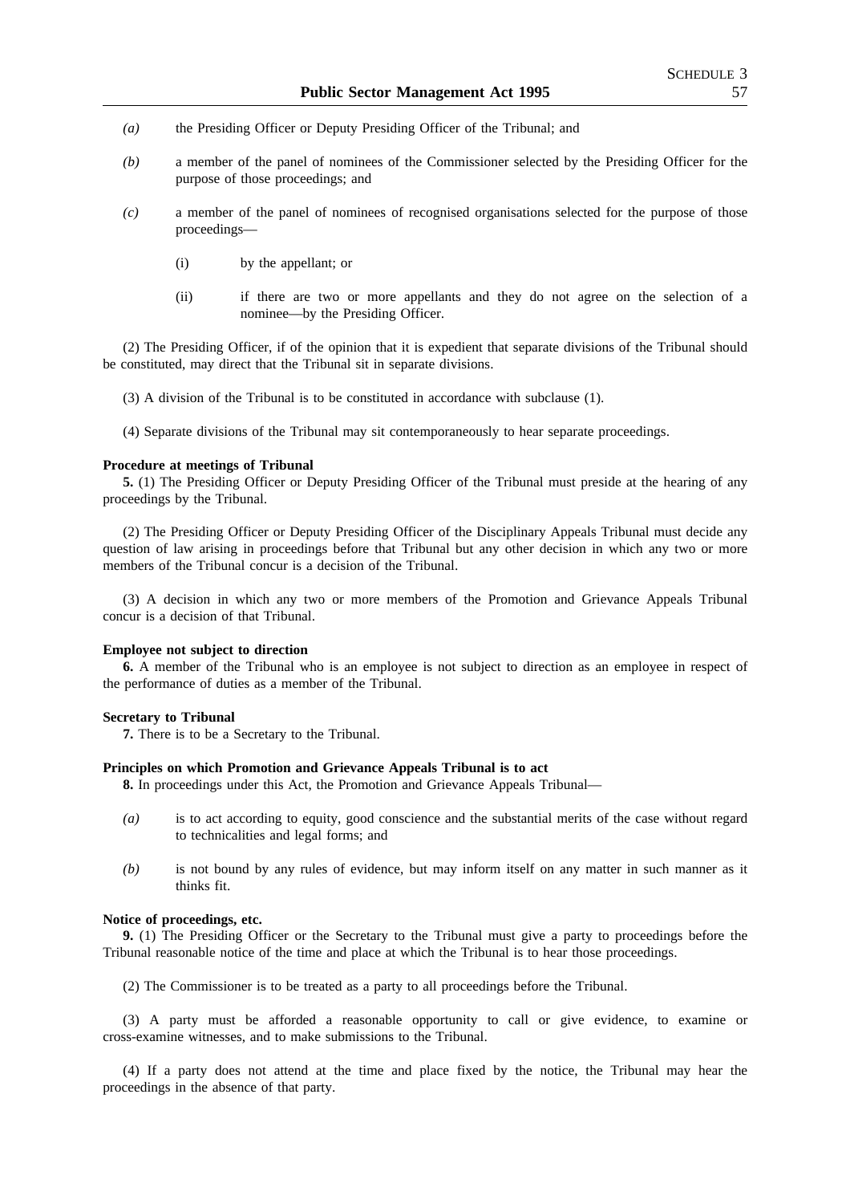*(a)* the Presiding Officer or Deputy Presiding Officer of the Tribunal; and

*(b)* a member of the panel of nominees of the Commissioner selected by the Presiding Officer for the purpose of those proceedings; and

*(c)* a member of the panel of nominees of recognised organisations selected for the purpose of those proceedings—

(i) by the appellant; or

(ii) if there are two or more appellants and they do not agree on the selection of a nominee—by the Presiding Officer.

(2) The Presiding Officer, if of the opinion that it is expedient that separate divisions of the Tribunal should be constituted, may direct that the Tribunal sit in separate divisions.

(3) A division of the Tribunal is to be constituted in accordance with subclause (1).

(4) Separate divisions of the Tribunal may sit contemporaneously to hear separate proceedings.

**Procedure at meetings of Tribunal**

**5.** (1) The Presiding Officer or Deputy Presiding Officer of the Tribunal must preside at the hearing of any proceedings by the Tribunal.

(2) The Presiding Officer or Deputy Presiding Officer of the Disciplinary Appeals Tribunal must decide any question of law arising in proceedings before that Tribunal but any other decision in which any two or more members of the Tribunal concur is a decision of the Tribunal.

(3) A decision in which any two or more members of the Promotion and Grievance Appeals Tribunal concur is a decision of that Tribunal.

**Employee not subject to direction**

**6.** A member of the Tribunal who is an employee is not subject to direction as an employee in respect of the performance of duties as a member of the Tribunal.

**Secretary to Tribunal**

**7.** There is to be a Secretary to the Tribunal.

**Principles on which Promotion and Grievance Appeals Tribunal is to act**

**8.** In proceedings under this Act, the Promotion and Grievance Appeals Tribunal—

*(a)* is to act according to equity, good conscience and the substantial merits of the case without regard to technicalities and legal forms; and

*(b)* is not bound by any rules of evidence, but may inform itself on any matter in such manner as it thinks fit.

**Notice of proceedings, etc.**

**9.** (1) The Presiding Officer or the Secretary to the Tribunal must give a party to proceedings before the Tribunal reasonable notice of the time and place at which the Tribunal is to hear those proceedings.

(2) The Commissioner is to be treated as a party to all proceedings before the Tribunal.

(3) A party must be afforded a reasonable opportunity to call or give evidence, to examine or cross-examine witnesses, and to make submissions to the Tribunal.

(4) If a party does not attend at the time and place fixed by the notice, the Tribunal may hear the proceedings in the absence of that party.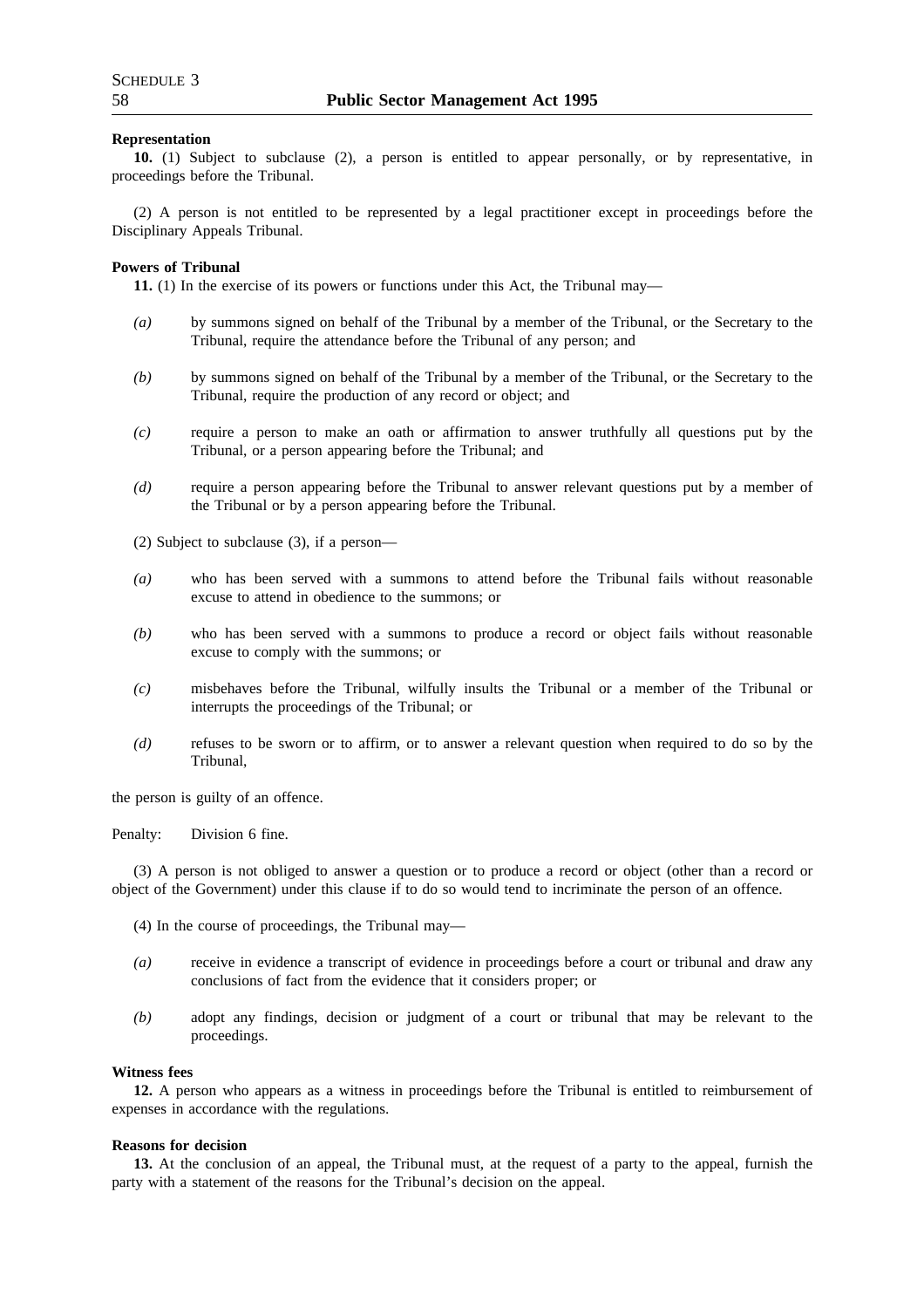**Representation**

**10.** (1) Subject to subclause (2), a person is entitled to appear personally, or by representative, in proceedings before the Tribunal.

(2) A person is not entitled to be represented by a legal practitioner except in proceedings before the Disciplinary Appeals Tribunal.

**Powers of Tribunal**

**11.** (1) In the exercise of its powers or functions under this Act, the Tribunal may—

*(a)* by summons signed on behalf of the Tribunal by a member of the Tribunal, or the Secretary to the Tribunal, require the attendance before the Tribunal of any person; and

*(b)* by summons signed on behalf of the Tribunal by a member of the Tribunal, or the Secretary to the Tribunal, require the production of any record or object; and

*(c)* require a person to make an oath or affirmation to answer truthfully all questions put by the Tribunal, or a person appearing before the Tribunal; and

*(d)* require a person appearing before the Tribunal to answer relevant questions put by a member of the Tribunal or by a person appearing before the Tribunal.

(2) Subject to subclause (3), if a person—

*(a)* who has been served with a summons to attend before the Tribunal fails without reasonable excuse to attend in obedience to the summons; or

*(b)* who has been served with a summons to produce a record or object fails without reasonable excuse to comply with the summons; or

*(c)* misbehaves before the Tribunal, wilfully insults the Tribunal or a member of the Tribunal or interrupts the proceedings of the Tribunal; or

*(d)* refuses to be sworn or to affirm, or to answer a relevant question when required to do so by the Tribunal,

the person is guilty of an offence.

Penalty: Division 6 fine.

(3) A person is not obliged to answer a question or to produce a record or object (other than a record or object of the Government) under this clause if to do so would tend to incriminate the person of an offence.

(4) In the course of proceedings, the Tribunal may—

*(a)* receive in evidence a transcript of evidence in proceedings before a court or tribunal and draw any conclusions of fact from the evidence that it considers proper; or

*(b)* adopt any findings, decision or judgment of a court or tribunal that may be relevant to the proceedings.

**Witness fees**

**12.** A person who appears as a witness in proceedings before the Tribunal is entitled to reimbursement of expenses in accordance with the regulations.

**Reasons for decision**

**13.** At the conclusion of an appeal, the Tribunal must, at the request of a party to the appeal, furnish the party with a statement of the reasons for the Tribunal's decision on the appeal.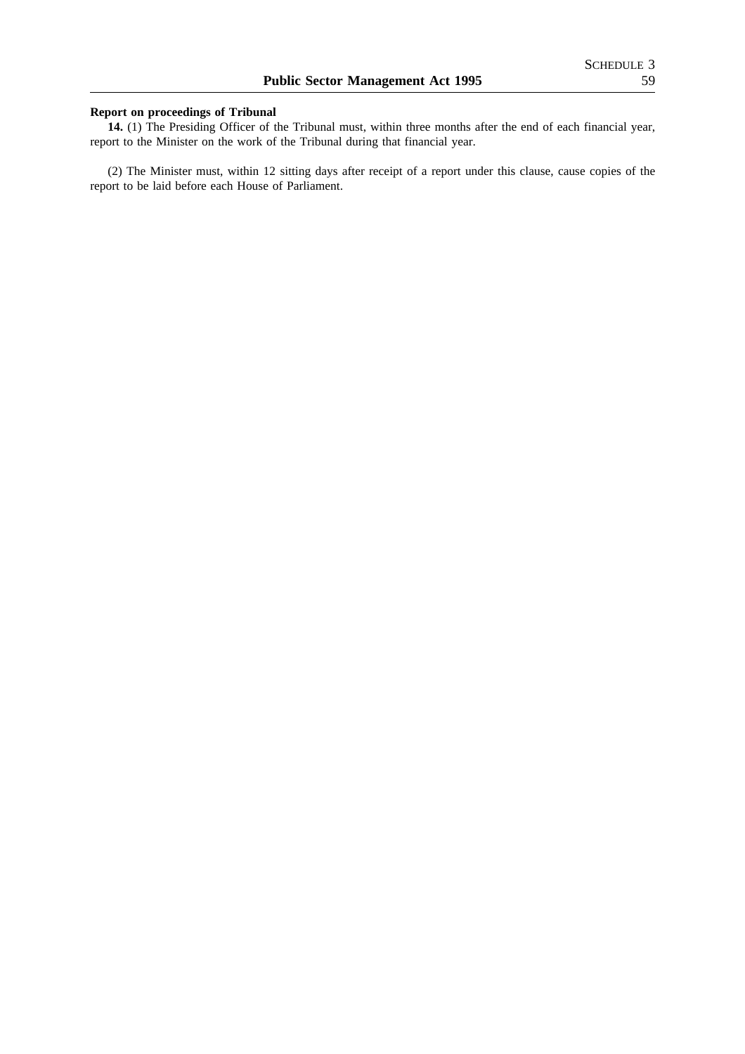**Report on proceedings of Tribunal**

**14.** (1) The Presiding Officer of the Tribunal must, within three months after the end of each financial year, report to the Minister on the work of the Tribunal during that financial year.

(2) The Minister must, within 12 sitting days after receipt of a report under this clause, cause copies of the report to be laid before each House of Parliament.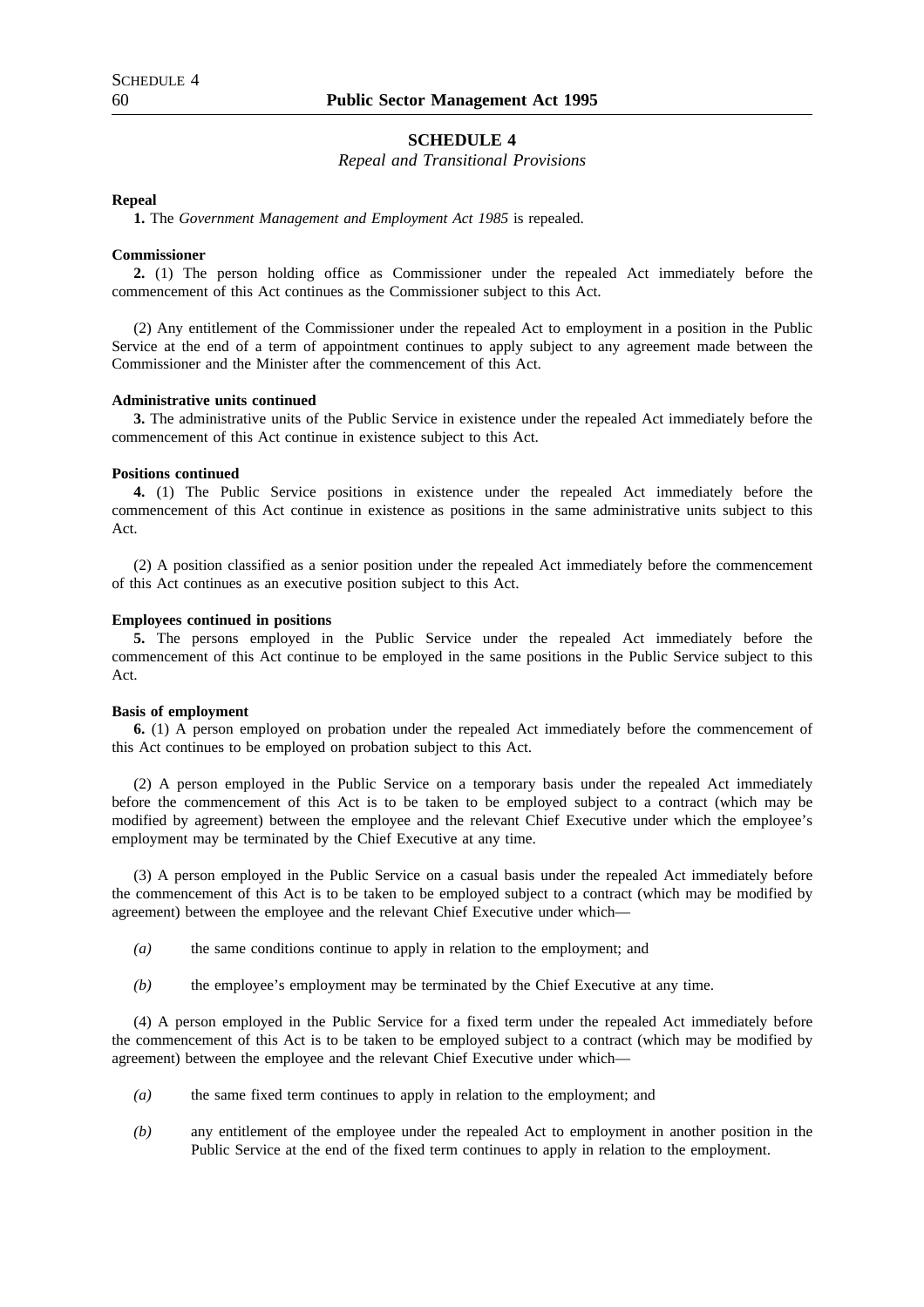## SCHEDULE 4

*Repeal and Transitional Provisions*

**Repeal**

**1.** The *Government Management and Employment Act 1985* is repealed.

**Commissioner**

**2.** (1) The person holding office as Commissioner under the repealed Act immediately before the commencement of this Act continues as the Commissioner subject to this Act.

(2) Any entitlement of the Commissioner under the repealed Act to employment in a position in the Public Service at the end of a term of appointment continues to apply subject to any agreement made between the Commissioner and the Minister after the commencement of this Act.

**Administrative units continued**

**3.** The administrative units of the Public Service in existence under the repealed Act immediately before the commencement of this Act continue in existence subject to this Act.

**Positions continued**

**4.** (1) The Public Service positions in existence under the repealed Act immediately before the commencement of this Act continue in existence as positions in the same administrative units subject to this Act.

(2) A position classified as a senior position under the repealed Act immediately before the commencement of this Act continues as an executive position subject to this Act.

**Employees continued in positions**

**5.** The persons employed in the Public Service under the repealed Act immediately before the commencement of this Act continue to be employed in the same positions in the Public Service subject to this Act.

**Basis of employment**

**6.** (1) A person employed on probation under the repealed Act immediately before the commencement of this Act continues to be employed on probation subject to this Act.

(2) A person employed in the Public Service on a temporary basis under the repealed Act immediately before the commencement of this Act is to be taken to be employed subject to a contract (which may be modified by agreement) between the employee and the relevant Chief Executive under which the employee's employment may be terminated by the Chief Executive at any time.

(3) A person employed in the Public Service on a casual basis under the repealed Act immediately before the commencement of this Act is to be taken to be employed subject to a contract (which may be modified by agreement) between the employee and the relevant Chief Executive under which—

*(a)* the same conditions continue to apply in relation to the employment; and

*(b)* the employee's employment may be terminated by the Chief Executive at any time.

(4) A person employed in the Public Service for a fixed term under the repealed Act immediately before the commencement of this Act is to be taken to be employed subject to a contract (which may be modified by agreement) between the employee and the relevant Chief Executive under which—

*(a)* the same fixed term continues to apply in relation to the employment; and

*(b)* any entitlement of the employee under the repealed Act to employment in another position in the Public Service at the end of the fixed term continues to apply in relation to the employment.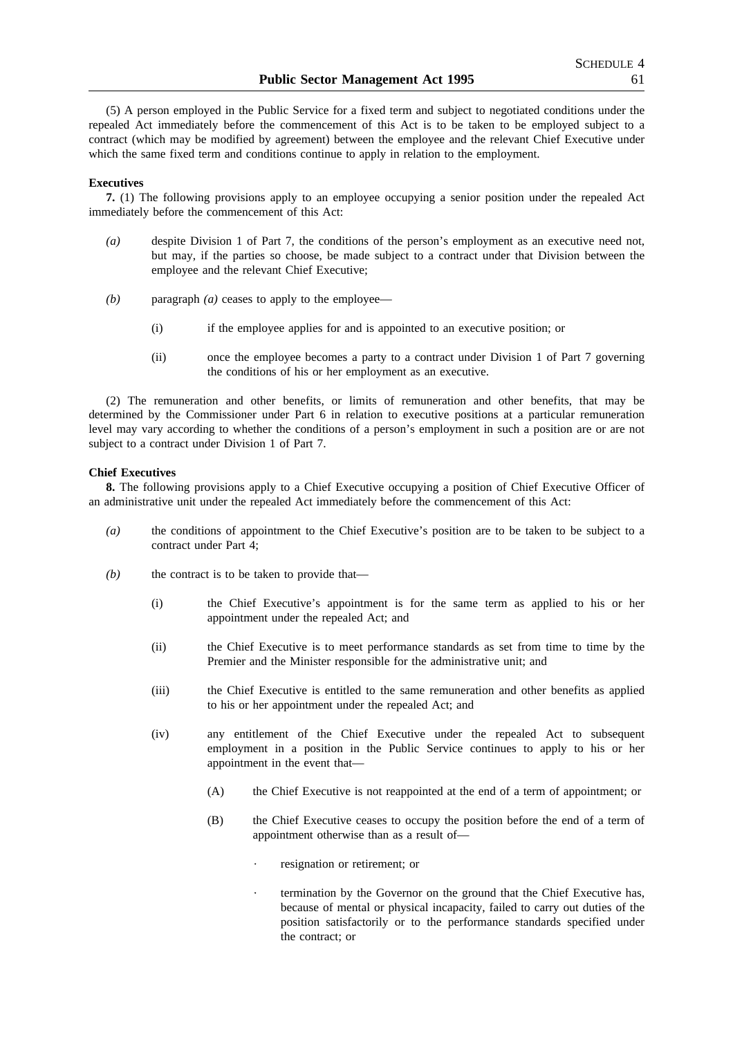(5) A person employed in the Public Service for a fixed term and subject to negotiated conditions under the repealed Act immediately before the commencement of this Act is to be taken to be employed subject to a contract (which may be modified by agreement) between the employee and the relevant Chief Executive under which the same fixed term and conditions continue to apply in relation to the employment.

**Executives**

**7.** (1) The following provisions apply to an employee occupying a senior position under the repealed Act immediately before the commencement of this Act:

*(a)* despite Division 1 of Part 7, the conditions of the person's employment as an executive need not, but may, if the parties so choose, be made subject to a contract under that Division between the employee and the relevant Chief Executive;

*(b)* paragraph *(a)* ceases to apply to the employee—

(i) if the employee applies for and is appointed to an executive position; or

(ii) once the employee becomes a party to a contract under Division 1 of Part 7 governing the conditions of his or her employment as an executive.

(2) The remuneration and other benefits, or limits of remuneration and other benefits, that may be determined by the Commissioner under Part 6 in relation to executive positions at a particular remuneration level may vary according to whether the conditions of a person's employment in such a position are or are not subject to a contract under Division 1 of Part 7.

**Chief Executives**

**8.** The following provisions apply to a Chief Executive occupying a position of Chief Executive Officer of an administrative unit under the repealed Act immediately before the commencement of this Act:

*(a)* the conditions of appointment to the Chief Executive's position are to be taken to be subject to a contract under Part 4;

*(b)* the contract is to be taken to provide that—

(i) the Chief Executive's appointment is for the same term as applied to his or her appointment under the repealed Act; and

(ii) the Chief Executive is to meet performance standards as set from time to time by the Premier and the Minister responsible for the administrative unit; and

(iii) the Chief Executive is entitled to the same remuneration and other benefits as applied to his or her appointment under the repealed Act; and

(iv) any entitlement of the Chief Executive under the repealed Act to subsequent employment in a position in the Public Service continues to apply to his or her appointment in the event that—

(A) the Chief Executive is not reappointed at the end of a term of appointment; or

(B) the Chief Executive ceases to occupy the position before the end of a term of appointment otherwise than as a result of—

· resignation or retirement; or

· termination by the Governor on the ground that the Chief Executive has, because of mental or physical incapacity, failed to carry out duties of the position satisfactorily or to the performance standards specified under the contract; or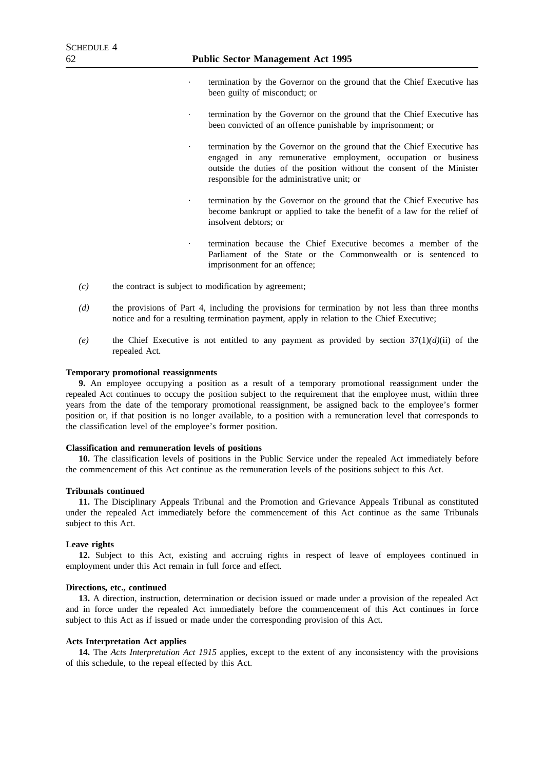- termination by the Governor on the ground that the Chief Executive has been guilty of misconduct; or
- termination by the Governor on the ground that the Chief Executive has been convicted of an offence punishable by imprisonment; or
- termination by the Governor on the ground that the Chief Executive has engaged in any remunerative employment, occupation or business outside the duties of the position without the consent of the Minister responsible for the administrative unit; or
- termination by the Governor on the ground that the Chief Executive has become bankrupt or applied to take the benefit of a law for the relief of insolvent debtors; or
- termination because the Chief Executive becomes a member of the Parliament of the State or the Commonwealth or is sentenced to imprisonment for an offence;

*(c)* the contract is subject to modification by agreement;

*(d)* the provisions of Part 4, including the provisions for termination by not less than three months notice and for a resulting termination payment, apply in relation to the Chief Executive;

*(e)* the Chief Executive is not entitled to any payment as provided by section 37(1)*(d)*(ii) of the repealed Act.

**Temporary promotional reassignments**

**9.** An employee occupying a position as a result of a temporary promotional reassignment under the repealed Act continues to occupy the position subject to the requirement that the employee must, within three years from the date of the temporary promotional reassignment, be assigned back to the employee's former position or, if that position is no longer available, to a position with a remuneration level that corresponds to the classification level of the employee's former position.

**Classification and remuneration levels of positions**

**10.** The classification levels of positions in the Public Service under the repealed Act immediately before the commencement of this Act continue as the remuneration levels of the positions subject to this Act.

**Tribunals continued**

**11.** The Disciplinary Appeals Tribunal and the Promotion and Grievance Appeals Tribunal as constituted under the repealed Act immediately before the commencement of this Act continue as the same Tribunals subject to this Act.

**Leave rights**

**12.** Subject to this Act, existing and accruing rights in respect of leave of employees continued in employment under this Act remain in full force and effect.

**Directions, etc., continued**

**13.** A direction, instruction, determination or decision issued or made under a provision of the repealed Act and in force under the repealed Act immediately before the commencement of this Act continues in force subject to this Act as if issued or made under the corresponding provision of this Act.

**Acts Interpretation Act applies**

**14.** The *Acts Interpretation Act 1915* applies, except to the extent of any inconsistency with the provisions of this schedule, to the repeal effected by this Act.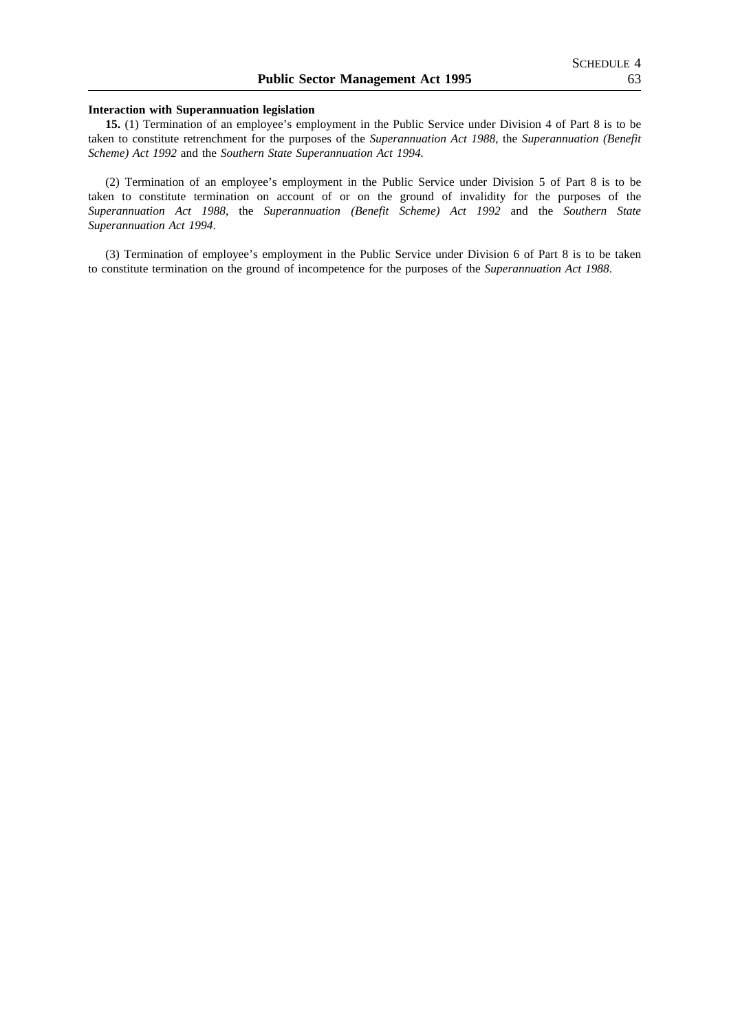**Interaction with Superannuation legislation**

**15.** (1) Termination of an employee's employment in the Public Service under Division 4 of Part 8 is to be taken to constitute retrenchment for the purposes of the *Superannuation Act 1988*, the *Superannuation (Benefit Scheme) Act 1992* and the *Southern State Superannuation Act 1994.*

(2) Termination of an employee's employment in the Public Service under Division 5 of Part 8 is to be taken to constitute termination on account of or on the ground of invalidity for the purposes of the *Superannuation Act 1988*, the *Superannuation (Benefit Scheme) Act 1992* and the *Southern State Superannuation Act 1994*.

(3) Termination of employee's employment in the Public Service under Division 6 of Part 8 is to be taken to constitute termination on the ground of incompetence for the purposes of the *Superannuation Act 1988*.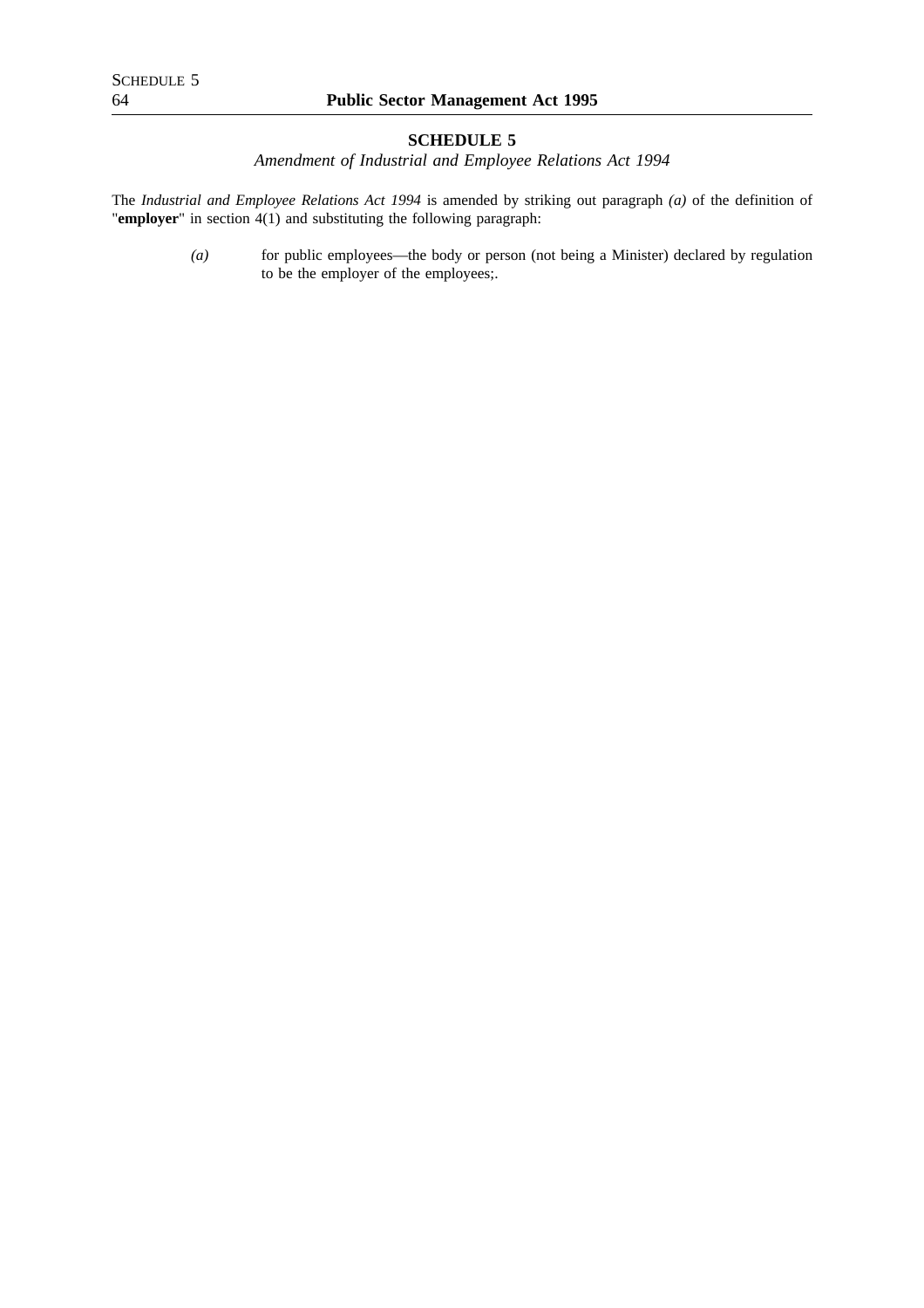## SCHEDULE 5

*Amendment of Industrial and Employee Relations Act 1994*

The *Industrial and Employee Relations Act 1994* is amended by striking out paragraph *(a)* of the definition of "**employer**" in section 4(1) and substituting the following paragraph:

> *(a)* for public employees—the body or person (not being a Minister) declared by regulation to be the employer of the employees;.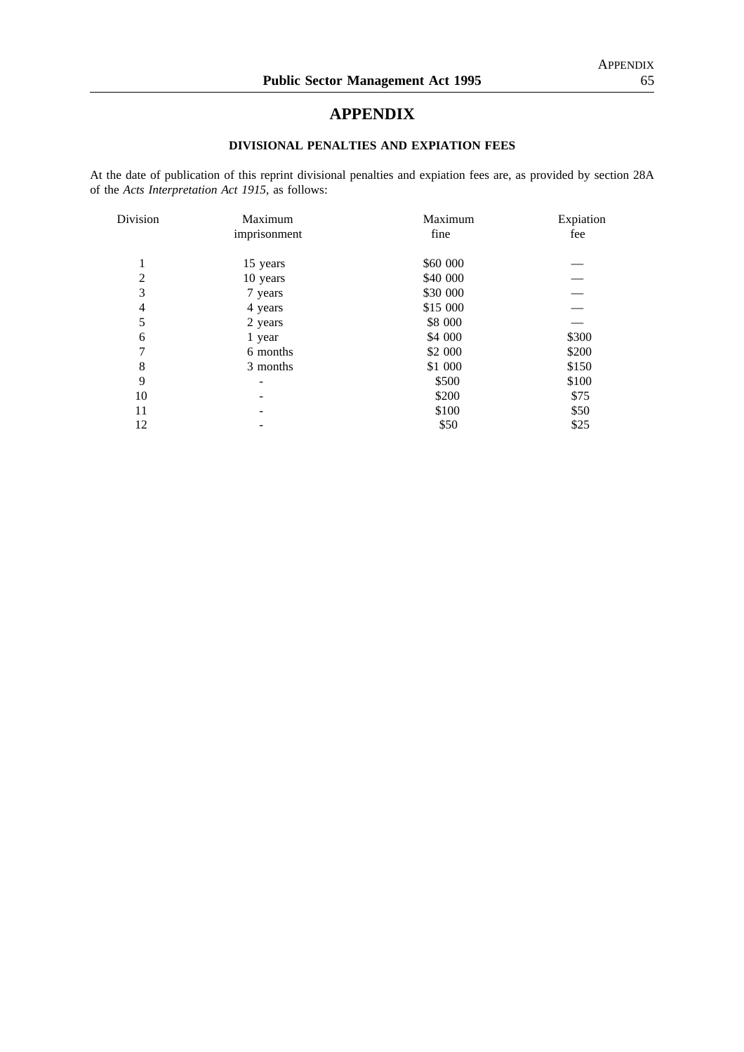# APPENDIX

## DIVISIONAL PENALTIES AND EXPIATION FEES

At the date of publication of this reprint divisional penalties and expiation fees are, as provided by section 28A of the *Acts Interpretation Act 1915*, as follows:

| Division | Maximum imprisonment | Maximum fine | Expiation fee |
|---|---|---|---|
| 1 | 15 years | $60 000 | — |
| 2 | 10 years | $40 000 | — |
| 3 | 7 years | $30 000 | — |
| 4 | 4 years | $15 000 | — |
| 5 | 2 years | $8 000 | — |
| 6 | 1 year | $4 000 | $300 |
| 7 | 6 months | $2 000 | $200 |
| 8 | 3 months | $1 000 | $150 |
| 9 | - | $500 | $100 |
| 10 | - | $200 | $75 |
| 11 | - | $100 | $50 |
| 12 | - | $50 | $25 |